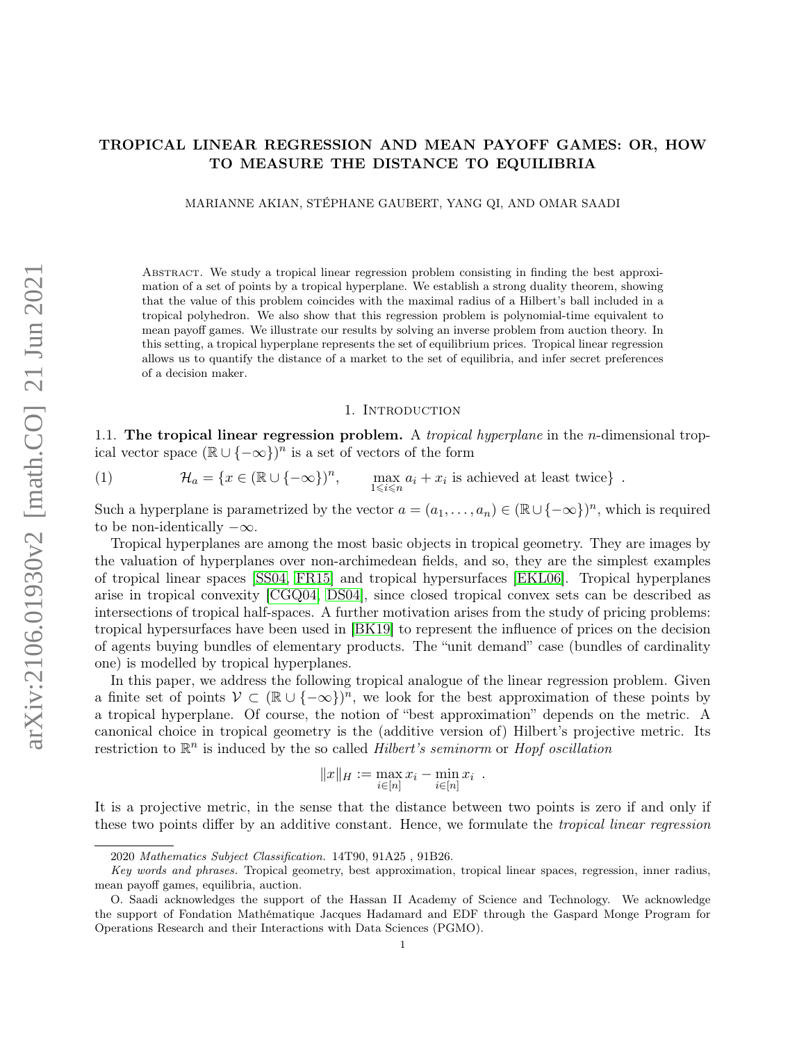# TROPICAL LINEAR REGRESSION AND MEAN PAYOFF GAMES: OR, HOW TO MEASURE THE DISTANCE TO EQUILIBRIA

MARIANNE AKIAN, STÉPHANE GAUBERT, YANG QI, AND OMAR SAADI

Abstract. We study a tropical linear regression problem consisting in finding the best approximation of a set of points by a tropical hyperplane. We establish a strong duality theorem, showing that the value of this problem coincides with the maximal radius of a Hilbert's ball included in a tropical polyhedron. We also show that this regression problem is polynomial-time equivalent to mean payoff games. We illustrate our results by solving an inverse problem from auction theory. In this setting, a tropical hyperplane represents the set of equilibrium prices. Tropical linear regression allows us to quantify the distance of a market to the set of equilibria, and infer secret preferences of a decision maker.

## 1. Introduction

### 1.1. The tropical linear regression problem.

A *tropical hyperplane* in the $n$-dimensional tropical vector space $(\mathbb{R}\cup\{-\infty\})^n$ is a set of vectors of the form

$$\mathcal{H}_a = \{x \in (\mathbb{R}\cup\{-\infty\})^n, \qquad \max_{1\leqslant i\leqslant n} a_i + x_i \text{ is achieved at least twice}\} \ . \tag{1}$$

Such a hyperplane is parametrized by the vector $a = (a_1,\dots,a_n) \in (\mathbb{R}\cup\{-\infty\})^n$, which is required to be non-identically $-\infty$.

Tropical hyperplanes are among the most basic objects in tropical geometry. They are images by the valuation of hyperplanes over non-archimedean fields, and so, they are the simplest examples of tropical linear spaces [SS04, FR15] and tropical hypersurfaces [EKL06]. Tropical hyperplanes arise in tropical convexity [CGQ04, DS04], since closed tropical convex sets can be described as intersections of tropical half-spaces. A further motivation arises from the study of pricing problems: tropical hypersurfaces have been used in [BK19] to represent the influence of prices on the decision of agents buying bundles of elementary products. The "unit demand" case (bundles of cardinality one) is modelled by tropical hyperplanes.

In this paper, we address the following tropical analogue of the linear regression problem. Given a finite set of points $\mathcal{V} \subset (\mathbb{R}\cup\{-\infty\})^n$, we look for the best approximation of these points by a tropical hyperplane. Of course, the notion of "best approximation" depends on the metric. A canonical choice in tropical geometry is the (additive version of) Hilbert's projective metric. Its restriction to $\mathbb{R}^n$ is induced by the so called *Hilbert's seminorm* or *Hopf oscillation*

$$\|x\|_H := \max_{i\in[n]} x_i - \min_{i\in[n]} x_i \ .$$

It is a projective metric, in the sense that the distance between two points is zero if and only if these two points differ by an additive constant. Hence, we formulate the *tropical linear regression*

2020 *Mathematics Subject Classification.* 14T90, 91A25 , 91B26.

*Key words and phrases.* Tropical geometry, best approximation, tropical linear spaces, regression, inner radius, mean payoff games, equilibria, auction.

O. Saadi acknowledges the support of the Hassan II Academy of Science and Technology. We acknowledge the support of Fondation Mathématique Jacques Hadamard and EDF through the Gaspard Monge Program for Operations Research and their Interactions with Data Sciences (PGMO).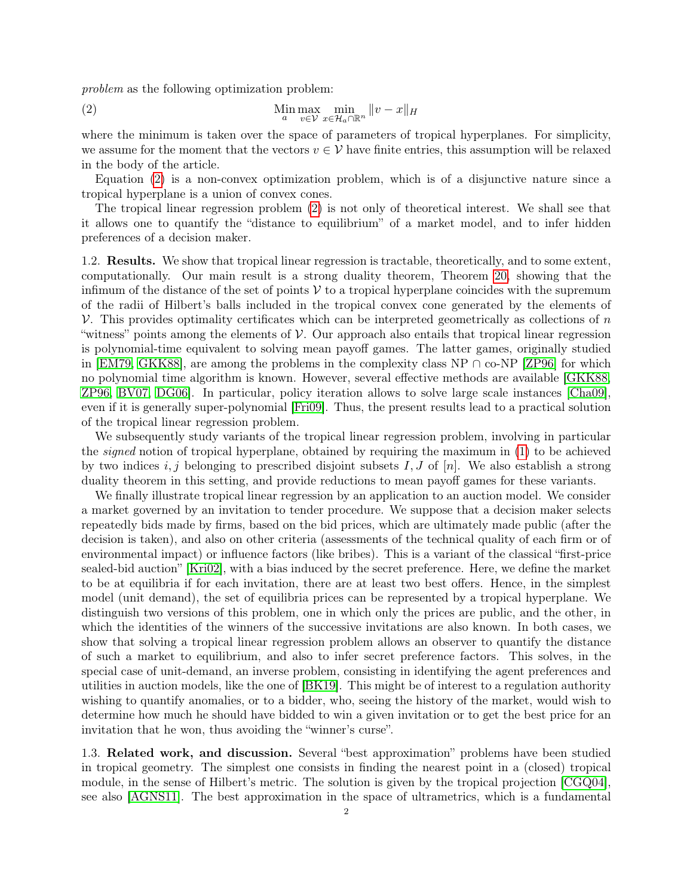*problem* as the following optimization problem:

$$\operatorname*{Min}_{a} \max_{v\in\mathcal{V}} \min_{x\in\mathcal{H}_a\cap\mathbb{R}^n} \|v-x\|_H \tag{2}$$

where the minimum is taken over the space of parameters of tropical hyperplanes. For simplicity, we assume for the moment that the vectors $v \in \mathcal{V}$ have finite entries, this assumption will be relaxed in the body of the article.

Equation (2) is a non-convex optimization problem, which is of a disjunctive nature since a tropical hyperplane is a union of convex cones.

The tropical linear regression problem (2) is not only of theoretical interest. We shall see that it allows one to quantify the "distance to equilibrium" of a market model, and to infer hidden preferences of a decision maker.

1.2. **Results.** We show that tropical linear regression is tractable, theoretically, and to some extent, computationally. Our main result is a strong duality theorem, Theorem 20, showing that the infimum of the distance of the set of points $\mathcal{V}$ to a tropical hyperplane coincides with the supremum of the radii of Hilbert's balls included in the tropical convex cone generated by the elements of $\mathcal{V}$. This provides optimality certificates which can be interpreted geometrically as collections of $n$ "witness" points among the elements of $\mathcal{V}$. Our approach also entails that tropical linear regression is polynomial-time equivalent to solving mean payoff games. The latter games, originally studied in [EM79, GKK88], are among the problems in the complexity class NP $\cap$ co-NP [ZP96] for which no polynomial time algorithm is known. However, several effective methods are available [GKK88, ZP96, BV07, DG06]. In particular, policy iteration allows to solve large scale instances [Cha09], even if it is generally super-polynomial [Fri09]. Thus, the present results lead to a practical solution of the tropical linear regression problem.

We subsequently study variants of the tropical linear regression problem, involving in particular the *signed* notion of tropical hyperplane, obtained by requiring the maximum in (1) to be achieved by two indices $i, j$ belonging to prescribed disjoint subsets $I, J$ of $[n]$. We also establish a strong duality theorem in this setting, and provide reductions to mean payoff games for these variants.

We finally illustrate tropical linear regression by an application to an auction model. We consider a market governed by an invitation to tender procedure. We suppose that a decision maker selects repeatedly bids made by firms, based on the bid prices, which are ultimately made public (after the decision is taken), and also on other criteria (assessments of the technical quality of each firm or of environmental impact) or influence factors (like bribes). This is a variant of the classical "first-price sealed-bid auction" [Kri02], with a bias induced by the secret preference. Here, we define the market to be at equilibria if for each invitation, there are at least two best offers. Hence, in the simplest model (unit demand), the set of equilibria prices can be represented by a tropical hyperplane. We distinguish two versions of this problem, one in which only the prices are public, and the other, in which the identities of the winners of the successive invitations are also known. In both cases, we show that solving a tropical linear regression problem allows an observer to quantify the distance of such a market to equilibrium, and also to infer secret preference factors. This solves, in the special case of unit-demand, an inverse problem, consisting in identifying the agent preferences and utilities in auction models, like the one of [BK19]. This might be of interest to a regulation authority wishing to quantify anomalies, or to a bidder, who, seeing the history of the market, would wish to determine how much he should have bidded to win a given invitation or to get the best price for an invitation that he won, thus avoiding the "winner's curse".

1.3. **Related work, and discussion.** Several "best approximation" problems have been studied in tropical geometry. The simplest one consists in finding the nearest point in a (closed) tropical module, in the sense of Hilbert's metric. The solution is given by the tropical projection [CGQ04], see also [AGNS11]. The best approximation in the space of ultrametrics, which is a fundamental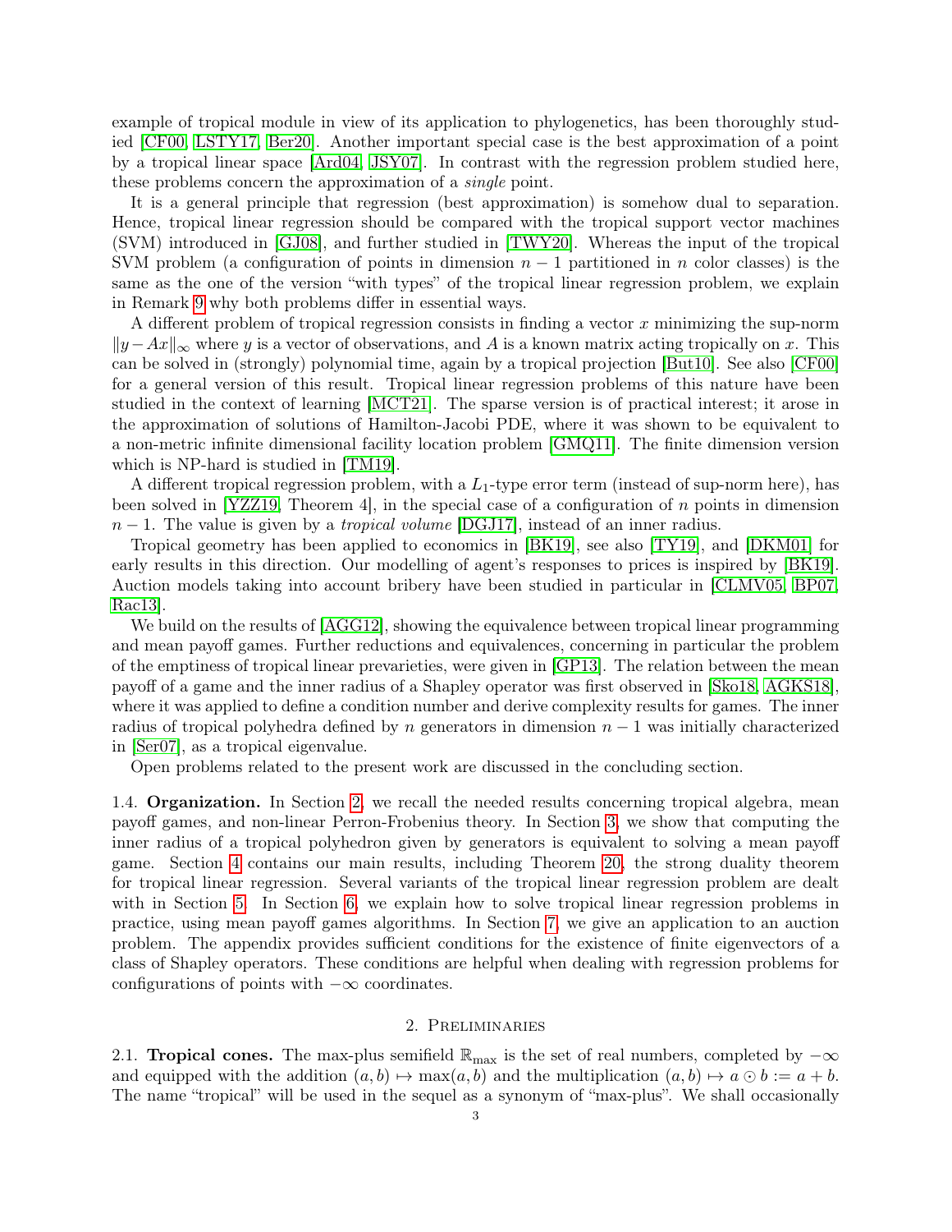example of tropical module in view of its application to phylogenetics, has been thoroughly studied [CF00, LSTY17, Ber20]. Another important special case is the best approximation of a point by a tropical linear space [Ard04, JSY07]. In contrast with the regression problem studied here, these problems concern the approximation of a *single* point.

It is a general principle that regression (best approximation) is somehow dual to separation. Hence, tropical linear regression should be compared with the tropical support vector machines (SVM) introduced in [GJ08], and further studied in [TWY20]. Whereas the input of the tropical SVM problem (a configuration of points in dimension $n-1$ partitioned in $n$ color classes) is the same as the one of the version "with types" of the tropical linear regression problem, we explain in Remark 9 why both problems differ in essential ways.

A different problem of tropical regression consists in finding a vector $x$ minimizing the sup-norm $\|y - Ax\|_\infty$ where $y$ is a vector of observations, and $A$ is a known matrix acting tropically on $x$. This can be solved in (strongly) polynomial time, again by a tropical projection [But10]. See also [CF00] for a general version of this result. Tropical linear regression problems of this nature have been studied in the context of learning [MCT21]. The sparse version is of practical interest; it arose in the approximation of solutions of Hamilton-Jacobi PDE, where it was shown to be equivalent to a non-metric infinite dimensional facility location problem [GMQ11]. The finite dimension version which is NP-hard is studied in [TM19].

A different tropical regression problem, with a $L_1$-type error term (instead of sup-norm here), has been solved in [YZZ19, Theorem 4], in the special case of a configuration of $n$ points in dimension $n-1$. The value is given by a *tropical volume* [DGJ17], instead of an inner radius.

Tropical geometry has been applied to economics in [BK19], see also [TY19], and [DKM01] for early results in this direction. Our modelling of agent's responses to prices is inspired by [BK19]. Auction models taking into account bribery have been studied in particular in [CLMV05, BP07, Rac13].

We build on the results of [AGG12], showing the equivalence between tropical linear programming and mean payoff games. Further reductions and equivalences, concerning in particular the problem of the emptiness of tropical linear prevarieties, were given in [GP13]. The relation between the mean payoff of a game and the inner radius of a Shapley operator was first observed in [Sko18, AGKS18], where it was applied to define a condition number and derive complexity results for games. The inner radius of tropical polyhedra defined by $n$ generators in dimension $n-1$ was initially characterized in [Ser07], as a tropical eigenvalue.

Open problems related to the present work are discussed in the concluding section.

1.4. **Organization.** In Section 2, we recall the needed results concerning tropical algebra, mean payoff games, and non-linear Perron-Frobenius theory. In Section 3, we show that computing the inner radius of a tropical polyhedron given by generators is equivalent to solving a mean payoff game. Section 4 contains our main results, including Theorem 20, the strong duality theorem for tropical linear regression. Several variants of the tropical linear regression problem are dealt with in Section 5. In Section 6, we explain how to solve tropical linear regression problems in practice, using mean payoff games algorithms. In Section 7, we give an application to an auction problem. The appendix provides sufficient conditions for the existence of finite eigenvectors of a class of Shapley operators. These conditions are helpful when dealing with regression problems for configurations of points with $-\infty$ coordinates.

## 2. Preliminaries

2.1. **Tropical cones.** The max-plus semifield $\mathbb{R}_{\max}$ is the set of real numbers, completed by $-\infty$ and equipped with the addition $(a, b) \mapsto \max(a, b)$ and the multiplication $(a, b) \mapsto a \odot b := a + b$. The name "tropical" will be used in the sequel as a synonym of "max-plus". We shall occasionally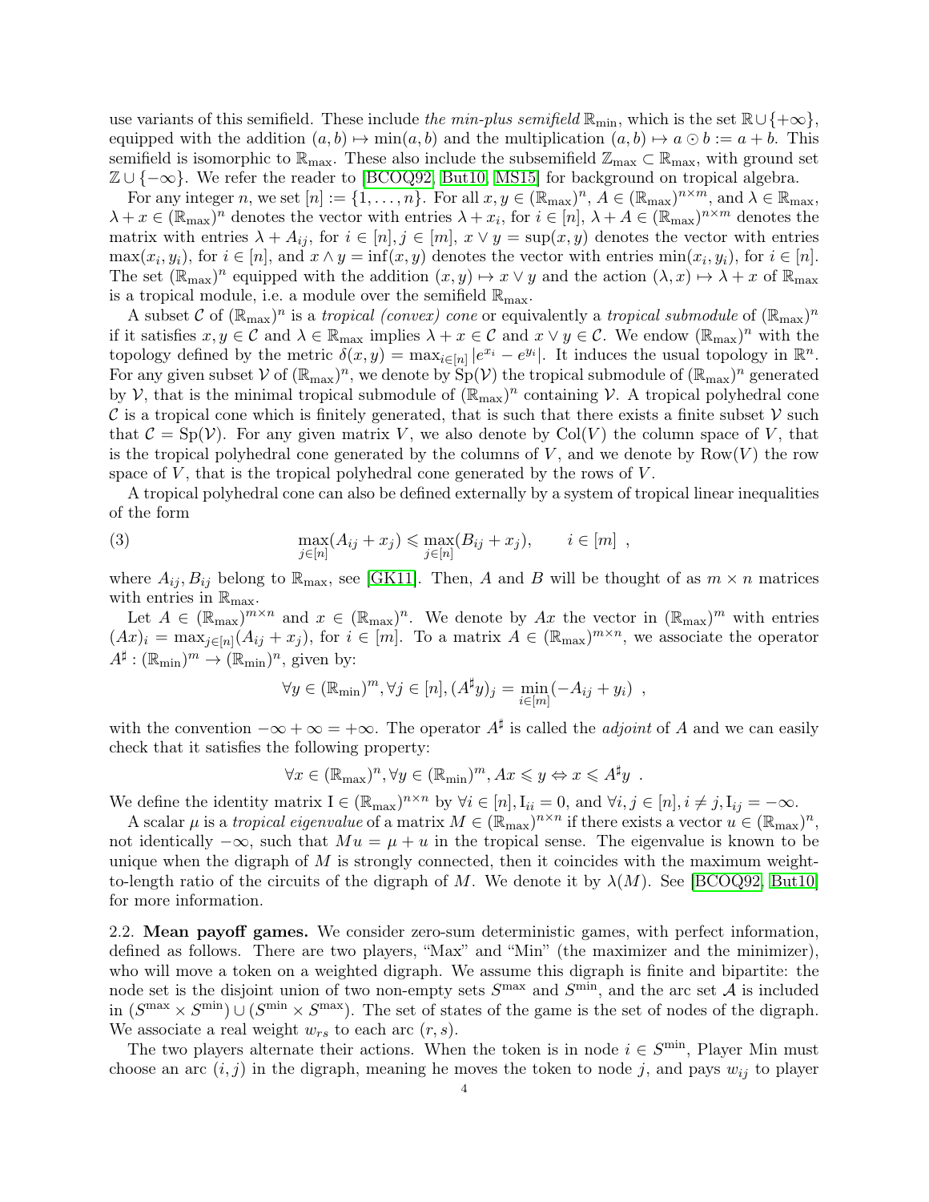use variants of this semifield. These include *the min-plus semifield* $\mathbb{R}_{\min}$, which is the set $\mathbb{R}\cup\{+\infty\}$, equipped with the addition $(a,b)\mapsto \min(a,b)$ and the multiplication $(a,b)\mapsto a\odot b := a+b$. This semifield is isomorphic to $\mathbb{R}_{\max}$. These also include the subsemifield $\mathbb{Z}_{\max}\subset\mathbb{R}_{\max}$, with ground set $\mathbb{Z}\cup\{-\infty\}$. We refer the reader to [BCOQ92, But10, MS15] for background on tropical algebra.

For any integer $n$, we set $[n] := \{1,\dots,n\}$. For all $x,y\in(\mathbb{R}_{\max})^n$, $A\in(\mathbb{R}_{\max})^{n\times m}$, and $\lambda\in\mathbb{R}_{\max}$, $\lambda+x\in(\mathbb{R}_{\max})^n$ denotes the vector with entries $\lambda+x_i$, for $i\in[n]$, $\lambda+A\in(\mathbb{R}_{\max})^{n\times m}$ denotes the matrix with entries $\lambda+A_{ij}$, for $i\in[n], j\in[m]$, $x\vee y=\sup(x,y)$ denotes the vector with entries $\max(x_i,y_i)$, for $i\in[n]$, and $x\wedge y=\inf(x,y)$ denotes the vector with entries $\min(x_i,y_i)$, for $i\in[n]$. The set $(\mathbb{R}_{\max})^n$ equipped with the addition $(x,y)\mapsto x\vee y$ and the action $(\lambda,x)\mapsto\lambda+x$ of $\mathbb{R}_{\max}$ is a tropical module, i.e. a module over the semifield $\mathbb{R}_{\max}$.

A subset $\mathcal{C}$ of $(\mathbb{R}_{\max})^n$ is a *tropical (convex) cone* or equivalently a *tropical submodule* of $(\mathbb{R}_{\max})^n$ if it satisfies $x,y\in\mathcal{C}$ and $\lambda\in\mathbb{R}_{\max}$ implies $\lambda+x\in\mathcal{C}$ and $x\vee y\in\mathcal{C}$. We endow $(\mathbb{R}_{\max})^n$ with the topology defined by the metric $\delta(x,y)=\max_{i\in[n]}|e^{x_i}-e^{y_i}|$. It induces the usual topology in $\mathbb{R}^n$. For any given subset $\mathcal{V}$ of $(\mathbb{R}_{\max})^n$, we denote by $\mathrm{Sp}(\mathcal{V})$ the tropical submodule of $(\mathbb{R}_{\max})^n$ generated by $\mathcal{V}$, that is the minimal tropical submodule of $(\mathbb{R}_{\max})^n$ containing $\mathcal{V}$. A tropical polyhedral cone $\mathcal{C}$ is a tropical cone which is finitely generated, that is such that there exists a finite subset $\mathcal{V}$ such that $\mathcal{C}=\mathrm{Sp}(\mathcal{V})$. For any given matrix $V$, we also denote by $\mathrm{Col}(V)$ the column space of $V$, that is the tropical polyhedral cone generated by the columns of $V$, and we denote by $\mathrm{Row}(V)$ the row space of $V$, that is the tropical polyhedral cone generated by the rows of $V$.

A tropical polyhedral cone can also be defined externally by a system of tropical linear inequalities of the form

$$\max_{j\in[n]}(A_{ij}+x_j)\leqslant\max_{j\in[n]}(B_{ij}+x_j),\qquad i\in[m]\ , \tag{3}$$

where $A_{ij},B_{ij}$ belong to $\mathbb{R}_{\max}$, see [GK11]. Then, $A$ and $B$ will be thought of as $m\times n$ matrices with entries in $\mathbb{R}_{\max}$.

Let $A\in(\mathbb{R}_{\max})^{m\times n}$ and $x\in(\mathbb{R}_{\max})^n$. We denote by $Ax$ the vector in $(\mathbb{R}_{\max})^m$ with entries $(Ax)_i=\max_{j\in[n]}(A_{ij}+x_j)$, for $i\in[m]$. To a matrix $A\in(\mathbb{R}_{\max})^{m\times n}$, we associate the operator $A^\sharp:(\mathbb{R}_{\min})^m\to(\mathbb{R}_{\min})^n$, given by:

$$\forall y\in(\mathbb{R}_{\min})^m,\forall j\in[n],(A^\sharp y)_j=\min_{i\in[m]}(-A_{ij}+y_i)\ ,$$

with the convention $-\infty+\infty=+\infty$. The operator $A^\sharp$ is called the *adjoint* of $A$ and we can easily check that it satisfies the following property:

$$\forall x\in(\mathbb{R}_{\max})^n,\forall y\in(\mathbb{R}_{\min})^m, Ax\leqslant y\Leftrightarrow x\leqslant A^\sharp y\ .$$

We define the identity matrix $\mathrm{I}\in(\mathbb{R}_{\max})^{n\times n}$ by $\forall i\in[n],\mathrm{I}_{ii}=0$, and $\forall i,j\in[n],i\neq j,\mathrm{I}_{ij}=-\infty$.

A scalar $\mu$ is a *tropical eigenvalue* of a matrix $M\in(\mathbb{R}_{\max})^{n\times n}$ if there exists a vector $u\in(\mathbb{R}_{\max})^n$, not identically $-\infty$, such that $Mu=\mu+u$ in the tropical sense. The eigenvalue is known to be unique when the digraph of $M$ is strongly connected, then it coincides with the maximum weight-to-length ratio of the circuits of the digraph of $M$. We denote it by $\lambda(M)$. See [BCOQ92, But10] for more information.

**2.2. Mean payoff games.** We consider zero-sum deterministic games, with perfect information, defined as follows. There are two players, "Max" and "Min" (the maximizer and the minimizer), who will move a token on a weighted digraph. We assume this digraph is finite and bipartite: the node set is the disjoint union of two non-empty sets $S^{\max}$ and $S^{\min}$, and the arc set $\mathcal{A}$ is included in $(S^{\max}\times S^{\min})\cup(S^{\min}\times S^{\max})$. The set of states of the game is the set of nodes of the digraph. We associate a real weight $w_{rs}$ to each arc $(r,s)$.

The two players alternate their actions. When the token is in node $i\in S^{\min}$, Player Min must choose an arc $(i,j)$ in the digraph, meaning he moves the token to node $j$, and pays $w_{ij}$ to player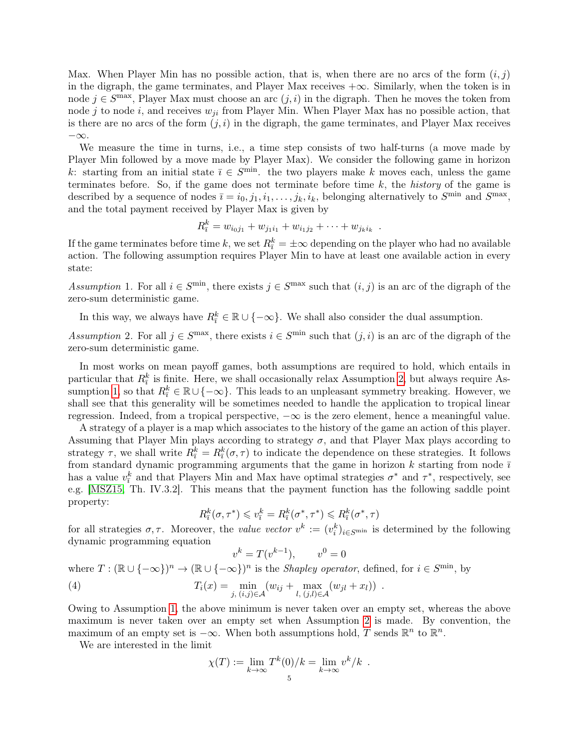Max. When Player Min has no possible action, that is, when there are no arcs of the form $(i, j)$ in the digraph, the game terminates, and Player Max receives $+\infty$. Similarly, when the token is in node $j \in S^{\max}$, Player Max must choose an arc $(j, i)$ in the digraph. Then he moves the token from node $j$ to node $i$, and receives $w_{ji}$ from Player Min. When Player Max has no possible action, that is there are no arcs of the form $(j, i)$ in the digraph, the game terminates, and Player Max receives $-\infty$.

We measure the time in turns, i.e., a time step consists of two half-turns (a move made by Player Min followed by a move made by Player Max). We consider the following game in horizon $k$: starting from an initial state $\bar{\imath} \in S^{\min}$. the two players make $k$ moves each, unless the game terminates before. So, if the game does not terminate before time $k$, the *history* of the game is described by a sequence of nodes $\bar{\imath} = i_0, j_1, i_1, \dots, j_k, i_k$, belonging alternatively to $S^{\min}$ and $S^{\max}$, and the total payment received by Player Max is given by

$$R^k_{\bar{\imath}} = w_{i_0 j_1} + w_{j_1 i_1} + w_{i_1 j_2} + \dots + w_{j_k i_k} \ .$$

If the game terminates before time $k$, we set $R^k_{\bar{\imath}} = \pm\infty$ depending on the player who had no available action. The following assumption requires Player Min to have at least one available action in every state:

*Assumption* 1. For all $i \in S^{\min}$, there exists $j \in S^{\max}$ such that $(i, j)$ is an arc of the digraph of the zero-sum deterministic game.

In this way, we always have $R^k_{\bar{\imath}} \in \mathbb{R} \cup \{-\infty\}$. We shall also consider the dual assumption.

*Assumption* 2. For all $j \in S^{\max}$, there exists $i \in S^{\min}$ such that $(j, i)$ is an arc of the digraph of the zero-sum deterministic game.

In most works on mean payoff games, both assumptions are required to hold, which entails in particular that $R^k_{\bar{\imath}}$ is finite. Here, we shall occasionally relax Assumption 2, but always require Assumption 1, so that $R^k_{\bar{\imath}} \in \mathbb{R} \cup \{-\infty\}$. This leads to an unpleasant symmetry breaking. However, we shall see that this generality will be sometimes needed to handle the application to tropical linear regression. Indeed, from a tropical perspective, $-\infty$ is the zero element, hence a meaningful value.

A strategy of a player is a map which associates to the history of the game an action of this player. Assuming that Player Min plays according to strategy $\sigma$, and that Player Max plays according to strategy $\tau$, we shall write $R^k_{\bar{\imath}} = R^k_{\bar{\imath}}(\sigma, \tau)$ to indicate the dependence on these strategies. It follows from standard dynamic programming arguments that the game in horizon $k$ starting from node $\bar{\imath}$ has a value $v^k_{\bar{\imath}}$ and that Players Min and Max have optimal strategies $\sigma^*$ and $\tau^*$, respectively, see e.g. [MSZ15, Th. IV.3.2]. This means that the payment function has the following saddle point property:

$$R^k_{\bar{\imath}}(\sigma, \tau^*) \leqslant v^k_{\bar{\imath}} = R^k_{\bar{\imath}}(\sigma^*, \tau^*) \leqslant R^k_{\bar{\imath}}(\sigma^*, \tau)$$

for all strategies $\sigma, \tau$. Moreover, the *value vector* $v^k := (v^k_i)_{i \in S^{\min}}$ is determined by the following dynamic programming equation

$$v^k = T(v^{k-1}), \qquad v^0 = 0$$

where $T : (\mathbb{R} \cup \{-\infty\})^n \to (\mathbb{R} \cup \{-\infty\})^n$ is the *Shapley operator*, defined, for $i \in S^{\min}$, by

$$T_i(x) = \min_{j,\, (i,j) \in \mathcal{A}} \big( w_{ij} + \max_{l,\, (j,l) \in \mathcal{A}} (w_{jl} + x_l) \big) \ . \tag{4}$$

Owing to Assumption 1, the above minimum is never taken over an empty set, whereas the above maximum is never taken over an empty set when Assumption 2 is made. By convention, the maximum of an empty set is $-\infty$. When both assumptions hold, $T$ sends $\mathbb{R}^n$ to $\mathbb{R}^n$.

We are interested in the limit

$$\chi(T) := \lim_{k \to \infty} T^k(0)/k = \lim_{k \to \infty} v^k/k \ .$$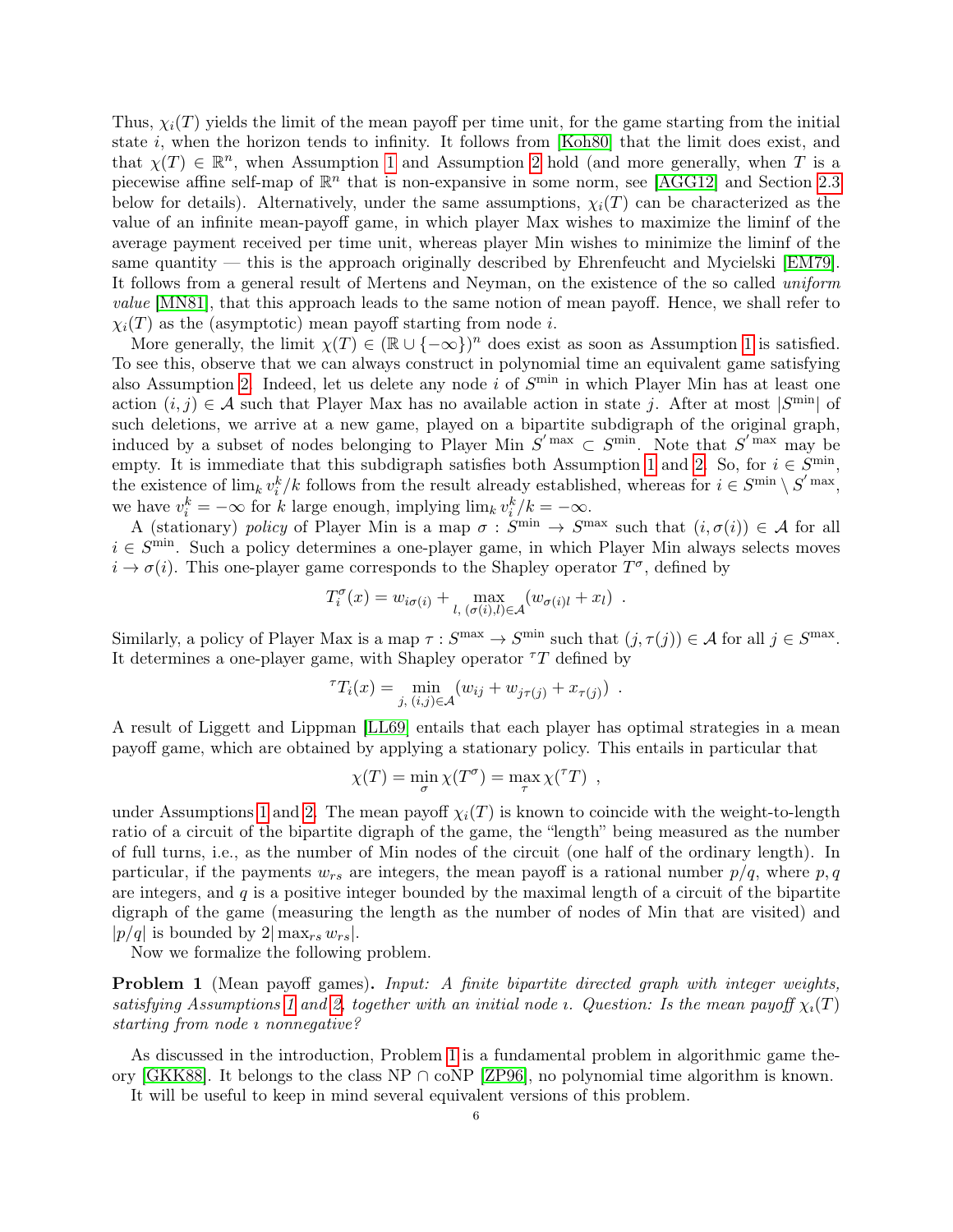Thus, $\chi_i(T)$ yields the limit of the mean payoff per time unit, for the game starting from the initial state $i$, when the horizon tends to infinity. It follows from [Koh80] that the limit does exist, and that $\chi(T) \in \mathbb{R}^n$, when Assumption 1 and Assumption 2 hold (and more generally, when $T$ is a piecewise affine self-map of $\mathbb{R}^n$ that is non-expansive in some norm, see [AGG12] and Section 2.3 below for details). Alternatively, under the same assumptions, $\chi_i(T)$ can be characterized as the value of an infinite mean-payoff game, in which player Max wishes to maximize the liminf of the average payment received per time unit, whereas player Min wishes to minimize the liminf of the same quantity — this is the approach originally described by Ehrenfeucht and Mycielski [EM79]. It follows from a general result of Mertens and Neyman, on the existence of the so called *uniform value* [MN81], that this approach leads to the same notion of mean payoff. Hence, we shall refer to $\chi_i(T)$ as the (asymptotic) mean payoff starting from node $i$.

More generally, the limit $\chi(T) \in (\mathbb{R} \cup \{-\infty\})^n$ does exist as soon as Assumption 1 is satisfied. To see this, observe that we can always construct in polynomial time an equivalent game satisfying also Assumption 2. Indeed, let us delete any node $i$ of $S^{\min}$ in which Player Min has at least one action $(i,j) \in \mathcal{A}$ such that Player Max has no available action in state $j$. After at most $|S^{\min}|$ of such deletions, we arrive at a new game, played on a bipartite subdigraph of the original graph, induced by a subset of nodes belonging to Player Min $S'^{\max} \subset S^{\min}$. Note that $S'^{\max}$ may be empty. It is immediate that this subdigraph satisfies both Assumption 1 and 2. So, for $i \in S^{\min}$, the existence of $\lim_k v_i^k/k$ follows from the result already established, whereas for $i \in S^{\min} \setminus S'^{\max}$, we have $v_i^k = -\infty$ for $k$ large enough, implying $\lim_k v_i^k/k = -\infty$.

A (stationary) *policy* of Player Min is a map $\sigma : S^{\min} \to S^{\max}$ such that $(i, \sigma(i)) \in \mathcal{A}$ for all $i \in S^{\min}$. Such a policy determines a one-player game, in which Player Min always selects moves $i \to \sigma(i)$. This one-player game corresponds to the Shapley operator $T^\sigma$, defined by

$$T_i^\sigma(x) = w_{i\sigma(i)} + \max_{l,\ (\sigma(i),l)\in\mathcal{A}} (w_{\sigma(i)l} + x_l) \enspace .$$

Similarly, a policy of Player Max is a map $\tau : S^{\max} \to S^{\min}$ such that $(j, \tau(j)) \in \mathcal{A}$ for all $j \in S^{\max}$. It determines a one-player game, with Shapley operator ${}^\tau T$ defined by

$${}^\tau T_i(x) = \min_{j,\ (i,j)\in\mathcal{A}} (w_{ij} + w_{j\tau(j)} + x_{\tau(j)}) \enspace .$$

A result of Liggett and Lippman [LL69] entails that each player has optimal strategies in a mean payoff game, which are obtained by applying a stationary policy. This entails in particular that

$$\chi(T) = \min_\sigma \chi(T^\sigma) = \max_\tau \chi({}^\tau T) \enspace ,$$

under Assumptions 1 and 2. The mean payoff $\chi_i(T)$ is known to coincide with the weight-to-length ratio of a circuit of the bipartite digraph of the game, the "length" being measured as the number of full turns, i.e., as the number of Min nodes of the circuit (one half of the ordinary length). In particular, if the payments $w_{rs}$ are integers, the mean payoff is a rational number $p/q$, where $p, q$ are integers, and $q$ is a positive integer bounded by the maximal length of a circuit of the bipartite digraph of the game (measuring the length as the number of nodes of Min that are visited) and $|p/q|$ is bounded by $2|\max_{rs} w_{rs}|$.

Now we formalize the following problem.

**Problem 1** (Mean payoff games)**.** *Input: A finite bipartite directed graph with integer weights, satisfying Assumptions 1 and 2, together with an initial node $\imath$. Question: Is the mean payoff $\chi_\imath(T)$ starting from node $\imath$ nonnegative?*

As discussed in the introduction, Problem 1 is a fundamental problem in algorithmic game theory [GKK88]. It belongs to the class NP ∩ coNP [ZP96], no polynomial time algorithm is known.

It will be useful to keep in mind several equivalent versions of this problem.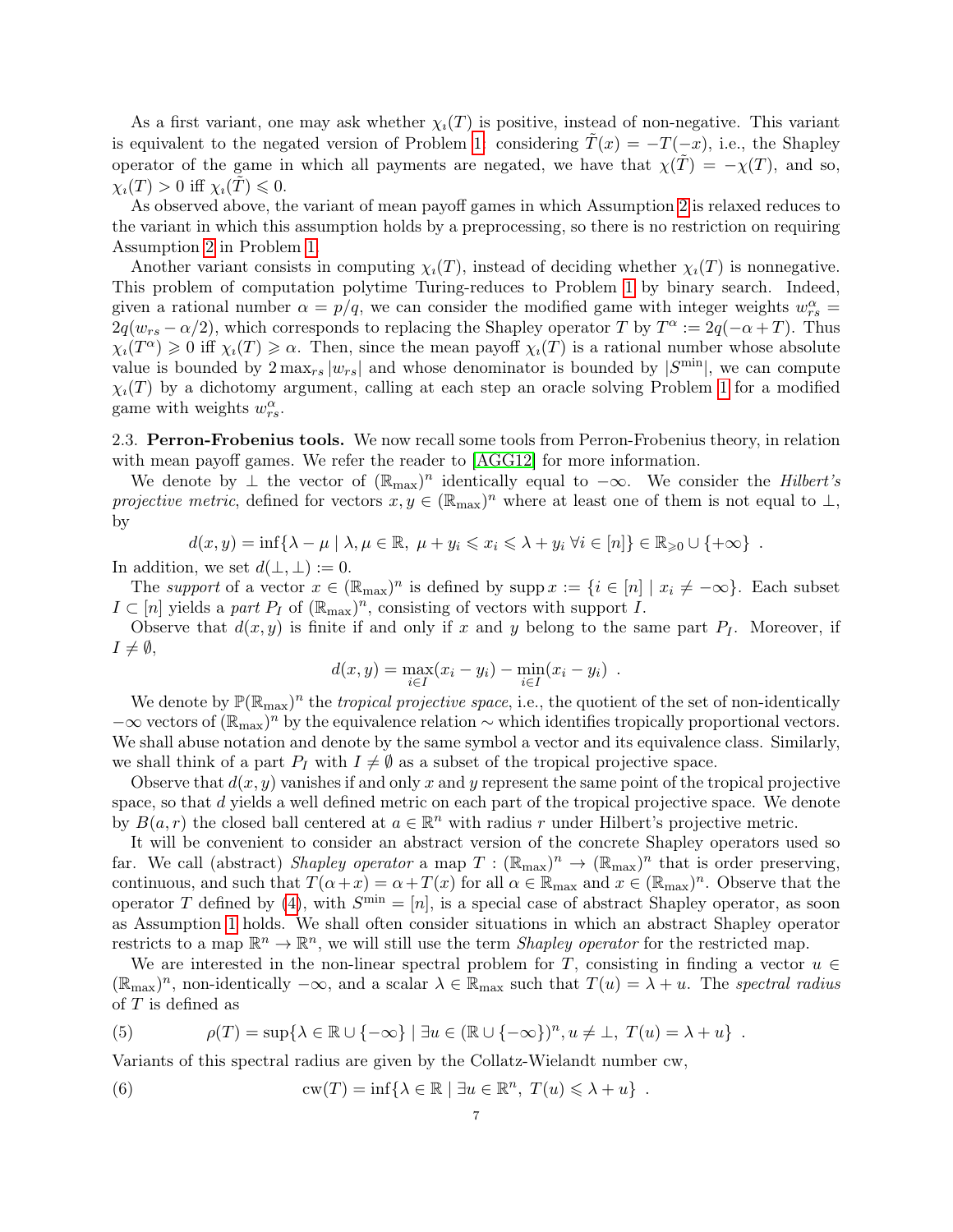As a first variant, one may ask whether $\chi_\imath(T)$ is positive, instead of non-negative. This variant is equivalent to the negated version of Problem 1: considering $\tilde{T}(x) = -T(-x)$, i.e., the Shapley operator of the game in which all payments are negated, we have that $\chi(\tilde{T}) = -\chi(T)$, and so, $\chi_\imath(T) > 0$ iff $\chi_\imath(\tilde{T}) \leqslant 0$.

As observed above, the variant of mean payoff games in which Assumption 2 is relaxed reduces to the variant in which this assumption holds by a preprocessing, so there is no restriction on requiring Assumption 2 in Problem 1.

Another variant consists in computing $\chi_\imath(T)$, instead of deciding whether $\chi_\imath(T)$ is nonnegative. This problem of computation polytime Turing-reduces to Problem 1 by binary search. Indeed, given a rational number $\alpha = p/q$, we can consider the modified game with integer weights $w^\alpha_{rs} = 2q(w_{rs} - \alpha/2)$, which corresponds to replacing the Shapley operator $T$ by $T^\alpha := 2q(-\alpha + T)$. Thus $\chi_\imath(T^\alpha) \geqslant 0$ iff $\chi_\imath(T) \geqslant \alpha$. Then, since the mean payoff $\chi_\imath(T)$ is a rational number whose absolute value is bounded by $2\max_{rs} |w_{rs}|$ and whose denominator is bounded by $|S^{\min}|$, we can compute $\chi_\imath(T)$ by a dichotomy argument, calling at each step an oracle solving Problem 1 for a modified game with weights $w^\alpha_{rs}$.

2.3. **Perron-Frobenius tools.** We now recall some tools from Perron-Frobenius theory, in relation with mean payoff games. We refer the reader to [AGG12] for more information.

We denote by $\perp$ the vector of $(\mathbb{R}_{\max})^n$ identically equal to $-\infty$. We consider the *Hilbert's projective metric*, defined for vectors $x, y \in (\mathbb{R}_{\max})^n$ where at least one of them is not equal to $\perp$, by

$$d(x, y) = \inf\{\lambda - \mu \mid \lambda, \mu \in \mathbb{R},\ \mu + y_i \leqslant x_i \leqslant \lambda + y_i \ \forall i \in [n]\} \in \mathbb{R}_{\geqslant 0} \cup \{+\infty\} \ .$$

In addition, we set $d(\perp, \perp) := 0$.

The *support* of a vector $x \in (\mathbb{R}_{\max})^n$ is defined by $\operatorname{supp} x := \{i \in [n] \mid x_i \neq -\infty\}$. Each subset $I \subset [n]$ yields a *part* $P_I$ of $(\mathbb{R}_{\max})^n$, consisting of vectors with support $I$.

Observe that $d(x, y)$ is finite if and only if $x$ and $y$ belong to the same part $P_I$. Moreover, if $I \neq \emptyset$,

$$d(x, y) = \max_{i \in I}(x_i - y_i) - \min_{i \in I}(x_i - y_i) \ .$$

We denote by $\mathbb{P}(\mathbb{R}_{\max})^n$ the *tropical projective space*, i.e., the quotient of the set of non-identically $-\infty$ vectors of $(\mathbb{R}_{\max})^n$ by the equivalence relation $\sim$ which identifies tropically proportional vectors. We shall abuse notation and denote by the same symbol a vector and its equivalence class. Similarly, we shall think of a part $P_I$ with $I \neq \emptyset$ as a subset of the tropical projective space.

Observe that $d(x, y)$ vanishes if and only $x$ and $y$ represent the same point of the tropical projective space, so that $d$ yields a well defined metric on each part of the tropical projective space. We denote by $B(a, r)$ the closed ball centered at $a \in \mathbb{R}^n$ with radius $r$ under Hilbert's projective metric.

It will be convenient to consider an abstract version of the concrete Shapley operators used so far. We call (abstract) *Shapley operator* a map $T : (\mathbb{R}_{\max})^n \to (\mathbb{R}_{\max})^n$ that is order preserving, continuous, and such that $T(\alpha + x) = \alpha + T(x)$ for all $\alpha \in \mathbb{R}_{\max}$ and $x \in (\mathbb{R}_{\max})^n$. Observe that the operator $T$ defined by (4), with $S^{\min} = [n]$, is a special case of abstract Shapley operator, as soon as Assumption 1 holds. We shall often consider situations in which an abstract Shapley operator restricts to a map $\mathbb{R}^n \to \mathbb{R}^n$, we will still use the term *Shapley operator* for the restricted map.

We are interested in the non-linear spectral problem for $T$, consisting in finding a vector $u \in (\mathbb{R}_{\max})^n$, non-identically $-\infty$, and a scalar $\lambda \in \mathbb{R}_{\max}$ such that $T(u) = \lambda + u$. The *spectral radius* of $T$ is defined as

$$\rho(T) = \sup\{\lambda \in \mathbb{R} \cup \{-\infty\} \mid \exists u \in (\mathbb{R} \cup \{-\infty\})^n, u \neq \perp,\ T(u) = \lambda + u\} \ . \tag{5}$$

Variants of this spectral radius are given by the Collatz-Wielandt number cw,

$$\operatorname{cw}(T) = \inf\{\lambda \in \mathbb{R} \mid \exists u \in \mathbb{R}^n,\ T(u) \leqslant \lambda + u\} \ . \tag{6}$$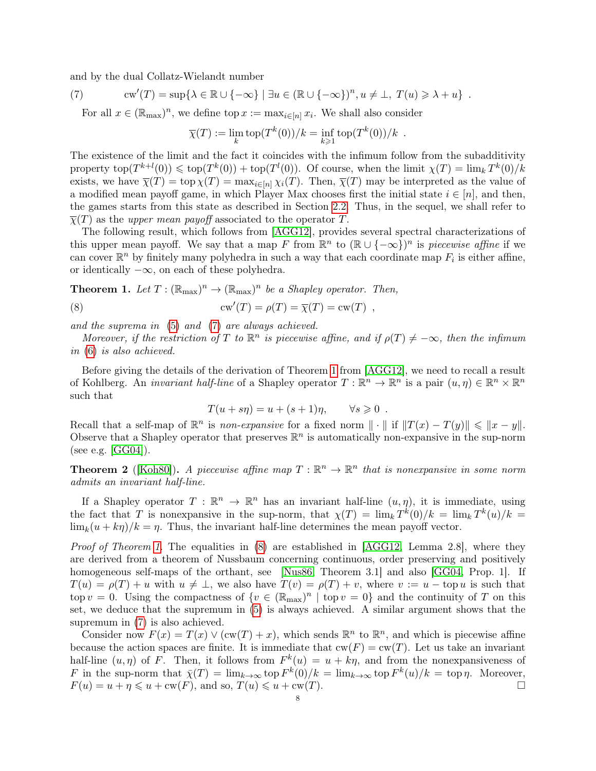and by the dual Collatz-Wielandt number

$$\mathrm{cw}'(T) = \sup\{\lambda \in \mathbb{R} \cup \{-\infty\} \mid \exists u \in (\mathbb{R} \cup \{-\infty\})^n, u \neq \perp,\ T(u) \geqslant \lambda + u\} \ . \tag{7}$$

For all $x \in (\mathbb{R}_{\max})^n$, we define $\mathrm{top}\, x := \max_{i\in[n]} x_i$. We shall also consider

$$\overline{\chi}(T) := \lim_k \mathrm{top}(T^k(0))/k = \inf_{k\geqslant 1} \mathrm{top}(T^k(0))/k \ .$$

The existence of the limit and the fact it coincides with the infimum follow from the subadditivity property $\mathrm{top}(T^{k+l}(0)) \leqslant \mathrm{top}(T^k(0)) + \mathrm{top}(T^l(0))$. Of course, when the limit $\chi(T) = \lim_k T^k(0)/k$ exists, we have $\overline{\chi}(T) = \mathrm{top}\,\chi(T) = \max_{i\in[n]} \chi_i(T)$. Then, $\overline{\chi}(T)$ may be interpreted as the value of a modified mean payoff game, in which Player Max chooses first the initial state $i \in [n]$, and then, the games starts from this state as described in Section 2.2. Thus, in the sequel, we shall refer to $\overline{\chi}(T)$ as the *upper mean payoff* associated to the operator $T$.

The following result, which follows from [AGG12], provides several spectral characterizations of this upper mean payoff. We say that a map $F$ from $\mathbb{R}^n$ to $(\mathbb{R} \cup \{-\infty\})^n$ is *piecewise affine* if we can cover $\mathbb{R}^n$ by finitely many polyhedra in such a way that each coordinate map $F_i$ is either affine, or identically $-\infty$, on each of these polyhedra.

**Theorem 1.** *Let $T : (\mathbb{R}_{\max})^n \to (\mathbb{R}_{\max})^n$ be a Shapley operator. Then,*

$$\mathrm{cw}'(T) = \rho(T) = \overline{\chi}(T) = \mathrm{cw}(T) \ , \tag{8}$$

*and the suprema in (5) and (7) are always achieved.*

*Moreover, if the restriction of $T$ to $\mathbb{R}^n$ is piecewise affine, and if $\rho(T) \neq -\infty$, then the infimum in (6) is also achieved.*

Before giving the details of the derivation of Theorem 1 from [AGG12], we need to recall a result of Kohlberg. An *invariant half-line* of a Shapley operator $T : \mathbb{R}^n \to \mathbb{R}^n$ is a pair $(u, \eta) \in \mathbb{R}^n \times \mathbb{R}^n$ such that

$$T(u + s\eta) = u + (s + 1)\eta, \qquad \forall s \geqslant 0 \ .$$

Recall that a self-map of $\mathbb{R}^n$ is *non-expansive* for a fixed norm $\|\cdot\|$ if $\|T(x) - T(y)\| \leqslant \|x - y\|$. Observe that a Shapley operator that preserves $\mathbb{R}^n$ is automatically non-expansive in the sup-norm (see e.g. [GG04]).

**Theorem 2** ([Koh80]). *A piecewise affine map $T : \mathbb{R}^n \to \mathbb{R}^n$ that is nonexpansive in some norm admits an invariant half-line.*

If a Shapley operator $T : \mathbb{R}^n \to \mathbb{R}^n$ has an invariant half-line $(u, \eta)$, it is immediate, using the fact that $T$ is nonexpansive in the sup-norm, that $\chi(T) = \lim_k T^k(0)/k = \lim_k T^k(u)/k = \lim_k(u + k\eta)/k = \eta$. Thus, the invariant half-line determines the mean payoff vector.

*Proof of Theorem 1.* The equalities in (8) are established in [AGG12, Lemma 2.8], where they are derived from a theorem of Nussbaum concerning continuous, order preserving and positively homogeneous self-maps of the orthant, see [Nus86, Theorem 3.1] and also [GG04, Prop. 1]. If $T(u) = \rho(T) + u$ with $u \neq \perp$, we also have $T(v) = \rho(T) + v$, where $v := u - \mathrm{top}\, u$ is such that $\mathrm{top}\, v = 0$. Using the compactness of $\{v \in (\mathbb{R}_{\max})^n \mid \mathrm{top}\, v = 0\}$ and the continuity of $T$ on this set, we deduce that the supremum in (5) is always achieved. A similar argument shows that the supremum in (7) is also achieved.

Consider now $F(x) = T(x) \vee (\mathrm{cw}(T) + x)$, which sends $\mathbb{R}^n$ to $\mathbb{R}^n$, and which is piecewise affine because the action spaces are finite. It is immediate that $\mathrm{cw}(F) = \mathrm{cw}(T)$. Let us take an invariant half-line $(u, \eta)$ of $F$. Then, it follows from $F^k(u) = u + k\eta$, and from the nonexpansiveness of $F$ in the sup-norm that $\bar{\chi}(T) = \lim_{k\to\infty} \mathrm{top}\, F^k(0)/k = \lim_{k\to\infty} \mathrm{top}\, F^k(u)/k = \mathrm{top}\,\eta$. Moreover, $F(u) = u + \eta \leqslant u + \mathrm{cw}(F)$, and so, $T(u) \leqslant u + \mathrm{cw}(T)$. □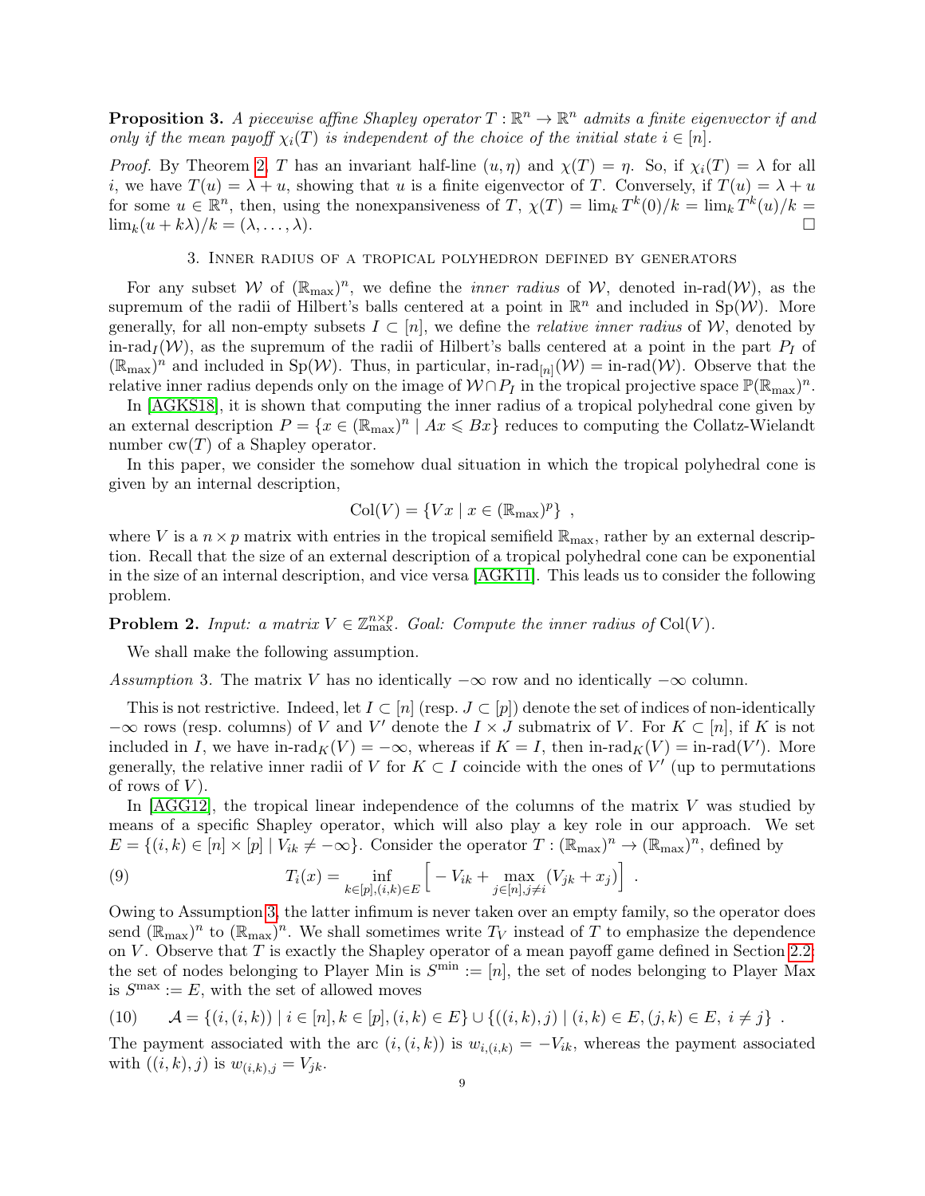**Proposition 3.** *A piecewise affine Shapley operator $T : \mathbb{R}^n \to \mathbb{R}^n$ admits a finite eigenvector if and only if the mean payoff $\chi_i(T)$ is independent of the choice of the initial state $i \in [n]$.*

*Proof.* By Theorem 2, $T$ has an invariant half-line $(u, \eta)$ and $\chi(T) = \eta$. So, if $\chi_i(T) = \lambda$ for all $i$, we have $T(u) = \lambda + u$, showing that $u$ is a finite eigenvector of $T$. Conversely, if $T(u) = \lambda + u$ for some $u \in \mathbb{R}^n$, then, using the nonexpansiveness of $T$, $\chi(T) = \lim_k T^k(0)/k = \lim_k T^k(u)/k = \lim_k (u + k\lambda)/k = (\lambda, \dots, \lambda)$. □

## 3. Inner radius of a tropical polyhedron defined by generators

For any subset $\mathcal{W}$ of $(\mathbb{R}_{\max})^n$, we define the *inner radius* of $\mathcal{W}$, denoted in-rad($\mathcal{W}$), as the supremum of the radii of Hilbert's balls centered at a point in $\mathbb{R}^n$ and included in $\mathrm{Sp}(\mathcal{W})$. More generally, for all non-empty subsets $I \subset [n]$, we define the *relative inner radius* of $\mathcal{W}$, denoted by $\text{in-rad}_I(\mathcal{W})$, as the supremum of the radii of Hilbert's balls centered at a point in the part $P_I$ of $(\mathbb{R}_{\max})^n$ and included in $\mathrm{Sp}(\mathcal{W})$. Thus, in particular, $\text{in-rad}_{[n]}(\mathcal{W}) = \text{in-rad}(\mathcal{W})$. Observe that the relative inner radius depends only on the image of $\mathcal{W} \cap P_I$ in the tropical projective space $\mathbb{P}(\mathbb{R}_{\max})^n$.

In [AGKS18], it is shown that computing the inner radius of a tropical polyhedral cone given by an external description $P = \{x \in (\mathbb{R}_{\max})^n \mid Ax \leqslant Bx\}$ reduces to computing the Collatz-Wielandt number $\mathrm{cw}(T)$ of a Shapley operator.

In this paper, we consider the somehow dual situation in which the tropical polyhedral cone is given by an internal description,

$$\mathrm{Col}(V) = \{Vx \mid x \in (\mathbb{R}_{\max})^p\} \ ,$$

where $V$ is a $n \times p$ matrix with entries in the tropical semifield $\mathbb{R}_{\max}$, rather by an external description. Recall that the size of an external description of a tropical polyhedral cone can be exponential in the size of an internal description, and vice versa [AGK11]. This leads us to consider the following problem.

**Problem 2.** *Input: a matrix $V \in \mathbb{Z}_{\max}^{n\times p}$. Goal: Compute the inner radius of* $\mathrm{Col}(V)$.

We shall make the following assumption.

*Assumption* 3. The matrix $V$ has no identically $-\infty$ row and no identically $-\infty$ column.

This is not restrictive. Indeed, let $I \subset [n]$ (resp. $J \subset [p]$) denote the set of indices of non-identically $-\infty$ rows (resp. columns) of $V$ and $V'$ denote the $I \times J$ submatrix of $V$. For $K \subset [n]$, if $K$ is not included in $I$, we have $\text{in-rad}_K(V) = -\infty$, whereas if $K = I$, then $\text{in-rad}_K(V) = \text{in-rad}(V')$. More generally, the relative inner radii of $V$ for $K \subset I$ coincide with the ones of $V'$ (up to permutations of rows of $V$).

In [AGG12], the tropical linear independence of the columns of the matrix $V$ was studied by means of a specific Shapley operator, which will also play a key role in our approach. We set $E = \{(i,k) \in [n] \times [p] \mid V_{ik} \neq -\infty\}$. Consider the operator $T : (\mathbb{R}_{\max})^n \to (\mathbb{R}_{\max})^n$, defined by

$$T_i(x) = \inf_{k\in[p],(i,k)\in E} \Big[ -V_{ik} + \max_{j\in[n], j\neq i} (V_{jk} + x_j) \Big] \ . \tag{9}$$

Owing to Assumption 3, the latter infimum is never taken over an empty family, so the operator does send $(\mathbb{R}_{\max})^n$ to $(\mathbb{R}_{\max})^n$. We shall sometimes write $T_V$ instead of $T$ to emphasize the dependence on $V$. Observe that $T$ is exactly the Shapley operator of a mean payoff game defined in Section 2.2: the set of nodes belonging to Player Min is $S^{\min} := [n]$, the set of nodes belonging to Player Max is $S^{\max} := E$, with the set of allowed moves

$$\mathcal{A} = \{(i,(i,k)) \mid i \in [n], k \in [p], (i,k) \in E\} \cup \{((i,k),j) \mid (i,k) \in E, (j,k) \in E, \ i \neq j\} \ . \tag{10}$$

The payment associated with the arc $(i,(i,k))$ is $w_{i,(i,k)} = -V_{ik}$, whereas the payment associated with $((i,k),j)$ is $w_{(i,k),j} = V_{jk}$.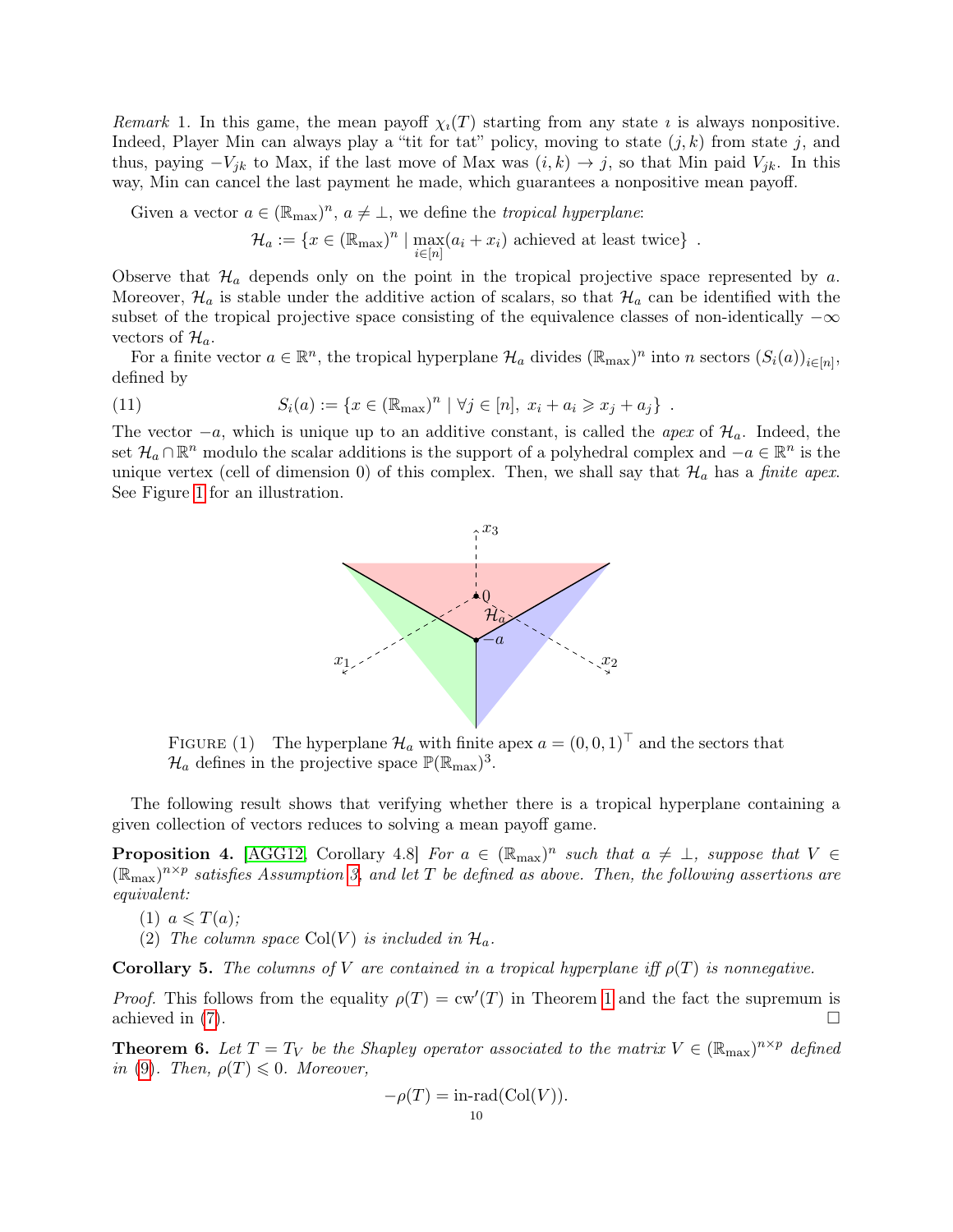*Remark* 1. In this game, the mean payoff $\chi_\imath(T)$ starting from any state $\imath$ is always nonpositive. Indeed, Player Min can always play a "tit for tat" policy, moving to state $(j,k)$ from state $j$, and thus, paying $-V_{jk}$ to Max, if the last move of Max was $(i,k) \to j$, so that Min paid $V_{jk}$. In this way, Min can cancel the last payment he made, which guarantees a nonpositive mean payoff.

Given a vector $a \in (\mathbb{R}_{\max})^n$, $a \neq \bot$, we define the *tropical hyperplane*:

$$\mathcal{H}_a := \{x \in (\mathbb{R}_{\max})^n \mid \max_{i \in [n]}(a_i + x_i) \text{ achieved at least twice}\} \ .$$

Observe that $\mathcal{H}_a$ depends only on the point in the tropical projective space represented by $a$. Moreover, $\mathcal{H}_a$ is stable under the additive action of scalars, so that $\mathcal{H}_a$ can be identified with the subset of the tropical projective space consisting of the equivalence classes of non-identically $-\infty$ vectors of $\mathcal{H}_a$.

For a finite vector $a \in \mathbb{R}^n$, the tropical hyperplane $\mathcal{H}_a$ divides $(\mathbb{R}_{\max})^n$ into $n$ sectors $(S_i(a))_{i \in [n]}$, defined by

$$S_i(a) := \{x \in (\mathbb{R}_{\max})^n \mid \forall j \in [n],\ x_i + a_i \geqslant x_j + a_j\} \ . \tag{11}$$

The vector $-a$, which is unique up to an additive constant, is called the *apex* of $\mathcal{H}_a$. Indeed, the set $\mathcal{H}_a \cap \mathbb{R}^n$ modulo the scalar additions is the support of a polyhedral complex and $-a \in \mathbb{R}^n$ is the unique vertex (cell of dimension 0) of this complex. Then, we shall say that $\mathcal{H}_a$ has a *finite apex*. See Figure 1 for an illustration.

FIGURE (1) The hyperplane $\mathcal{H}_a$ with finite apex $a = (0,0,1)^\top$ and the sectors that $\mathcal{H}_a$ defines in the projective space $\mathbb{P}(\mathbb{R}_{\max})^3$.

The following result shows that verifying whether there is a tropical hyperplane containing a given collection of vectors reduces to solving a mean payoff game.

**Proposition 4.** [AGG12, Corollary 4.8] *For $a \in (\mathbb{R}_{\max})^n$ such that $a \neq \bot$, suppose that $V \in (\mathbb{R}_{\max})^{n \times p}$ satisfies Assumption 3, and let $T$ be defined as above. Then, the following assertions are equivalent:*

(1) *$a \leqslant T(a)$;*
(2) *The column space $\mathrm{Col}(V)$ is included in $\mathcal{H}_a$.*

**Corollary 5.** *The columns of $V$ are contained in a tropical hyperplane iff $\rho(T)$ is nonnegative.*

*Proof.* This follows from the equality $\rho(T) = \mathrm{cw}'(T)$ in Theorem 1 and the fact the supremum is achieved in (7). □

**Theorem 6.** *Let $T = T_V$ be the Shapley operator associated to the matrix $V \in (\mathbb{R}_{\max})^{n \times p}$ defined in (9). Then, $\rho(T) \leqslant 0$. Moreover,*

$$-\rho(T) = \text{in-rad}(\mathrm{Col}(V)).$$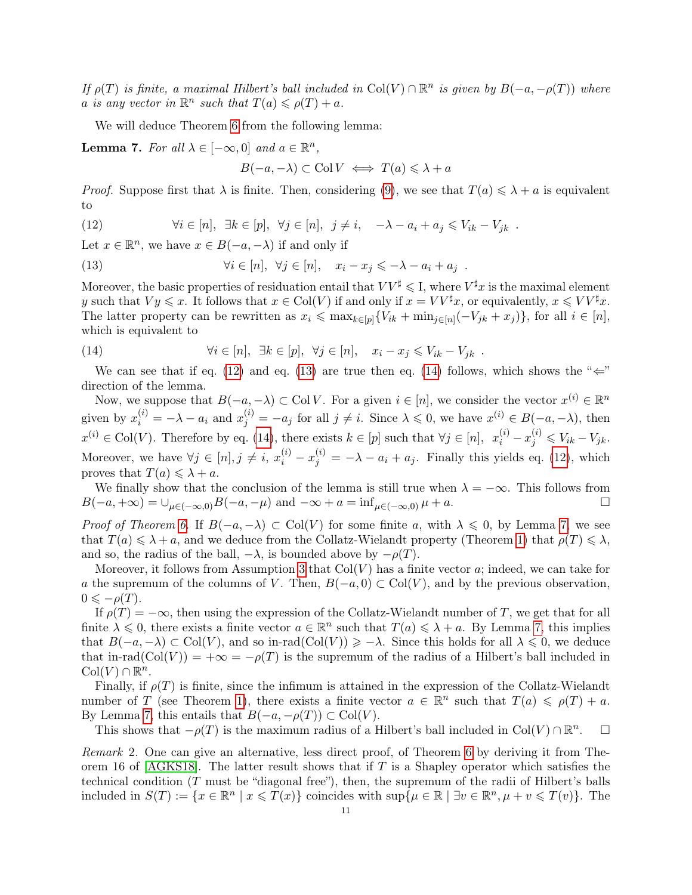*If $\rho(T)$ is finite, a maximal Hilbert's ball included in $\mathrm{Col}(V) \cap \mathbb{R}^n$ is given by $B(-a, -\rho(T))$ where $a$ is any vector in $\mathbb{R}^n$ such that $T(a) \leqslant \rho(T) + a$.*

We will deduce Theorem 6 from the following lemma:

**Lemma 7.** *For all $\lambda \in [-\infty, 0]$ and $a \in \mathbb{R}^n$,*

$$B(-a, -\lambda) \subset \mathrm{Col}\, V \iff T(a) \leqslant \lambda + a$$

*Proof.* Suppose first that $\lambda$ is finite. Then, considering (9), we see that $T(a) \leqslant \lambda + a$ is equivalent to

$$\forall i \in [n],\ \exists k \in [p],\ \forall j \in [n],\ j \neq i, \quad -\lambda - a_i + a_j \leqslant V_{ik} - V_{jk} \ . \tag{12}$$

Let $x \in \mathbb{R}^n$, we have $x \in B(-a, -\lambda)$ if and only if

$$\forall i \in [n],\ \forall j \in [n], \quad x_i - x_j \leqslant -\lambda - a_i + a_j \ . \tag{13}$$

Moreover, the basic properties of residuation entail that $VV^\sharp \leqslant \mathrm{I}$, where $V^\sharp x$ is the maximal element $y$ such that $Vy \leqslant x$. It follows that $x \in \mathrm{Col}(V)$ if and only if $x = VV^\sharp x$, or equivalently, $x \leqslant VV^\sharp x$. The latter property can be rewritten as $x_i \leqslant \max_{k \in [p]}\{V_{ik} + \min_{j \in [n]}(-V_{jk} + x_j)\}$, for all $i \in [n]$, which is equivalent to

$$\forall i \in [n],\ \exists k \in [p],\ \forall j \in [n], \quad x_i - x_j \leqslant V_{ik} - V_{jk} \ . \tag{14}$$

We can see that if eq. (12) and eq. (13) are true then eq. (14) follows, which shows the "$\Leftarrow$" direction of the lemma.

Now, we suppose that $B(-a, -\lambda) \subset \mathrm{Col}\, V$. For a given $i \in [n]$, we consider the vector $x^{(i)} \in \mathbb{R}^n$ given by $x^{(i)}_i = -\lambda - a_i$ and $x^{(i)}_j = -a_j$ for all $j \neq i$. Since $\lambda \leqslant 0$, we have $x^{(i)} \in B(-a, -\lambda)$, then $x^{(i)} \in \mathrm{Col}(V)$. Therefore by eq. (14), there exists $k \in [p]$ such that $\forall j \in [n],\ x^{(i)}_i - x^{(i)}_j \leqslant V_{ik} - V_{jk}$. Moreover, we have $\forall j \in [n], j \neq i,\ x^{(i)}_i - x^{(i)}_j = -\lambda - a_i + a_j$. Finally this yields eq. (12), which proves that $T(a) \leqslant \lambda + a$.

We finally show that the conclusion of the lemma is still true when $\lambda = -\infty$. This follows from $B(-a, +\infty) = \cup_{\mu \in (-\infty, 0)} B(-a, -\mu)$ and $-\infty + a = \inf_{\mu \in (-\infty, 0)} \mu + a$. □

*Proof of Theorem 6.* If $B(-a, -\lambda) \subset \mathrm{Col}(V)$ for some finite $a$, with $\lambda \leqslant 0$, by Lemma 7, we see that $T(a) \leqslant \lambda + a$, and we deduce from the Collatz-Wielandt property (Theorem 1) that $\rho(T) \leqslant \lambda$, and so, the radius of the ball, $-\lambda$, is bounded above by $-\rho(T)$.

Moreover, it follows from Assumption 3 that $\mathrm{Col}(V)$ has a finite vector $a$; indeed, we can take for $a$ the supremum of the columns of $V$. Then, $B(-a, 0) \subset \mathrm{Col}(V)$, and by the previous observation, $0 \leqslant -\rho(T)$.

If $\rho(T) = -\infty$, then using the expression of the Collatz-Wielandt number of $T$, we get that for all finite $\lambda \leqslant 0$, there exists a finite vector $a \in \mathbb{R}^n$ such that $T(a) \leqslant \lambda + a$. By Lemma 7, this implies that $B(-a, -\lambda) \subset \mathrm{Col}(V)$, and so in-rad$(\mathrm{Col}(V)) \geqslant -\lambda$. Since this holds for all $\lambda \leqslant 0$, we deduce that in-rad$(\mathrm{Col}(V)) = +\infty = -\rho(T)$ is the supremum of the radius of a Hilbert's ball included in $\mathrm{Col}(V) \cap \mathbb{R}^n$.

Finally, if $\rho(T)$ is finite, since the infimum is attained in the expression of the Collatz-Wielandt number of $T$ (see Theorem 1), there exists a finite vector $a \in \mathbb{R}^n$ such that $T(a) \leqslant \rho(T) + a$. By Lemma 7, this entails that $B(-a, -\rho(T)) \subset \mathrm{Col}(V)$.

This shows that $-\rho(T)$ is the maximum radius of a Hilbert's ball included in $\mathrm{Col}(V) \cap \mathbb{R}^n$. □

*Remark* 2. One can give an alternative, less direct proof, of Theorem 6 by deriving it from Theorem 16 of [AGKS18]. The latter result shows that if $T$ is a Shapley operator which satisfies the technical condition ($T$ must be "diagonal free"), then, the supremum of the radii of Hilbert's balls included in $S(T) := \{x \in \mathbb{R}^n \mid x \leqslant T(x)\}$ coincides with $\sup\{\mu \in \mathbb{R} \mid \exists v \in \mathbb{R}^n, \mu + v \leqslant T(v)\}$. The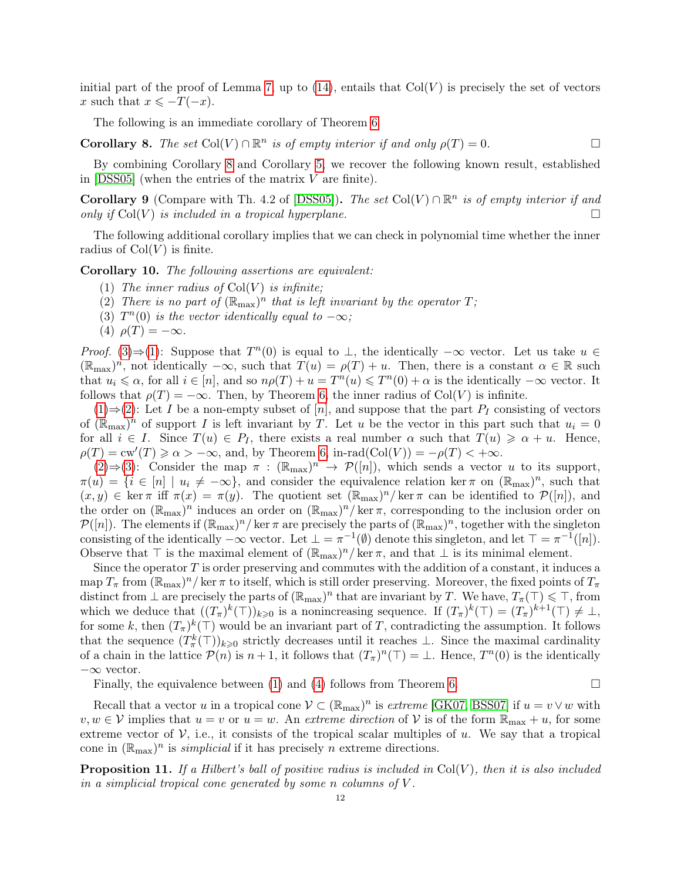initial part of the proof of Lemma 7, up to (14), entails that $\mathrm{Col}(V)$ is precisely the set of vectors $x$ such that $x \leqslant -T(-x)$.

The following is an immediate corollary of Theorem 6.

**Corollary 8.** *The set $\mathrm{Col}(V) \cap \mathbb{R}^n$ is of empty interior if and only $\rho(T) = 0$.* □

By combining Corollary 8 and Corollary 5, we recover the following known result, established in [DSS05] (when the entries of the matrix $V$ are finite).

**Corollary 9** (Compare with Th. 4.2 of [DSS05])**.** *The set $\mathrm{Col}(V) \cap \mathbb{R}^n$ is of empty interior if and only if $\mathrm{Col}(V)$ is included in a tropical hyperplane.* □

The following additional corollary implies that we can check in polynomial time whether the inner radius of $\mathrm{Col}(V)$ is finite.

**Corollary 10.** *The following assertions are equivalent:*

(1) *The inner radius of $\mathrm{Col}(V)$ is infinite;*
(2) *There is no part of $(\mathbb{R}_{\max})^n$ that is left invariant by the operator $T$;*
(3) *$T^n(0)$ is the vector identically equal to $-\infty$;*
(4) *$\rho(T) = -\infty$.*

*Proof.* (3)⇒(1): Suppose that $T^n(0)$ is equal to $\bot$, the identically $-\infty$ vector. Let us take $u \in (\mathbb{R}_{\max})^n$, not identically $-\infty$, such that $T(u) = \rho(T) + u$. Then, there is a constant $\alpha \in \mathbb{R}$ such that $u_i \leqslant \alpha$, for all $i \in [n]$, and so $n\rho(T) + u = T^n(u) \leqslant T^n(0) + \alpha$ is the identically $-\infty$ vector. It follows that $\rho(T) = -\infty$. Then, by Theorem 6, the inner radius of $\mathrm{Col}(V)$ is infinite.

(1)⇒(2): Let $I$ be a non-empty subset of $[n]$, and suppose that the part $P_I$ consisting of vectors of $(\mathbb{R}_{\max})^n$ of support $I$ is left invariant by $T$. Let $u$ be the vector in this part such that $u_i = 0$ for all $i \in I$. Since $T(u) \in P_I$, there exists a real number $\alpha$ such that $T(u) \geqslant \alpha + u$. Hence, $\rho(T) = \mathrm{cw}'(T) \geqslant \alpha > -\infty$, and, by Theorem 6, $\text{in-rad}(\mathrm{Col}(V)) = -\rho(T) < +\infty$.

(2)⇒(3): Consider the map $\pi : (\mathbb{R}_{\max})^n \to \mathcal{P}([n])$, which sends a vector $u$ to its support, $\pi(u) = \{i \in [n] \mid u_i \neq -\infty\}$, and consider the equivalence relation $\ker \pi$ on $(\mathbb{R}_{\max})^n$, such that $(x, y) \in \ker \pi$ iff $\pi(x) = \pi(y)$. The quotient set $(\mathbb{R}_{\max})^n / \ker \pi$ can be identified to $\mathcal{P}([n])$, and the order on $(\mathbb{R}_{\max})^n$ induces an order on $(\mathbb{R}_{\max})^n / \ker \pi$, corresponding to the inclusion order on $\mathcal{P}([n])$. The elements if $(\mathbb{R}_{\max})^n / \ker \pi$ are precisely the parts of $(\mathbb{R}_{\max})^n$, together with the singleton consisting of the identically $-\infty$ vector. Let $\bot = \pi^{-1}(\emptyset)$ denote this singleton, and let $\top = \pi^{-1}([n])$. Observe that $\top$ is the maximal element of $(\mathbb{R}_{\max})^n / \ker \pi$, and that $\bot$ is its minimal element.

Since the operator $T$ is order preserving and commutes with the addition of a constant, it induces a map $T_\pi$ from $(\mathbb{R}_{\max})^n / \ker \pi$ to itself, which is still order preserving. Moreover, the fixed points of $T_\pi$ distinct from $\bot$ are precisely the parts of $(\mathbb{R}_{\max})^n$ that are invariant by $T$. We have, $T_\pi(\top) \leqslant \top$, from which we deduce that $((T_\pi)^k(\top))_{k \geqslant 0}$ is a nonincreasing sequence. If $(T_\pi)^k(\top) = (T_\pi)^{k+1}(\top) \neq \bot$, for some $k$, then $(T_\pi)^k(\top)$ would be an invariant part of $T$, contradicting the assumption. It follows that the sequence $(T_\pi^k(\top))_{k \geqslant 0}$ strictly decreases until it reaches $\bot$. Since the maximal cardinality of a chain in the lattice $\mathcal{P}(n)$ is $n+1$, it follows that $(T_\pi)^n(\top) = \bot$. Hence, $T^n(0)$ is the identically $-\infty$ vector.

Finally, the equivalence between (1) and (4) follows from Theorem 6. □

Recall that a vector $u$ in a tropical cone $\mathcal{V} \subset (\mathbb{R}_{\max})^n$ is *extreme* [GK07, BSS07] if $u = v \vee w$ with $v, w \in \mathcal{V}$ implies that $u = v$ or $u = w$. An *extreme direction* of $\mathcal{V}$ is of the form $\mathbb{R}_{\max} + u$, for some extreme vector of $\mathcal{V}$, i.e., it consists of the tropical scalar multiples of $u$. We say that a tropical cone in $(\mathbb{R}_{\max})^n$ is *simplicial* if it has precisely $n$ extreme directions.

**Proposition 11.** *If a Hilbert's ball of positive radius is included in $\mathrm{Col}(V)$, then it is also included in a simplicial tropical cone generated by some $n$ columns of $V$.*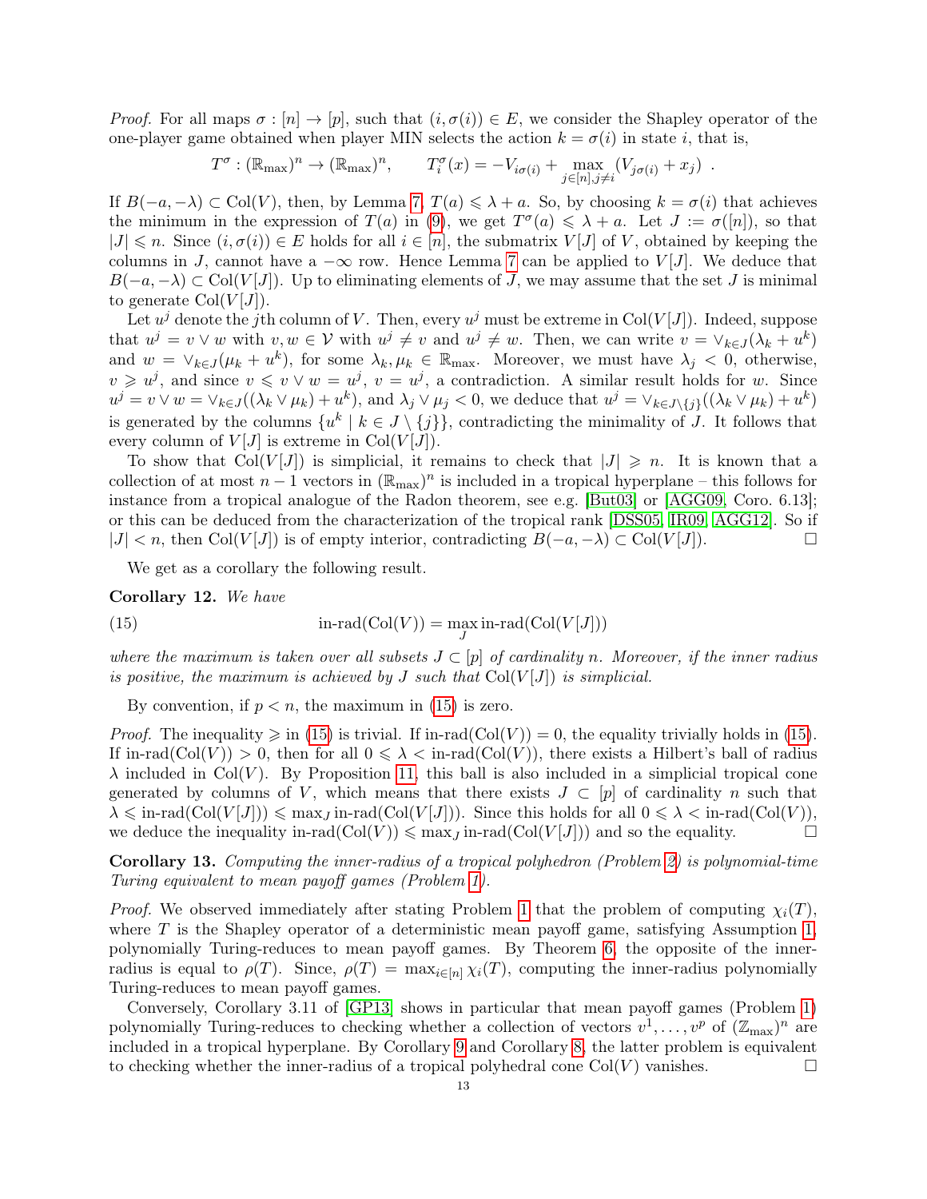*Proof.* For all maps $\sigma : [n] \to [p]$, such that $(i, \sigma(i)) \in E$, we consider the Shapley operator of the one-player game obtained when player MIN selects the action $k = \sigma(i)$ in state $i$, that is,

$$T^\sigma : (\mathbb{R}_{\max})^n \to (\mathbb{R}_{\max})^n, \qquad T_i^\sigma(x) = -V_{i\sigma(i)} + \max_{j \in [n], j \neq i} (V_{j\sigma(i)} + x_j) \enspace .$$

If $B(-a, -\lambda) \subset \mathrm{Col}(V)$, then, by Lemma 7, $T(a) \leqslant \lambda + a$. So, by choosing $k = \sigma(i)$ that achieves the minimum in the expression of $T(a)$ in (9), we get $T^\sigma(a) \leqslant \lambda + a$. Let $J := \sigma([n])$, so that $|J| \leqslant n$. Since $(i, \sigma(i)) \in E$ holds for all $i \in [n]$, the submatrix $V[J]$ of $V$, obtained by keeping the columns in $J$, cannot have a $-\infty$ row. Hence Lemma 7 can be applied to $V[J]$. We deduce that $B(-a, -\lambda) \subset \mathrm{Col}(V[J])$. Up to eliminating elements of $J$, we may assume that the set $J$ is minimal to generate $\mathrm{Col}(V[J])$.

Let $u^j$ denote the $j$th column of $V$. Then, every $u^j$ must be extreme in $\mathrm{Col}(V[J])$. Indeed, suppose that $u^j = v \vee w$ with $v, w \in \mathcal{V}$ with $u^j \neq v$ and $u^j \neq w$. Then, we can write $v = \vee_{k \in J}(\lambda_k + u^k)$ and $w = \vee_{k \in J}(\mu_k + u^k)$, for some $\lambda_k, \mu_k \in \mathbb{R}_{\max}$. Moreover, we must have $\lambda_j < 0$, otherwise, $v \geqslant u^j$, and since $v \leqslant v \vee w = u^j$, $v = u^j$, a contradiction. A similar result holds for $w$. Since $u^j = v \vee w = \vee_{k \in J}((\lambda_k \vee \mu_k) + u^k)$, and $\lambda_j \vee \mu_j < 0$, we deduce that $u^j = \vee_{k \in J \setminus \{j\}}((\lambda_k \vee \mu_k) + u^k)$ is generated by the columns $\{u^k \mid k \in J \setminus \{j\}\}$, contradicting the minimality of $J$. It follows that every column of $V[J]$ is extreme in $\mathrm{Col}(V[J])$.

To show that $\mathrm{Col}(V[J])$ is simplicial, it remains to check that $|J| \geqslant n$. It is known that a collection of at most $n - 1$ vectors in $(\mathbb{R}_{\max})^n$ is included in a tropical hyperplane – this follows for instance from a tropical analogue of the Radon theorem, see e.g. [But03] or [AGG09, Coro. 6.13]; or this can be deduced from the characterization of the tropical rank [DSS05, IR09, AGG12]. So if $|J| < n$, then $\mathrm{Col}(V[J])$ is of empty interior, contradicting $B(-a, -\lambda) \subset \mathrm{Col}(V[J])$. $\square$

We get as a corollary the following result.

**Corollary 12.** *We have*

$$\text{in-rad}(\mathrm{Col}(V)) = \max_J \text{in-rad}(\mathrm{Col}(V[J])) \tag{15}$$

*where the maximum is taken over all subsets $J \subset [p]$ of cardinality $n$. Moreover, if the inner radius is positive, the maximum is achieved by $J$ such that $\mathrm{Col}(V[J])$ is simplicial.*

By convention, if $p < n$, the maximum in (15) is zero.

*Proof.* The inequality $\geqslant$ in (15) is trivial. If $\text{in-rad}(\mathrm{Col}(V)) = 0$, the equality trivially holds in (15). If $\text{in-rad}(\mathrm{Col}(V)) > 0$, then for all $0 \leqslant \lambda < \text{in-rad}(\mathrm{Col}(V))$, there exists a Hilbert's ball of radius $\lambda$ included in $\mathrm{Col}(V)$. By Proposition 11, this ball is also included in a simplicial tropical cone generated by columns of $V$, which means that there exists $J \subset [p]$ of cardinality $n$ such that $\lambda \leqslant \text{in-rad}(\mathrm{Col}(V[J])) \leqslant \max_J \text{in-rad}(\mathrm{Col}(V[J]))$. Since this holds for all $0 \leqslant \lambda < \text{in-rad}(\mathrm{Col}(V))$, we deduce the inequality $\text{in-rad}(\mathrm{Col}(V)) \leqslant \max_J \text{in-rad}(\mathrm{Col}(V[J]))$ and so the equality. $\square$

**Corollary 13.** *Computing the inner-radius of a tropical polyhedron (Problem 2) is polynomial-time Turing equivalent to mean payoff games (Problem 1).*

*Proof.* We observed immediately after stating Problem 1 that the problem of computing $\chi_i(T)$, where $T$ is the Shapley operator of a deterministic mean payoff game, satisfying Assumption 1, polynomially Turing-reduces to mean payoff games. By Theorem 6, the opposite of the inner-radius is equal to $\rho(T)$. Since, $\rho(T) = \max_{i \in [n]} \chi_i(T)$, computing the inner-radius polynomially Turing-reduces to mean payoff games.

Conversely, Corollary 3.11 of [GP13] shows in particular that mean payoff games (Problem 1) polynomially Turing-reduces to checking whether a collection of vectors $v^1, \dots, v^p$ of $(\mathbb{Z}_{\max})^n$ are included in a tropical hyperplane. By Corollary 9 and Corollary 8, the latter problem is equivalent to checking whether the inner-radius of a tropical polyhedral cone $\mathrm{Col}(V)$ vanishes. $\square$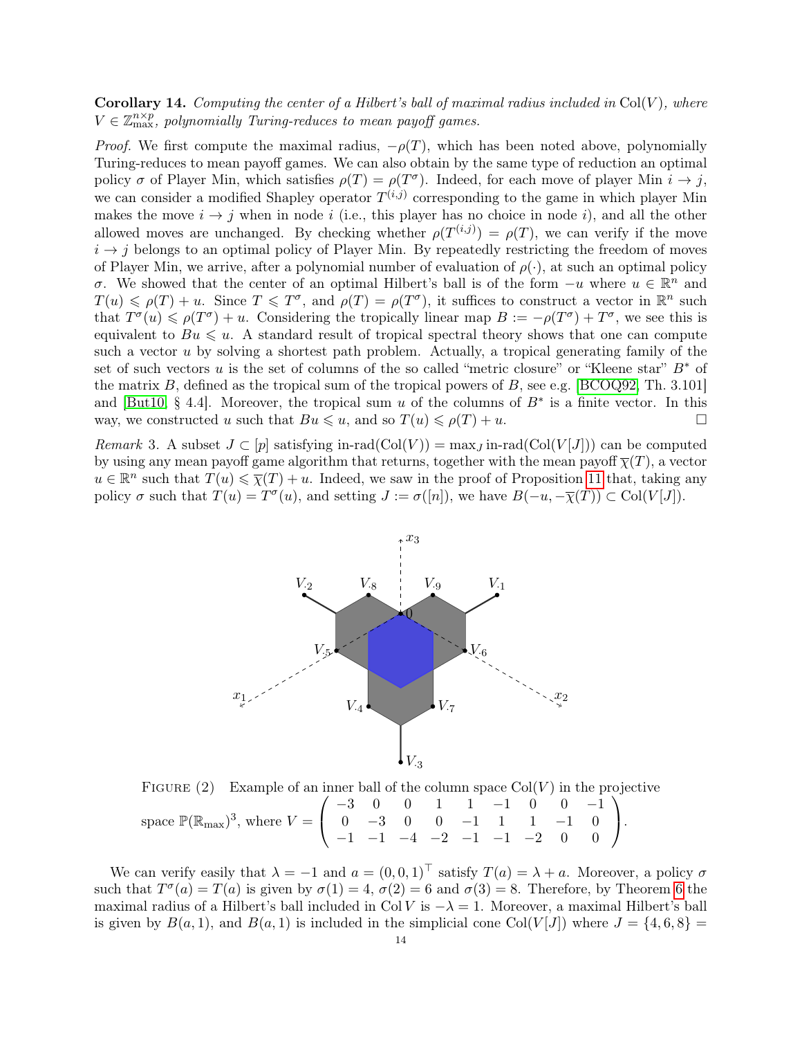**Corollary 14.** *Computing the center of a Hilbert's ball of maximal radius included in* $\mathrm{Col}(V)$*, where* $V \in \mathbb{Z}_{\max}^{n\times p}$*, polynomially Turing-reduces to mean payoff games.*

*Proof.* We first compute the maximal radius, $-\rho(T)$, which has been noted above, polynomially Turing-reduces to mean payoff games. We can also obtain by the same type of reduction an optimal policy $\sigma$ of Player Min, which satisfies $\rho(T) = \rho(T^\sigma)$. Indeed, for each move of player Min $i \to j$, we can consider a modified Shapley operator $T^{(i,j)}$ corresponding to the game in which player Min makes the move $i \to j$ when in node $i$ (i.e., this player has no choice in node $i$), and all the other allowed moves are unchanged. By checking whether $\rho(T^{(i,j)}) = \rho(T)$, we can verify if the move $i \to j$ belongs to an optimal policy of Player Min. By repeatedly restricting the freedom of moves of Player Min, we arrive, after a polynomial number of evaluation of $\rho(\cdot)$, at such an optimal policy $\sigma$. We showed that the center of an optimal Hilbert's ball is of the form $-u$ where $u \in \mathbb{R}^n$ and $T(u) \leqslant \rho(T) + u$. Since $T \leqslant T^\sigma$, and $\rho(T) = \rho(T^\sigma)$, it suffices to construct a vector in $\mathbb{R}^n$ such that $T^\sigma(u) \leqslant \rho(T^\sigma) + u$. Considering the tropically linear map $B := -\rho(T^\sigma) + T^\sigma$, we see this is equivalent to $Bu \leqslant u$. A standard result of tropical spectral theory shows that one can compute such a vector $u$ by solving a shortest path problem. Actually, a tropical generating family of the set of such vectors $u$ is the set of columns of the so called "metric closure" or "Kleene star" $B^*$ of the matrix $B$, defined as the tropical sum of the tropical powers of $B$, see e.g. [BCOQ92, Th. 3.101] and [But10, § 4.4]. Moreover, the tropical sum $u$ of the columns of $B^*$ is a finite vector. In this way, we constructed $u$ such that $Bu \leqslant u$, and so $T(u) \leqslant \rho(T) + u$. □

*Remark* 3. A subset $J \subset [p]$ satisfying $\text{in-rad}(\mathrm{Col}(V)) = \max_J \text{in-rad}(\mathrm{Col}(V[J]))$ can be computed by using any mean payoff game algorithm that returns, together with the mean payoff $\overline{\chi}(T)$, a vector $u \in \mathbb{R}^n$ such that $T(u) \leqslant \overline{\chi}(T) + u$. Indeed, we saw in the proof of Proposition 11 that, taking any policy $\sigma$ such that $T(u) = T^\sigma(u)$, and setting $J := \sigma([n])$, we have $B(-u, -\overline{\chi}(T)) \subset \mathrm{Col}(V[J])$.

FIGURE (2) Example of an inner ball of the column space $\mathrm{Col}(V)$ in the projective space $\mathbb{P}(\mathbb{R}_{\max})^3$, where $V = \begin{pmatrix} -3 & 0 & 0 & 1 & 1 & -1 & 0 & 0 & -1 \\ 0 & -3 & 0 & 0 & -1 & 1 & 1 & -1 & 0 \\ -1 & -1 & -4 & -2 & -1 & -1 & -2 & 0 & 0 \end{pmatrix}$.

We can verify easily that $\lambda = -1$ and $a = (0,0,1)^\top$ satisfy $T(a) = \lambda + a$. Moreover, a policy $\sigma$ such that $T^\sigma(a) = T(a)$ is given by $\sigma(1) = 4$, $\sigma(2) = 6$ and $\sigma(3) = 8$. Therefore, by Theorem 6 the maximal radius of a Hilbert's ball included in $\mathrm{Col}\, V$ is $-\lambda = 1$. Moreover, a maximal Hilbert's ball is given by $B(a, 1)$, and $B(a, 1)$ is included in the simplicial cone $\mathrm{Col}(V[J])$ where $J = \{4, 6, 8\} =$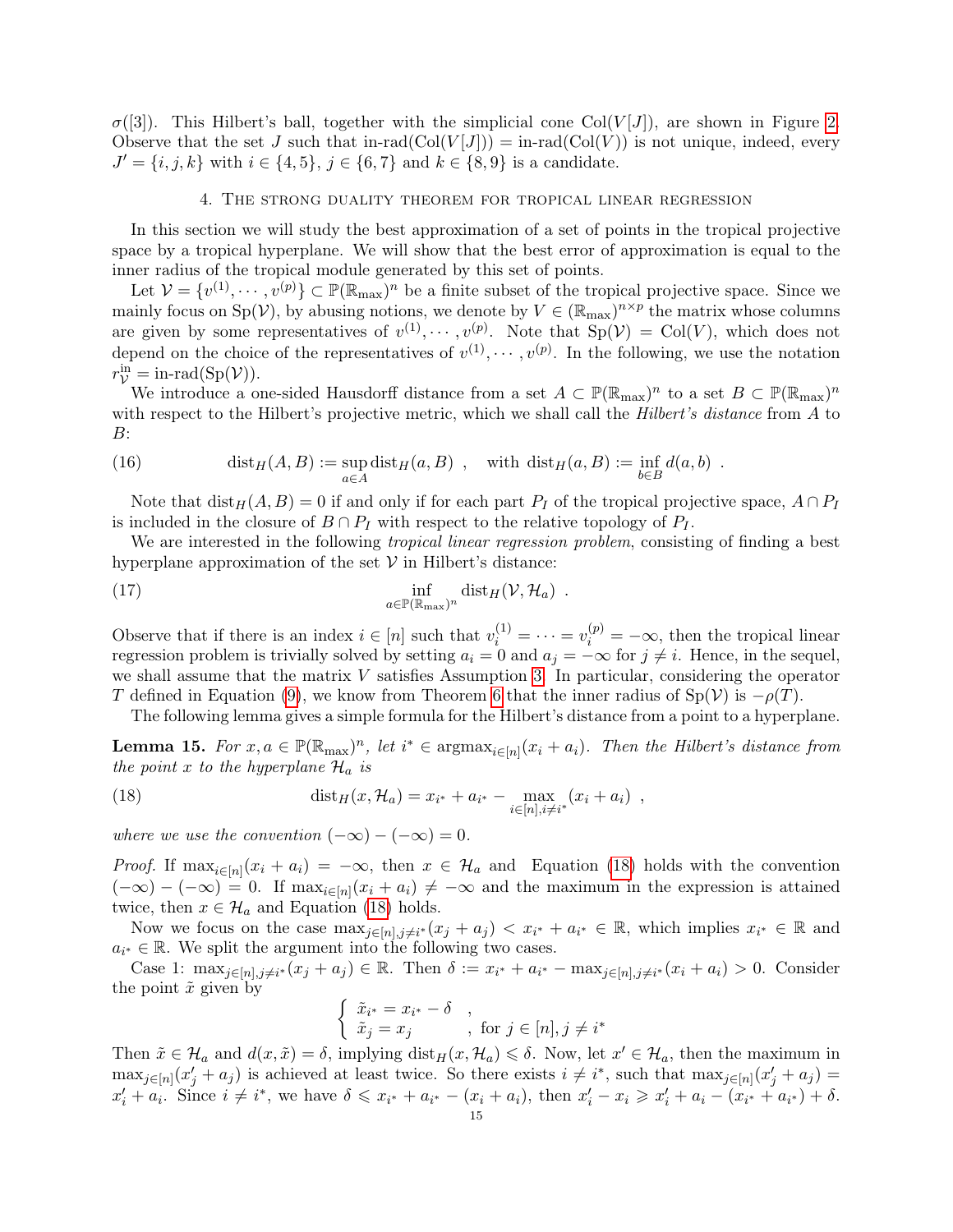$\sigma([3])$. This Hilbert's ball, together with the simplicial cone $\mathrm{Col}(V[J])$, are shown in Figure 2. Observe that the set $J$ such that in-rad$(\mathrm{Col}(V[J])) =$ in-rad$(\mathrm{Col}(V))$ is not unique, indeed, every $J' = \{i, j, k\}$ with $i \in \{4, 5\}$, $j \in \{6, 7\}$ and $k \in \{8, 9\}$ is a candidate.

## 4. The strong duality theorem for tropical linear regression

In this section we will study the best approximation of a set of points in the tropical projective space by a tropical hyperplane. We will show that the best error of approximation is equal to the inner radius of the tropical module generated by this set of points.

Let $\mathcal{V} = \{v^{(1)}, \cdots, v^{(p)}\} \subset \mathbb{P}(\mathbb{R}_{\max})^n$ be a finite subset of the tropical projective space. Since we mainly focus on $\mathrm{Sp}(\mathcal{V})$, by abusing notions, we denote by $V \in (\mathbb{R}_{\max})^{n\times p}$ the matrix whose columns are given by some representatives of $v^{(1)}, \cdots, v^{(p)}$. Note that $\mathrm{Sp}(\mathcal{V}) = \mathrm{Col}(V)$, which does not depend on the choice of the representatives of $v^{(1)}, \cdots, v^{(p)}$. In the following, we use the notation $r^{\mathrm{in}}_{\mathcal{V}} =$ in-rad$(\mathrm{Sp}(\mathcal{V}))$.

We introduce a one-sided Hausdorff distance from a set $A \subset \mathbb{P}(\mathbb{R}_{\max})^n$ to a set $B \subset \mathbb{P}(\mathbb{R}_{\max})^n$ with respect to the Hilbert's projective metric, which we shall call the *Hilbert's distance* from $A$ to $B$:

$$\mathrm{dist}_H(A, B) := \sup_{a\in A} \mathrm{dist}_H(a, B) \ , \quad \text{with } \mathrm{dist}_H(a, B) := \inf_{b\in B} d(a, b) \ . \tag{16}$$

Note that $\mathrm{dist}_H(A, B) = 0$ if and only if for each part $P_I$ of the tropical projective space, $A \cap P_I$ is included in the closure of $B \cap P_I$ with respect to the relative topology of $P_I$.

We are interested in the following *tropical linear regression problem*, consisting of finding a best hyperplane approximation of the set $\mathcal{V}$ in Hilbert's distance:

$$\inf_{a\in\mathbb{P}(\mathbb{R}_{\max})^n} \mathrm{dist}_H(\mathcal{V}, \mathcal{H}_a) \ . \tag{17}$$

Observe that if there is an index $i \in [n]$ such that $v^{(1)}_i = \cdots = v^{(p)}_i = -\infty$, then the tropical linear regression problem is trivially solved by setting $a_i = 0$ and $a_j = -\infty$ for $j \neq i$. Hence, in the sequel, we shall assume that the matrix $V$ satisfies Assumption 3. In particular, considering the operator $T$ defined in Equation (9), we know from Theorem 6 that the inner radius of $\mathrm{Sp}(\mathcal{V})$ is $-\rho(T)$.

The following lemma gives a simple formula for the Hilbert's distance from a point to a hyperplane.

**Lemma 15.** *For $x, a \in \mathbb{P}(\mathbb{R}_{\max})^n$, let $i^* \in \mathrm{argmax}_{i\in[n]}(x_i + a_i)$. Then the Hilbert's distance from the point $x$ to the hyperplane $\mathcal{H}_a$ is*

$$\mathrm{dist}_H(x, \mathcal{H}_a) = x_{i^*} + a_{i^*} - \max_{i\in[n], i\neq i^*}(x_i + a_i) \ , \tag{18}$$

*where we use the convention $(-\infty) - (-\infty) = 0$.*

*Proof.* If $\max_{i\in[n]}(x_i + a_i) = -\infty$, then $x \in \mathcal{H}_a$ and Equation (18) holds with the convention $(-\infty) - (-\infty) = 0$. If $\max_{i\in[n]}(x_i + a_i) \neq -\infty$ and the maximum in the expression is attained twice, then $x \in \mathcal{H}_a$ and Equation (18) holds.

Now we focus on the case $\max_{j\in[n], j\neq i^*}(x_j + a_j) < x_{i^*} + a_{i^*} \in \mathbb{R}$, which implies $x_{i^*} \in \mathbb{R}$ and $a_{i^*} \in \mathbb{R}$. We split the argument into the following two cases.

Case 1: $\max_{j\in[n], j\neq i^*}(x_j + a_j) \in \mathbb{R}$. Then $\delta := x_{i^*} + a_{i^*} - \max_{j\in[n], j\neq i^*}(x_i + a_i) > 0$. Consider the point $\tilde{x}$ given by

$$\begin{cases} \tilde{x}_{i^*} = x_{i^*} - \delta & , \\ \tilde{x}_j = x_j & , \text{ for } j \in [n], j \neq i^* \end{cases}$$

Then $\tilde{x} \in \mathcal{H}_a$ and $d(x, \tilde{x}) = \delta$, implying $\mathrm{dist}_H(x, \mathcal{H}_a) \leqslant \delta$. Now, let $x' \in \mathcal{H}_a$, then the maximum in $\max_{j\in[n]}(x'_j + a_j)$ is achieved at least twice. So there exists $i \neq i^*$, such that $\max_{j\in[n]}(x'_j + a_j) = x'_i + a_i$. Since $i \neq i^*$, we have $\delta \leqslant x_{i^*} + a_{i^*} - (x_i + a_i)$, then $x'_i - x_i \geqslant x'_i + a_i - (x_{i^*} + a_{i^*}) + \delta$.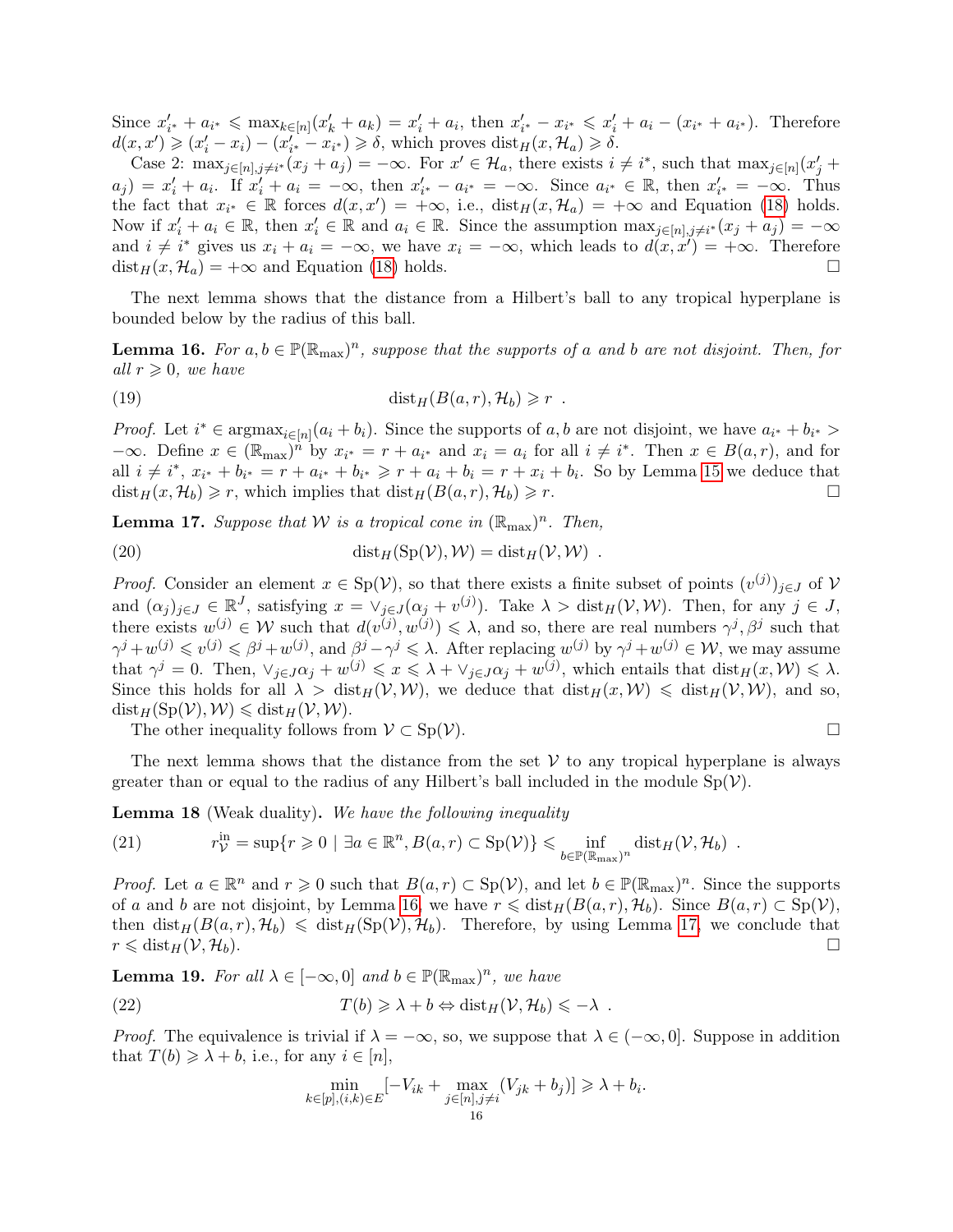Since $x'_{i^*} + a_{i^*} \leqslant \max_{k\in[n]}(x'_k + a_k) = x'_i + a_i$, then $x'_{i^*} - x_{i^*} \leqslant x'_i + a_i - (x_{i^*} + a_{i^*})$. Therefore $d(x, x') \geqslant (x'_i - x_i) - (x'_{i^*} - x_{i^*}) \geqslant \delta$, which proves $\mathrm{dist}_H(x, \mathcal{H}_a) \geqslant \delta$.

Case 2: $\max_{j\in[n], j\neq i^*}(x_j + a_j) = -\infty$. For $x' \in \mathcal{H}_a$, there exists $i \neq i^*$, such that $\max_{j\in[n]}(x'_j + a_j) = x'_i + a_i$. If $x'_i + a_i = -\infty$, then $x'_{i^*} - a_{i^*} = -\infty$. Since $a_{i^*} \in \mathbb{R}$, then $x'_{i^*} = -\infty$. Thus the fact that $x_{i^*} \in \mathbb{R}$ forces $d(x, x') = +\infty$, i.e., $\mathrm{dist}_H(x, \mathcal{H}_a) = +\infty$ and Equation (18) holds. Now if $x'_i + a_i \in \mathbb{R}$, then $x'_i \in \mathbb{R}$ and $a_i \in \mathbb{R}$. Since the assumption $\max_{j\in[n], j\neq i^*}(x_j + a_j) = -\infty$ and $i \neq i^*$ gives us $x_i + a_i = -\infty$, we have $x_i = -\infty$, which leads to $d(x, x') = +\infty$. Therefore $\mathrm{dist}_H(x, \mathcal{H}_a) = +\infty$ and Equation (18) holds. □

The next lemma shows that the distance from a Hilbert's ball to any tropical hyperplane is bounded below by the radius of this ball.

**Lemma 16.** *For $a, b \in \mathbb{P}(\mathbb{R}_{\max})^n$, suppose that the supports of $a$ and $b$ are not disjoint. Then, for all $r \geqslant 0$, we have*

$$\mathrm{dist}_H(B(a, r), \mathcal{H}_b) \geqslant r \ . \tag{19}$$

*Proof.* Let $i^* \in \mathrm{argmax}_{i\in[n]}(a_i + b_i)$. Since the supports of $a, b$ are not disjoint, we have $a_{i^*} + b_{i^*} > -\infty$. Define $x \in (\mathbb{R}_{\max})^n$ by $x_{i^*} = r + a_{i^*}$ and $x_i = a_i$ for all $i \neq i^*$. Then $x \in B(a, r)$, and for all $i \neq i^*$, $x_{i^*} + b_{i^*} = r + a_{i^*} + b_{i^*} \geqslant r + a_i + b_i = r + x_i + b_i$. So by Lemma 15 we deduce that $\mathrm{dist}_H(x, \mathcal{H}_b) \geqslant r$, which implies that $\mathrm{dist}_H(B(a, r), \mathcal{H}_b) \geqslant r$. □

**Lemma 17.** *Suppose that $\mathcal{W}$ is a tropical cone in $(\mathbb{R}_{\max})^n$. Then,*

$$\mathrm{dist}_H(\mathrm{Sp}(\mathcal{V}), \mathcal{W}) = \mathrm{dist}_H(\mathcal{V}, \mathcal{W}) \ . \tag{20}$$

*Proof.* Consider an element $x \in \mathrm{Sp}(\mathcal{V})$, so that there exists a finite subset of points $(v^{(j)})_{j\in J}$ of $\mathcal{V}$ and $(\alpha_j)_{j\in J} \in \mathbb{R}^J$, satisfying $x = \vee_{j\in J}(\alpha_j + v^{(j)})$. Take $\lambda > \mathrm{dist}_H(\mathcal{V}, \mathcal{W})$. Then, for any $j \in J$, there exists $w^{(j)} \in \mathcal{W}$ such that $d(v^{(j)}, w^{(j)}) \leqslant \lambda$, and so, there are real numbers $\gamma^j, \beta^j$ such that $\gamma^j + w^{(j)} \leqslant v^{(j)} \leqslant \beta^j + w^{(j)}$, and $\beta^j - \gamma^j \leqslant \lambda$. After replacing $w^{(j)}$ by $\gamma^j + w^{(j)} \in \mathcal{W}$, we may assume that $\gamma^j = 0$. Then, $\vee_{j\in J}\alpha_j + w^{(j)} \leqslant x \leqslant \lambda + \vee_{j\in J}\alpha_j + w^{(j)}$, which entails that $\mathrm{dist}_H(x, \mathcal{W}) \leqslant \lambda$. Since this holds for all $\lambda > \mathrm{dist}_H(\mathcal{V}, \mathcal{W})$, we deduce that $\mathrm{dist}_H(x, \mathcal{W}) \leqslant \mathrm{dist}_H(\mathcal{V}, \mathcal{W})$, and so, $\mathrm{dist}_H(\mathrm{Sp}(\mathcal{V}), \mathcal{W}) \leqslant \mathrm{dist}_H(\mathcal{V}, \mathcal{W})$.

The other inequality follows from $\mathcal{V} \subset \mathrm{Sp}(\mathcal{V})$. □

The next lemma shows that the distance from the set $\mathcal{V}$ to any tropical hyperplane is always greater than or equal to the radius of any Hilbert's ball included in the module $\mathrm{Sp}(\mathcal{V})$.

**Lemma 18** (Weak duality)**.** *We have the following inequality*

$$r_{\mathcal{V}}^{\mathrm{in}} = \sup\{r \geqslant 0 \mid \exists a \in \mathbb{R}^n, B(a, r) \subset \mathrm{Sp}(\mathcal{V})\} \leqslant \inf_{b\in\mathbb{P}(\mathbb{R}_{\max})^n} \mathrm{dist}_H(\mathcal{V}, \mathcal{H}_b) \ . \tag{21}$$

*Proof.* Let $a \in \mathbb{R}^n$ and $r \geqslant 0$ such that $B(a, r) \subset \mathrm{Sp}(\mathcal{V})$, and let $b \in \mathbb{P}(\mathbb{R}_{\max})^n$. Since the supports of $a$ and $b$ are not disjoint, by Lemma 16, we have $r \leqslant \mathrm{dist}_H(B(a, r), \mathcal{H}_b)$. Since $B(a, r) \subset \mathrm{Sp}(\mathcal{V})$, then $\mathrm{dist}_H(B(a, r), \mathcal{H}_b) \leqslant \mathrm{dist}_H(\mathrm{Sp}(\mathcal{V}), \mathcal{H}_b)$. Therefore, by using Lemma 17, we conclude that $r \leqslant \mathrm{dist}_H(\mathcal{V}, \mathcal{H}_b)$. □

**Lemma 19.** *For all $\lambda \in [-\infty, 0]$ and $b \in \mathbb{P}(\mathbb{R}_{\max})^n$, we have*

$$T(b) \geqslant \lambda + b \Leftrightarrow \mathrm{dist}_H(\mathcal{V}, \mathcal{H}_b) \leqslant -\lambda \ . \tag{22}$$

*Proof.* The equivalence is trivial if $\lambda = -\infty$, so, we suppose that $\lambda \in (-\infty, 0]$. Suppose in addition that $T(b) \geqslant \lambda + b$, i.e., for any $i \in [n]$,

$$\min_{k\in[p],(i,k)\in E}[-V_{ik} + \max_{j\in[n], j\neq i}(V_{jk} + b_j)] \geqslant \lambda + b_i.$$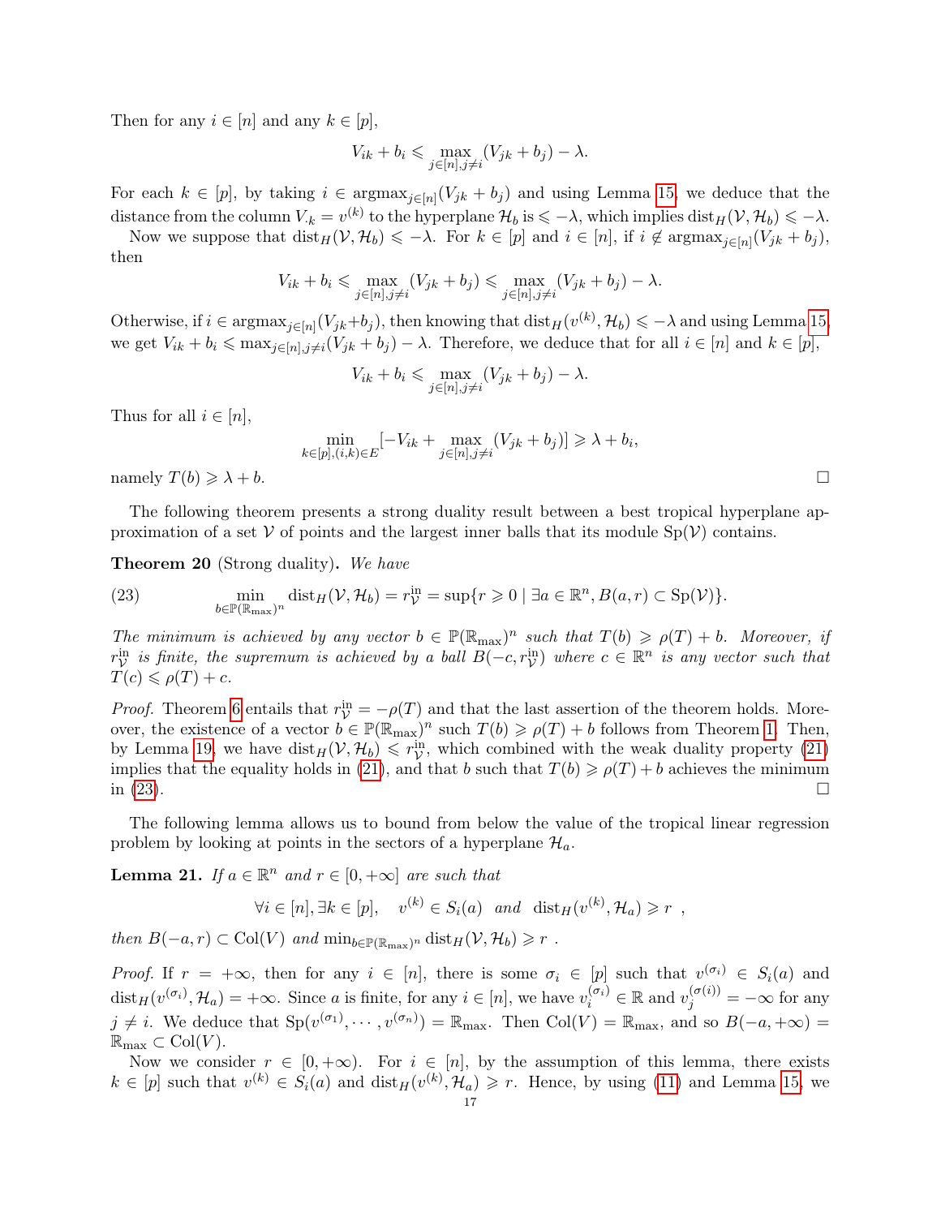Then for any $i \in [n]$ and any $k \in [p]$,

$$V_{ik} + b_i \leqslant \max_{j \in [n], j \neq i} (V_{jk} + b_j) - \lambda.$$

For each $k \in [p]$, by taking $i \in \operatorname{argmax}_{j \in [n]}(V_{jk} + b_j)$ and using Lemma 15, we deduce that the distance from the column $V_{\cdot k} = v^{(k)}$ to the hyperplane $\mathcal{H}_b$ is $\leqslant -\lambda$, which implies $\operatorname{dist}_H(\mathcal{V}, \mathcal{H}_b) \leqslant -\lambda$.

Now we suppose that $\operatorname{dist}_H(\mathcal{V}, \mathcal{H}_b) \leqslant -\lambda$. For $k \in [p]$ and $i \in [n]$, if $i \notin \operatorname{argmax}_{j \in [n]}(V_{jk} + b_j)$, then

$$V_{ik} + b_i \leqslant \max_{j \in [n], j \neq i} (V_{jk} + b_j) \leqslant \max_{j \in [n], j \neq i} (V_{jk} + b_j) - \lambda.$$

Otherwise, if $i \in \operatorname{argmax}_{j \in [n]}(V_{jk}+b_j)$, then knowing that $\operatorname{dist}_H(v^{(k)}, \mathcal{H}_b) \leqslant -\lambda$ and using Lemma 15, we get $V_{ik} + b_i \leqslant \max_{j \in [n], j \neq i}(V_{jk} + b_j) - \lambda$. Therefore, we deduce that for all $i \in [n]$ and $k \in [p]$,

$$V_{ik} + b_i \leqslant \max_{j \in [n], j \neq i} (V_{jk} + b_j) - \lambda.$$

Thus for all $i \in [n]$,

$$\min_{k \in [p], (i,k) \in E} [-V_{ik} + \max_{j \in [n], j \neq i} (V_{jk} + b_j)] \geqslant \lambda + b_i,$$

namely $T(b) \geqslant \lambda + b$. $\square$

The following theorem presents a strong duality result between a best tropical hyperplane approximation of a set $\mathcal{V}$ of points and the largest inner balls that its module $\operatorname{Sp}(\mathcal{V})$ contains.

**Theorem 20** (Strong duality)**.** *We have*

$$\min_{b \in \mathbb{P}(\mathbb{R}_{\max})^n} \operatorname{dist}_H(\mathcal{V}, \mathcal{H}_b) = r^{\text{in}}_{\mathcal{V}} = \sup\{r \geqslant 0 \mid \exists a \in \mathbb{R}^n, B(a, r) \subset \operatorname{Sp}(\mathcal{V})\}. \tag{23}$$

*The minimum is achieved by any vector $b \in \mathbb{P}(\mathbb{R}_{\max})^n$ such that $T(b) \geqslant \rho(T) + b$. Moreover, if $r^{\text{in}}_{\mathcal{V}}$ is finite, the supremum is achieved by a ball $B(-c, r^{\text{in}}_{\mathcal{V}})$ where $c \in \mathbb{R}^n$ is any vector such that $T(c) \leqslant \rho(T) + c$.*

*Proof.* Theorem 6 entails that $r^{\text{in}}_{\mathcal{V}} = -\rho(T)$ and that the last assertion of the theorem holds. Moreover, the existence of a vector $b \in \mathbb{P}(\mathbb{R}_{\max})^n$ such $T(b) \geqslant \rho(T) + b$ follows from Theorem 1. Then, by Lemma 19, we have $\operatorname{dist}_H(\mathcal{V}, \mathcal{H}_b) \leqslant r^{\text{in}}_{\mathcal{V}}$, which combined with the weak duality property (21) implies that the equality holds in (21), and that $b$ such that $T(b) \geqslant \rho(T) + b$ achieves the minimum in (23). $\square$

The following lemma allows us to bound from below the value of the tropical linear regression problem by looking at points in the sectors of a hyperplane $\mathcal{H}_a$.

**Lemma 21.** *If $a \in \mathbb{R}^n$ and $r \in [0, +\infty]$ are such that*

$$\forall i \in [n], \exists k \in [p], \quad v^{(k)} \in S_i(a) \ \text{ and } \ \operatorname{dist}_H(v^{(k)}, \mathcal{H}_a) \geqslant r \ ,$$

*then $B(-a, r) \subset \operatorname{Col}(V)$ and $\min_{b \in \mathbb{P}(\mathbb{R}_{\max})^n} \operatorname{dist}_H(\mathcal{V}, \mathcal{H}_b) \geqslant r$ .*

*Proof.* If $r = +\infty$, then for any $i \in [n]$, there is some $\sigma_i \in [p]$ such that $v^{(\sigma_i)} \in S_i(a)$ and $\operatorname{dist}_H(v^{(\sigma_i)}, \mathcal{H}_a) = +\infty$. Since $a$ is finite, for any $i \in [n]$, we have $v^{(\sigma_i)}_i \in \mathbb{R}$ and $v^{(\sigma(i))}_j = -\infty$ for any $j \neq i$. We deduce that $\operatorname{Sp}(v^{(\sigma_1)}, \cdots, v^{(\sigma_n)}) = \mathbb{R}_{\max}$. Then $\operatorname{Col}(V) = \mathbb{R}_{\max}$, and so $B(-a, +\infty) = \mathbb{R}_{\max} \subset \operatorname{Col}(V)$.

Now we consider $r \in [0, +\infty)$. For $i \in [n]$, by the assumption of this lemma, there exists $k \in [p]$ such that $v^{(k)} \in S_i(a)$ and $\operatorname{dist}_H(v^{(k)}, \mathcal{H}_a) \geqslant r$. Hence, by using (11) and Lemma 15, we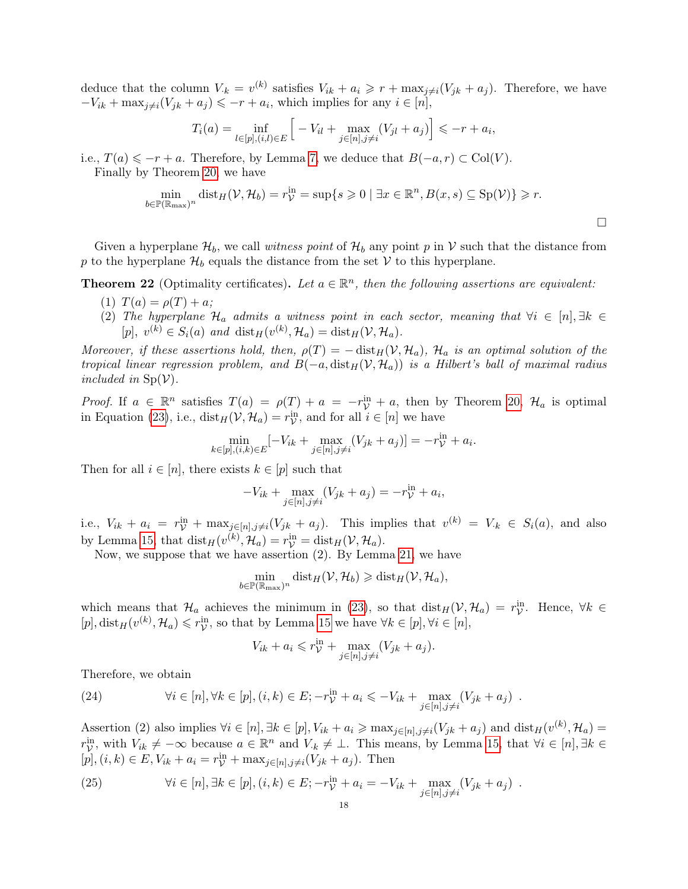deduce that the column $V_{\cdot k} = v^{(k)}$ satisfies $V_{ik} + a_i \geqslant r + \max_{j \neq i}(V_{jk} + a_j)$. Therefore, we have $-V_{ik} + \max_{j \neq i}(V_{jk} + a_j) \leqslant -r + a_i$, which implies for any $i \in [n]$,

$$T_i(a) = \inf_{l \in [p], (i,l) \in E} \Big[ -V_{il} + \max_{j \in [n], j \neq i}(V_{jl} + a_j) \Big] \leqslant -r + a_i,$$

i.e., $T(a) \leqslant -r + a$. Therefore, by Lemma 7, we deduce that $B(-a, r) \subset \mathrm{Col}(V)$.

Finally by Theorem 20, we have

$$\min_{b \in \mathbb{P}(\mathbb{R}_{\max})^n} \mathrm{dist}_H(\mathcal{V}, \mathcal{H}_b) = r^{\mathrm{in}}_{\mathcal{V}} = \sup\{s \geqslant 0 \mid \exists x \in \mathbb{R}^n, B(x, s) \subseteq \mathrm{Sp}(\mathcal{V})\} \geqslant r.$$

□

Given a hyperplane $\mathcal{H}_b$, we call *witness point* of $\mathcal{H}_b$ any point $p$ in $\mathcal{V}$ such that the distance from $p$ to the hyperplane $\mathcal{H}_b$ equals the distance from the set $\mathcal{V}$ to this hyperplane.

**Theorem 22** (Optimality certificates)**.** *Let $a \in \mathbb{R}^n$, then the following assertions are equivalent:*

(1) *$T(a) = \rho(T) + a$;*
(2) *The hyperplane $\mathcal{H}_a$ admits a witness point in each sector, meaning that $\forall i \in [n], \exists k \in [p]$, $v^{(k)} \in S_i(a)$ and $\mathrm{dist}_H(v^{(k)}, \mathcal{H}_a) = \mathrm{dist}_H(\mathcal{V}, \mathcal{H}_a)$.*

*Moreover, if these assertions hold, then, $\rho(T) = -\mathrm{dist}_H(\mathcal{V}, \mathcal{H}_a)$, $\mathcal{H}_a$ is an optimal solution of the tropical linear regression problem, and $B(-a, \mathrm{dist}_H(\mathcal{V}, \mathcal{H}_a))$ is a Hilbert's ball of maximal radius included in $\mathrm{Sp}(\mathcal{V})$.*

*Proof.* If $a \in \mathbb{R}^n$ satisfies $T(a) = \rho(T) + a = -r^{\mathrm{in}}_{\mathcal{V}} + a$, then by Theorem 20, $\mathcal{H}_a$ is optimal in Equation (23), i.e., $\mathrm{dist}_H(\mathcal{V}, \mathcal{H}_a) = r^{\mathrm{in}}_{\mathcal{V}}$, and for all $i \in [n]$ we have

$$\min_{k \in [p], (i,k) \in E} [-V_{ik} + \max_{j \in [n], j \neq i}(V_{jk} + a_j)] = -r^{\mathrm{in}}_{\mathcal{V}} + a_i.$$

Then for all $i \in [n]$, there exists $k \in [p]$ such that

$$-V_{ik} + \max_{j \in [n], j \neq i}(V_{jk} + a_j) = -r^{\mathrm{in}}_{\mathcal{V}} + a_i,$$

i.e., $V_{ik} + a_i = r^{\mathrm{in}}_{\mathcal{V}} + \max_{j \in [n], j \neq i}(V_{jk} + a_j)$. This implies that $v^{(k)} = V_{\cdot k} \in S_i(a)$, and also by Lemma 15, that $\mathrm{dist}_H(v^{(k)}, \mathcal{H}_a) = r^{\mathrm{in}}_{\mathcal{V}} = \mathrm{dist}_H(\mathcal{V}, \mathcal{H}_a)$.

Now, we suppose that we have assertion (2). By Lemma 21, we have

$$\min_{b \in \mathbb{P}(\mathbb{R}_{\max})^n} \mathrm{dist}_H(\mathcal{V}, \mathcal{H}_b) \geqslant \mathrm{dist}_H(\mathcal{V}, \mathcal{H}_a),$$

which means that $\mathcal{H}_a$ achieves the minimum in (23), so that $\mathrm{dist}_H(\mathcal{V}, \mathcal{H}_a) = r^{\mathrm{in}}_{\mathcal{V}}$. Hence, $\forall k \in [p], \mathrm{dist}_H(v^{(k)}, \mathcal{H}_a) \leqslant r^{\mathrm{in}}_{\mathcal{V}}$, so that by Lemma 15 we have $\forall k \in [p], \forall i \in [n]$,

$$V_{ik} + a_i \leqslant r^{\mathrm{in}}_{\mathcal{V}} + \max_{j \in [n], j \neq i}(V_{jk} + a_j).$$

Therefore, we obtain

$$\forall i \in [n], \forall k \in [p], (i,k) \in E; -r^{\mathrm{in}}_{\mathcal{V}} + a_i \leqslant -V_{ik} + \max_{j \in [n], j \neq i}(V_{jk} + a_j) \;. \tag{24}$$

Assertion (2) also implies $\forall i \in [n], \exists k \in [p], V_{ik} + a_i \geqslant \max_{j \in [n], j \neq i}(V_{jk} + a_j)$ and $\mathrm{dist}_H(v^{(k)}, \mathcal{H}_a) = r^{\mathrm{in}}_{\mathcal{V}}$, with $V_{ik} \neq -\infty$ because $a \in \mathbb{R}^n$ and $V_{\cdot k} \neq \bot$. This means, by Lemma 15, that $\forall i \in [n], \exists k \in [p], (i,k) \in E, V_{ik} + a_i = r^{\mathrm{in}}_{\mathcal{V}} + \max_{j \in [n], j \neq i}(V_{jk} + a_j)$. Then

$$\forall i \in [n], \exists k \in [p], (i,k) \in E; -r^{\mathrm{in}}_{\mathcal{V}} + a_i = -V_{ik} + \max_{j \in [n], j \neq i}(V_{jk} + a_j) \;. \tag{25}$$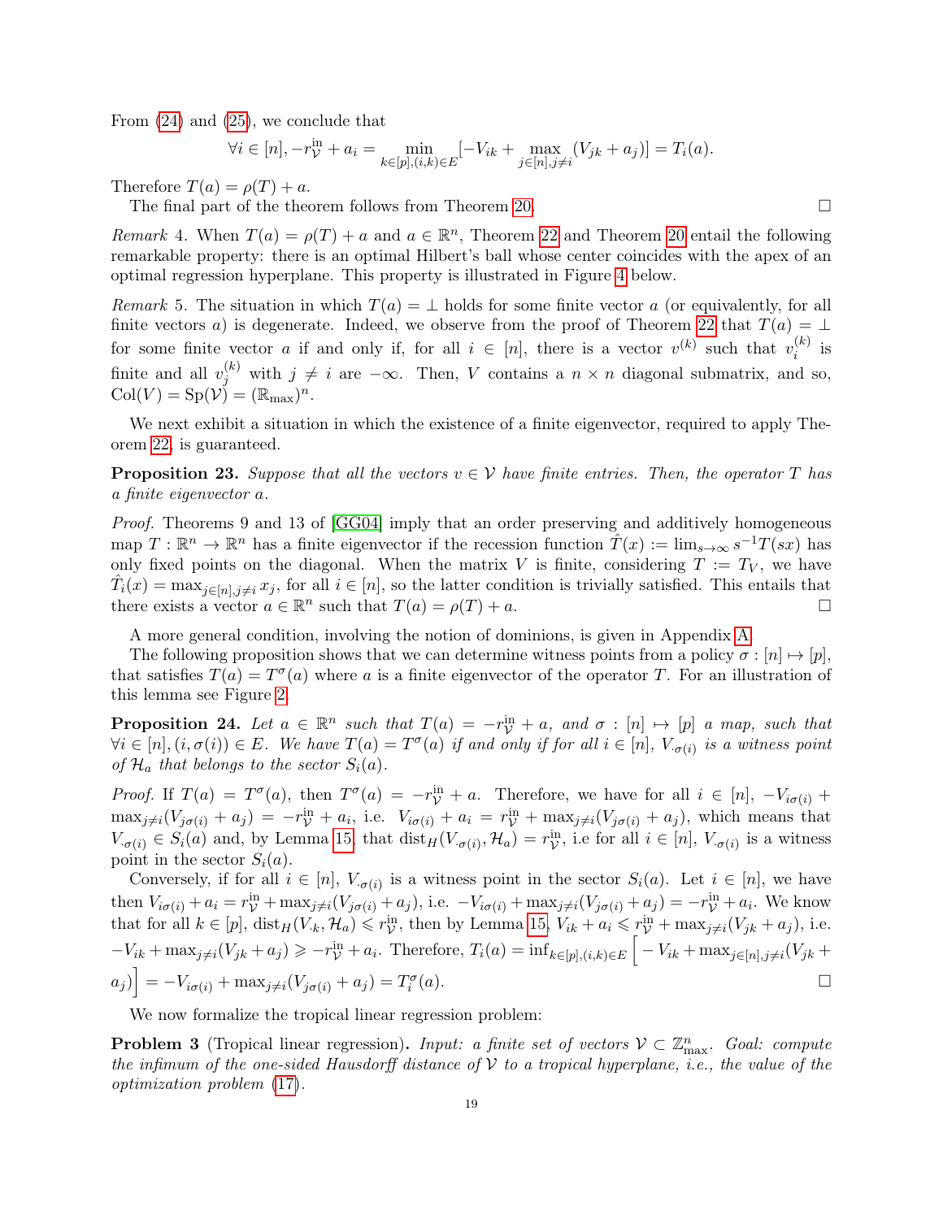From (24) and (25), we conclude that

$$\forall i \in [n], -r_{\mathcal{V}}^{\text{in}} + a_i = \min_{k\in[p],(i,k)\in E} [-V_{ik} + \max_{j\in[n],j\neq i} (V_{jk} + a_j)] = T_i(a).$$

Therefore $T(a) = \rho(T) + a$.

The final part of the theorem follows from Theorem 20. $\square$

*Remark* 4. When $T(a) = \rho(T) + a$ and $a \in \mathbb{R}^n$, Theorem 22 and Theorem 20 entail the following remarkable property: there is an optimal Hilbert's ball whose center coincides with the apex of an optimal regression hyperplane. This property is illustrated in Figure 4 below.

*Remark* 5. The situation in which $T(a) = \bot$ holds for some finite vector $a$ (or equivalently, for all finite vectors $a$) is degenerate. Indeed, we observe from the proof of Theorem 22 that $T(a) = \bot$ for some finite vector $a$ if and only if, for all $i \in [n]$, there is a vector $v^{(k)}$ such that $v_i^{(k)}$ is finite and all $v_j^{(k)}$ with $j \neq i$ are $-\infty$. Then, $V$ contains a $n \times n$ diagonal submatrix, and so, $\operatorname{Col}(V) = \operatorname{Sp}(\mathcal{V}) = (\mathbb{R}_{\max})^n$.

We next exhibit a situation in which the existence of a finite eigenvector, required to apply Theorem 22, is guaranteed.

**Proposition 23.** *Suppose that all the vectors $v \in \mathcal{V}$ have finite entries. Then, the operator $T$ has a finite eigenvector $a$.*

*Proof.* Theorems 9 and 13 of [GG04] imply that an order preserving and additively homogeneous map $T : \mathbb{R}^n \to \mathbb{R}^n$ has a finite eigenvector if the recession function $\hat{T}(x) := \lim_{s\to\infty} s^{-1}T(sx)$ has only fixed points on the diagonal. When the matrix $V$ is finite, considering $T := T_V$, we have $\hat{T}_i(x) = \max_{j\in[n],j\neq i} x_j$, for all $i \in [n]$, so the latter condition is trivially satisfied. This entails that there exists a vector $a \in \mathbb{R}^n$ such that $T(a) = \rho(T) + a$. $\square$

A more general condition, involving the notion of dominions, is given in Appendix A.

The following proposition shows that we can determine witness points from a policy $\sigma : [n] \mapsto [p]$, that satisfies $T(a) = T^\sigma(a)$ where $a$ is a finite eigenvector of the operator $T$. For an illustration of this lemma see Figure 2.

**Proposition 24.** *Let $a \in \mathbb{R}^n$ such that $T(a) = -r_{\mathcal{V}}^{\text{in}} + a$, and $\sigma : [n] \mapsto [p]$ a map, such that $\forall i \in [n], (i, \sigma(i)) \in E$. We have $T(a) = T^\sigma(a)$ if and only if for all $i \in [n]$, $V_{\cdot\sigma(i)}$ is a witness point of $\mathcal{H}_a$ that belongs to the sector $S_i(a)$.*

*Proof.* If $T(a) = T^\sigma(a)$, then $T^\sigma(a) = -r_{\mathcal{V}}^{\text{in}} + a$. Therefore, we have for all $i \in [n]$, $-V_{i\sigma(i)} + \max_{j\neq i}(V_{j\sigma(i)} + a_j) = -r_{\mathcal{V}}^{\text{in}} + a_i$, i.e. $V_{i\sigma(i)} + a_i = r_{\mathcal{V}}^{\text{in}} + \max_{j\neq i}(V_{j\sigma(i)} + a_j)$, which means that $V_{\cdot\sigma(i)} \in S_i(a)$ and, by Lemma 15, that $\operatorname{dist}_H(V_{\cdot\sigma(i)}, \mathcal{H}_a) = r_{\mathcal{V}}^{\text{in}}$, i.e for all $i \in [n]$, $V_{\cdot\sigma(i)}$ is a witness point in the sector $S_i(a)$.

Conversely, if for all $i \in [n]$, $V_{\cdot\sigma(i)}$ is a witness point in the sector $S_i(a)$. Let $i \in [n]$, we have then $V_{i\sigma(i)} + a_i = r_{\mathcal{V}}^{\text{in}} + \max_{j\neq i}(V_{j\sigma(i)} + a_j)$, i.e. $-V_{i\sigma(i)} + \max_{j\neq i}(V_{j\sigma(i)} + a_j) = -r_{\mathcal{V}}^{\text{in}} + a_i$. We know that for all $k \in [p]$, $\operatorname{dist}_H(V_{\cdot k}, \mathcal{H}_a) \leqslant r_{\mathcal{V}}^{\text{in}}$, then by Lemma 15, $V_{ik} + a_i \leqslant r_{\mathcal{V}}^{\text{in}} + \max_{j\neq i}(V_{jk} + a_j)$, i.e. $-V_{ik} + \max_{j\neq i}(V_{jk} + a_j) \geqslant -r_{\mathcal{V}}^{\text{in}} + a_i$. Therefore, $T_i(a) = \inf_{k\in[p],(i,k)\in E} \Big[ -V_{ik} + \max_{j\in[n],j\neq i}(V_{jk} + a_j)\Big] = -V_{i\sigma(i)} + \max_{j\neq i}(V_{j\sigma(i)} + a_j) = T_i^\sigma(a)$. $\square$

We now formalize the tropical linear regression problem:

**Problem 3** (Tropical linear regression)**.** *Input: a finite set of vectors $\mathcal{V} \subset \mathbb{Z}_{\max}^n$. Goal: compute the infimum of the one-sided Hausdorff distance of $\mathcal{V}$ to a tropical hyperplane, i.e., the value of the optimization problem* (17)*.*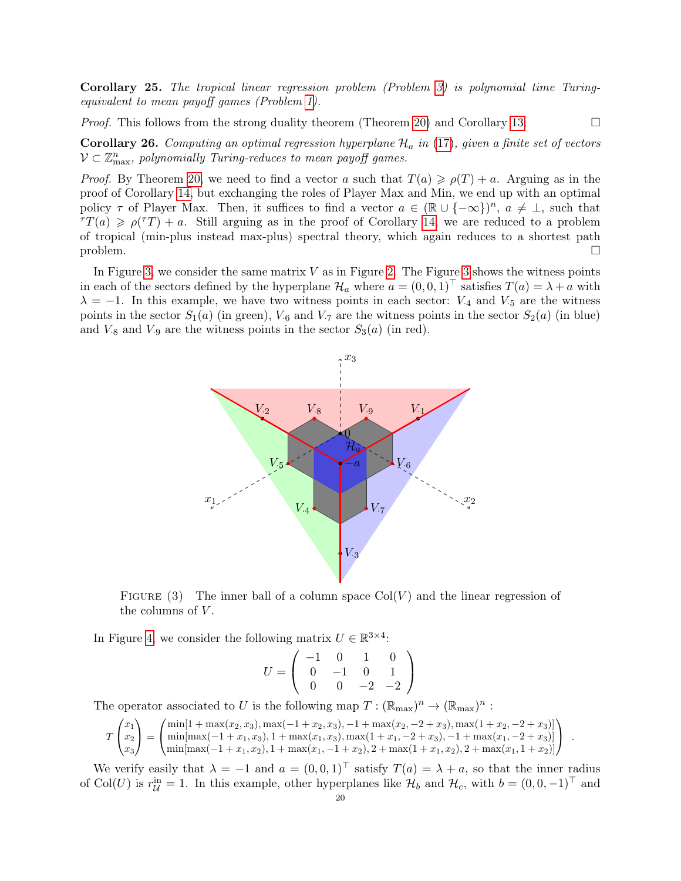**Corollary 25.** *The tropical linear regression problem (Problem 3) is polynomial time Turing-equivalent to mean payoff games (Problem 1).*

*Proof.* This follows from the strong duality theorem (Theorem 20) and Corollary 13. □

**Corollary 26.** *Computing an optimal regression hyperplane $\mathcal{H}_a$ in (17), given a finite set of vectors $\mathcal{V} \subset \mathbb{Z}^n_{\max}$, polynomially Turing-reduces to mean payoff games.*

*Proof.* By Theorem 20, we need to find a vector $a$ such that $T(a) \geqslant \rho(T) + a$. Arguing as in the proof of Corollary 14, but exchanging the roles of Player Max and Min, we end up with an optimal policy $\tau$ of Player Max. Then, it suffices to find a vector $a \in (\mathbb{R} \cup \{-\infty\})^n$, $a \neq \bot$, such that ${}^{\tau}T(a) \geqslant \rho({}^{\tau}T) + a$. Still arguing as in the proof of Corollary 14, we are reduced to a problem of tropical (min-plus instead max-plus) spectral theory, which again reduces to a shortest path problem. □

In Figure 3, we consider the same matrix $V$ as in Figure 2. The Figure 3 shows the witness points in each of the sectors defined by the hyperplane $\mathcal{H}_a$ where $a = (0, 0, 1)^\top$ satisfies $T(a) = \lambda + a$ with $\lambda = -1$. In this example, we have two witness points in each sector: $V_{\cdot 4}$ and $V_{\cdot 5}$ are the witness points in the sector $S_1(a)$ (in green), $V_{\cdot 6}$ and $V_{\cdot 7}$ are the witness points in the sector $S_2(a)$ (in blue) and $V_{\cdot 8}$ and $V_{\cdot 9}$ are the witness points in the sector $S_3(a)$ (in red).

FIGURE (3) The inner ball of a column space $\mathrm{Col}(V)$ and the linear regression of the columns of $V$.

In Figure 4, we consider the following matrix $U \in \mathbb{R}^{3\times 4}$:

$$U = \begin{pmatrix} -1 & 0 & 1 & 0 \\ 0 & -1 & 0 & 1 \\ 0 & 0 & -2 & -2 \end{pmatrix}$$

The operator associated to $U$ is the following map $T : (\mathbb{R}_{\max})^n \to (\mathbb{R}_{\max})^n$ :

$$T\begin{pmatrix} x_1 \\ x_2 \\ x_3 \end{pmatrix} = \begin{pmatrix} \min[1 + \max(x_2, x_3), \max(-1 + x_2, x_3), -1 + \max(x_2, -2 + x_3), \max(1 + x_2, -2 + x_3)] \\ \min[\max(-1 + x_1, x_3), 1 + \max(x_1, x_3), \max(1 + x_1, -2 + x_3), -1 + \max(x_1, -2 + x_3)] \\ \min[\max(-1 + x_1, x_2), 1 + \max(x_1, -1 + x_2), 2 + \max(1 + x_1, x_2), 2 + \max(x_1, 1 + x_2)] \end{pmatrix} .$$

We verify easily that $\lambda = -1$ and $a = (0, 0, 1)^\top$ satisfy $T(a) = \lambda + a$, so that the inner radius of $\mathrm{Col}(U)$ is $r^{\text{in}}_{\mathcal{U}} = 1$. In this example, other hyperplanes like $\mathcal{H}_b$ and $\mathcal{H}_c$, with $b = (0, 0, -1)^\top$ and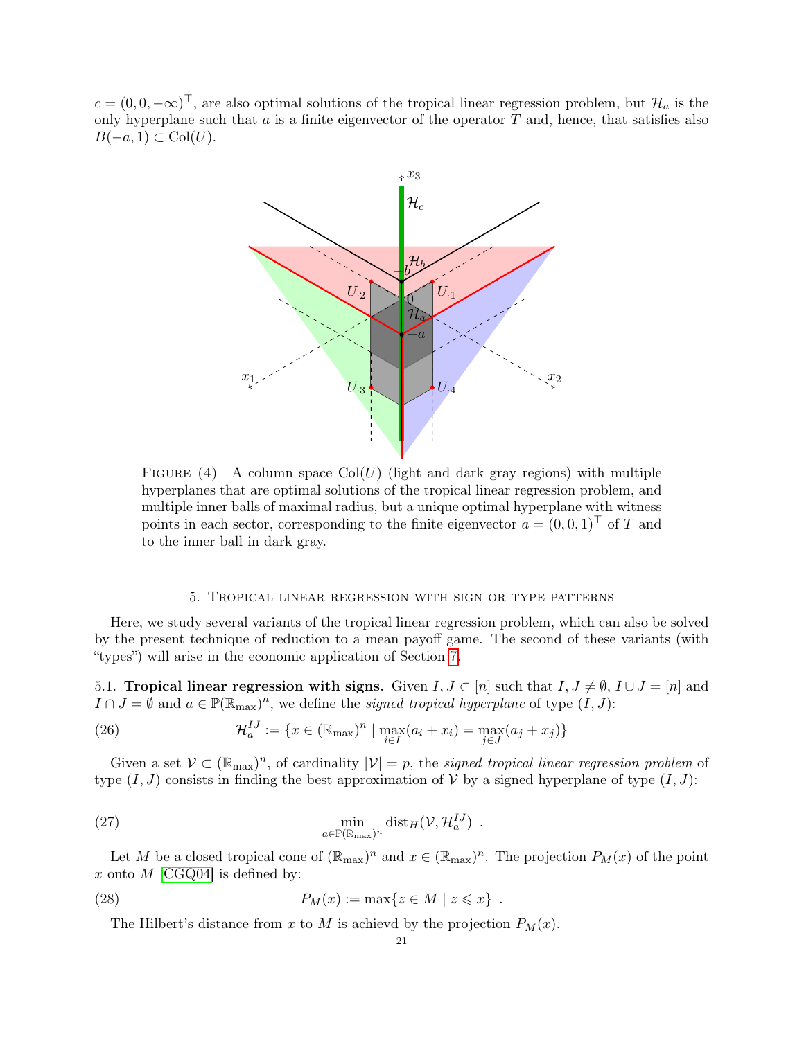$c = (0, 0, -\infty)^\top$, are also optimal solutions of the tropical linear regression problem, but $\mathcal{H}_a$ is the only hyperplane such that $a$ is a finite eigenvector of the operator $T$ and, hence, that satisfies also $B(-a, 1) \subset \mathrm{Col}(U)$.

FIGURE (4) A column space $\mathrm{Col}(U)$ (light and dark gray regions) with multiple hyperplanes that are optimal solutions of the tropical linear regression problem, and multiple inner balls of maximal radius, but a unique optimal hyperplane with witness points in each sector, corresponding to the finite eigenvector $a = (0, 0, 1)^\top$ of $T$ and to the inner ball in dark gray.

## 5. Tropical linear regression with sign or type patterns

Here, we study several variants of the tropical linear regression problem, which can also be solved by the present technique of reduction to a mean payoff game. The second of these variants (with "types") will arise in the economic application of Section 7.

**5.1. Tropical linear regression with signs.** Given $I, J \subset [n]$ such that $I, J \neq \emptyset$, $I \cup J = [n]$ and $I \cap J = \emptyset$ and $a \in \mathbb{P}(\mathbb{R}_{\max})^n$, we define the *signed tropical hyperplane* of type $(I, J)$:

$$\mathcal{H}_a^{IJ} := \{x \in (\mathbb{R}_{\max})^n \mid \max_{i \in I}(a_i + x_i) = \max_{j \in J}(a_j + x_j)\} \tag{26}$$

Given a set $\mathcal{V} \subset (\mathbb{R}_{\max})^n$, of cardinality $|\mathcal{V}| = p$, the *signed tropical linear regression problem* of type $(I, J)$ consists in finding the best approximation of $\mathcal{V}$ by a signed hyperplane of type $(I, J)$:

$$\min_{a \in \mathbb{P}(\mathbb{R}_{\max})^n} \mathrm{dist}_H(\mathcal{V}, \mathcal{H}_a^{IJ}) \ . \tag{27}$$

Let $M$ be a closed tropical cone of $(\mathbb{R}_{\max})^n$ and $x \in (\mathbb{R}_{\max})^n$. The projection $P_M(x)$ of the point $x$ onto $M$ [CGQ04] is defined by:

$$P_M(x) := \max\{z \in M \mid z \leqslant x\} \ . \tag{28}$$

The Hilbert's distance from $x$ to $M$ is achievd by the projection $P_M(x)$.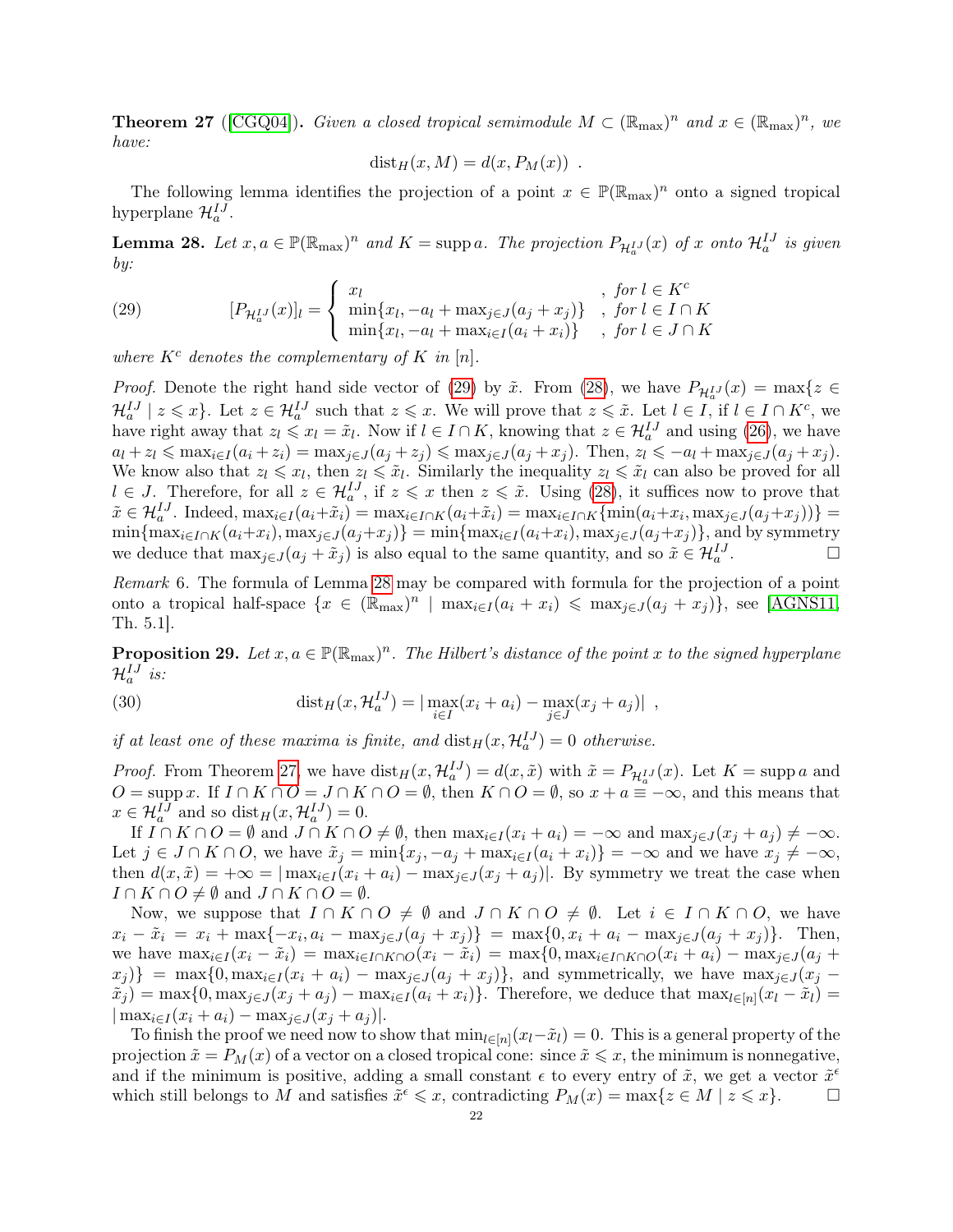**Theorem 27** ([CGQ04]). *Given a closed tropical semimodule $M \subset (\mathbb{R}_{\max})^n$ and $x \in (\mathbb{R}_{\max})^n$, we have:*

$$\operatorname{dist}_H(x, M) = d(x, P_M(x)) \ .$$

The following lemma identifies the projection of a point $x \in \mathbb{P}(\mathbb{R}_{\max})^n$ onto a signed tropical hyperplane $\mathcal{H}_a^{IJ}$.

**Lemma 28.** *Let $x, a \in \mathbb{P}(\mathbb{R}_{\max})^n$ and $K = \operatorname{supp} a$. The projection $P_{\mathcal{H}_a^{IJ}}(x)$ of $x$ onto $\mathcal{H}_a^{IJ}$ is given by:*

$$[P_{\mathcal{H}_a^{IJ}}(x)]_l = \begin{cases} x_l & , \text{ for } l \in K^c \\ \min\{x_l, -a_l + \max_{j\in J}(a_j + x_j)\} & , \text{ for } l \in I \cap K \\ \min\{x_l, -a_l + \max_{i\in I}(a_i + x_i)\} & , \text{ for } l \in J \cap K \end{cases} \tag{29}$$

*where $K^c$ denotes the complementary of $K$ in $[n]$.*

*Proof.* Denote the right hand side vector of (29) by $\tilde{x}$. From (28), we have $P_{\mathcal{H}_a^{IJ}}(x) = \max\{z \in \mathcal{H}_a^{IJ} \mid z \leqslant x\}$. Let $z \in \mathcal{H}_a^{IJ}$ such that $z \leqslant x$. We will prove that $z \leqslant \tilde{x}$. Let $l \in I$, if $l \in I \cap K^c$, we have right away that $z_l \leqslant x_l = \tilde{x}_l$. Now if $l \in I \cap K$, knowing that $z \in \mathcal{H}_a^{IJ}$ and using (26), we have $a_l + z_l \leqslant \max_{i\in I}(a_i + z_i) = \max_{j\in J}(a_j + z_j) \leqslant \max_{j\in J}(a_j + x_j)$. Then, $z_l \leqslant -a_l + \max_{j\in J}(a_j + x_j)$. We know also that $z_l \leqslant x_l$, then $z_l \leqslant \tilde{x}_l$. Similarly the inequality $z_l \leqslant \tilde{x}_l$ can also be proved for all $l \in J$. Therefore, for all $z \in \mathcal{H}_a^{IJ}$, if $z \leqslant x$ then $z \leqslant \tilde{x}$. Using (28), it suffices now to prove that $\tilde{x} \in \mathcal{H}_a^{IJ}$. Indeed, $\max_{i\in I}(a_i + \tilde{x}_i) = \max_{i\in I\cap K}(a_i + \tilde{x}_i) = \max_{i\in I\cap K}\{\min(a_i + x_i, \max_{j\in J}(a_j + x_j))\} = \min\{\max_{i\in I\cap K}(a_i + x_i), \max_{j\in J}(a_j + x_j)\} = \min\{\max_{i\in I}(a_i + x_i), \max_{j\in J}(a_j + x_j)\}$, and by symmetry we deduce that $\max_{j\in J}(a_j + \tilde{x}_j)$ is also equal to the same quantity, and so $\tilde{x} \in \mathcal{H}_a^{IJ}$. $\square$

*Remark* 6. The formula of Lemma 28 may be compared with formula for the projection of a point onto a tropical half-space $\{x \in (\mathbb{R}_{\max})^n \mid \max_{i\in I}(a_i + x_i) \leqslant \max_{j\in J}(a_j + x_j)\}$, see [AGNS11, Th. 5.1].

**Proposition 29.** *Let $x, a \in \mathbb{P}(\mathbb{R}_{\max})^n$. The Hilbert's distance of the point $x$ to the signed hyperplane $\mathcal{H}_a^{IJ}$ is:*

$$\operatorname{dist}_H(x, \mathcal{H}_a^{IJ}) = |\max_{i\in I}(x_i + a_i) - \max_{j\in J}(x_j + a_j)| \ , \tag{30}$$

*if at least one of these maxima is finite, and $\operatorname{dist}_H(x, \mathcal{H}_a^{IJ}) = 0$ otherwise.*

*Proof.* From Theorem 27, we have $\operatorname{dist}_H(x, \mathcal{H}_a^{IJ}) = d(x, \tilde{x})$ with $\tilde{x} = P_{\mathcal{H}_a^{IJ}}(x)$. Let $K = \operatorname{supp} a$ and $O = \operatorname{supp} x$. If $I \cap K \cap O = J \cap K \cap O = \emptyset$, then $K \cap O = \emptyset$, so $x + a \equiv -\infty$, and this means that $x \in \mathcal{H}_a^{IJ}$ and so $\operatorname{dist}_H(x, \mathcal{H}_a^{IJ}) = 0$.

If $I \cap K \cap O = \emptyset$ and $J \cap K \cap O \neq \emptyset$, then $\max_{i\in I}(x_i + a_i) = -\infty$ and $\max_{j\in J}(x_j + a_j) \neq -\infty$. Let $j \in J \cap K \cap O$, we have $\tilde{x}_j = \min\{x_j, -a_j + \max_{i\in I}(a_i + x_i)\} = -\infty$ and we have $x_j \neq -\infty$, then $d(x, \tilde{x}) = +\infty = |\max_{i\in I}(x_i + a_i) - \max_{j\in J}(x_j + a_j)|$. By symmetry we treat the case when $I \cap K \cap O \neq \emptyset$ and $J \cap K \cap O = \emptyset$.

Now, we suppose that $I \cap K \cap O \neq \emptyset$ and $J \cap K \cap O \neq \emptyset$. Let $i \in I \cap K \cap O$, we have $x_i - \tilde{x}_i = x_i + \max\{-x_i, a_i - \max_{j\in J}(a_j + x_j)\} = \max\{0, x_i + a_i - \max_{j\in J}(a_j + x_j)\}$. Then, we have $\max_{i\in I}(x_i - \tilde{x}_i) = \max_{i\in I\cap K\cap O}(x_i - \tilde{x}_i) = \max\{0, \max_{i\in I\cap K\cap O}(x_i + a_i) - \max_{j\in J}(a_j + x_j)\} = \max\{0, \max_{i\in I}(x_i + a_i) - \max_{j\in J}(a_j + x_j)\}$, and symmetrically, we have $\max_{j\in J}(x_j - \tilde{x}_j) = \max\{0, \max_{j\in J}(x_j + a_j) - \max_{i\in I}(a_i + x_i)\}$. Therefore, we deduce that $\max_{l\in[n]}(x_l - \tilde{x}_l) = |\max_{i\in I}(x_i + a_i) - \max_{j\in J}(x_j + a_j)|$.

To finish the proof we need now to show that $\min_{l\in[n]}(x_l - \tilde{x}_l) = 0$. This is a general property of the projection $\tilde{x} = P_M(x)$ of a vector on a closed tropical cone: since $\tilde{x} \leqslant x$, the minimum is nonnegative, and if the minimum is positive, adding a small constant $\epsilon$ to every entry of $\tilde{x}$, we get a vector $\tilde{x}^\epsilon$ which still belongs to $M$ and satisfies $\tilde{x}^\epsilon \leqslant x$, contradicting $P_M(x) = \max\{z \in M \mid z \leqslant x\}$. $\square$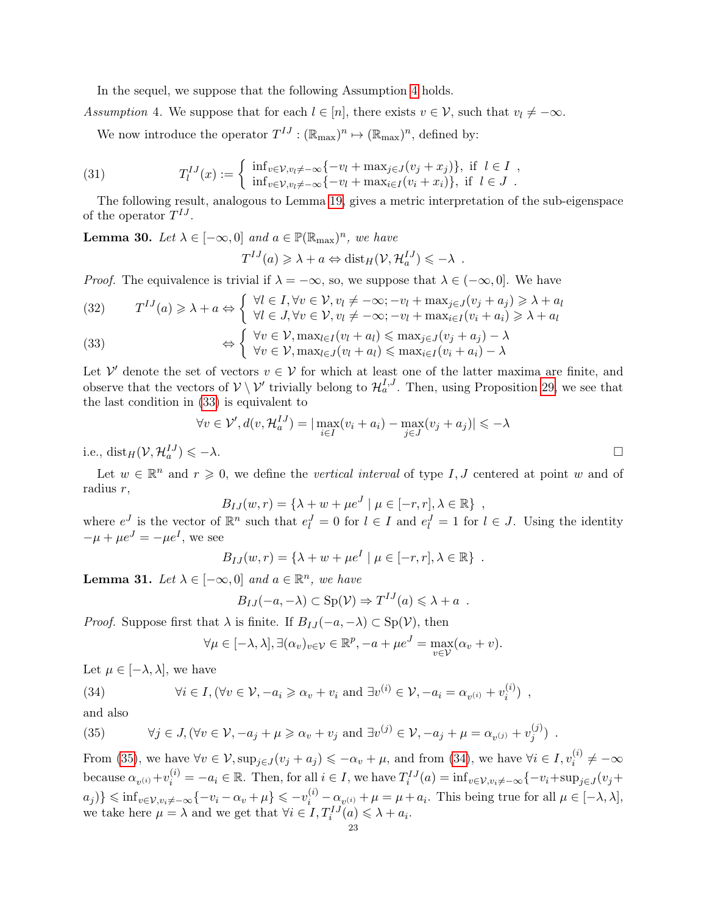In the sequel, we suppose that the following Assumption 4 holds.

*Assumption* 4. We suppose that for each $l \in [n]$, there exists $v \in \mathcal{V}$, such that $v_l \neq -\infty$.

We now introduce the operator $T^{IJ} : (\mathbb{R}_{\max})^n \mapsto (\mathbb{R}_{\max})^n$, defined by:

$$T^{IJ}_l(x) := \begin{cases} \inf_{v \in \mathcal{V}, v_l \neq -\infty}\{-v_l + \max_{j \in J}(v_j + x_j)\}, & \text{if } l \in I \ , \\ \inf_{v \in \mathcal{V}, v_l \neq -\infty}\{-v_l + \max_{i \in I}(v_i + x_i)\}, & \text{if } l \in J \ . \end{cases} \tag{31}$$

The following result, analogous to Lemma 19, gives a metric interpretation of the sub-eigenspace of the operator $T^{IJ}$.

**Lemma 30.** *Let $\lambda \in [-\infty, 0]$ and $a \in \mathbb{P}(\mathbb{R}_{\max})^n$, we have*

$$T^{IJ}(a) \geqslant \lambda + a \Leftrightarrow \operatorname{dist}_H(\mathcal{V}, \mathcal{H}^{IJ}_a) \leqslant -\lambda \ .$$

*Proof.* The equivalence is trivial if $\lambda = -\infty$, so, we suppose that $\lambda \in (-\infty, 0]$. We have

$$T^{IJ}(a) \geqslant \lambda + a \Leftrightarrow \begin{cases} \forall l \in I, \forall v \in \mathcal{V}, v_l \neq -\infty; -v_l + \max_{j \in J}(v_j + a_j) \geqslant \lambda + a_l \\ \forall l \in J, \forall v \in \mathcal{V}, v_l \neq -\infty; -v_l + \max_{i \in I}(v_i + a_i) \geqslant \lambda + a_l \end{cases} \tag{32}$$

$$\Leftrightarrow \begin{cases} \forall v \in \mathcal{V}, \max_{l \in I}(v_l + a_l) \leqslant \max_{j \in J}(v_j + a_j) - \lambda \\ \forall v \in \mathcal{V}, \max_{l \in J}(v_l + a_l) \leqslant \max_{i \in I}(v_i + a_i) - \lambda \end{cases} \tag{33}$$

Let $\mathcal{V}'$ denote the set of vectors $v \in \mathcal{V}$ for which at least one of the latter maxima are finite, and observe that the vectors of $\mathcal{V} \setminus \mathcal{V}'$ trivially belong to $\mathcal{H}^{I,J}_a$. Then, using Proposition 29, we see that the last condition in (33) is equivalent to

$$\forall v \in \mathcal{V}', d(v, \mathcal{H}^{IJ}_a) = |\max_{i \in I}(v_i + a_i) - \max_{j \in J}(v_j + a_j)| \leqslant -\lambda$$

i.e., $\operatorname{dist}_H(\mathcal{V}, \mathcal{H}^{IJ}_a) \leqslant -\lambda$. $\square$

Let $w \in \mathbb{R}^n$ and $r \geqslant 0$, we define the *vertical interval* of type $I, J$ centered at point $w$ and of radius $r$,

$$B_{IJ}(w, r) = \{\lambda + w + \mu e^J \mid \mu \in [-r, r], \lambda \in \mathbb{R}\} \ ,$$

where $e^J$ is the vector of $\mathbb{R}^n$ such that $e^J_l = 0$ for $l \in I$ and $e^J_l = 1$ for $l \in J$. Using the identity $-\mu + \mu e^J = -\mu e^I$, we see

$$B_{IJ}(w, r) = \{\lambda + w + \mu e^I \mid \mu \in [-r, r], \lambda \in \mathbb{R}\} \ .$$

**Lemma 31.** *Let $\lambda \in [-\infty, 0]$ and $a \in \mathbb{R}^n$, we have*

$$B_{IJ}(-a, -\lambda) \subset \operatorname{Sp}(\mathcal{V}) \Rightarrow T^{IJ}(a) \leqslant \lambda + a \ .$$

*Proof.* Suppose first that $\lambda$ is finite. If $B_{IJ}(-a, -\lambda) \subset \operatorname{Sp}(\mathcal{V})$, then

$$\forall \mu \in [-\lambda, \lambda], \exists (\alpha_v)_{v \in \mathcal{V}} \in \mathbb{R}^p, -a + \mu e^J = \max_{v \in \mathcal{V}}(\alpha_v + v).$$

Let $\mu \in [-\lambda, \lambda]$, we have

$$\forall i \in I, (\forall v \in \mathcal{V}, -a_i \geqslant \alpha_v + v_i \text{ and } \exists v^{(i)} \in \mathcal{V}, -a_i = \alpha_{v^{(i)}} + v^{(i)}_i) \ , \tag{34}$$

and also

$$\forall j \in J, (\forall v \in \mathcal{V}, -a_j + \mu \geqslant \alpha_v + v_j \text{ and } \exists v^{(j)} \in \mathcal{V}, -a_j + \mu = \alpha_{v^{(j)}} + v^{(j)}_j) \ . \tag{35}$$

From (35), we have $\forall v \in \mathcal{V}, \sup_{j \in J}(v_j + a_j) \leqslant -\alpha_v + \mu$, and from (34), we have $\forall i \in I, v^{(i)}_i \neq -\infty$ because $\alpha_{v^{(i)}} + v^{(i)}_i = -a_i \in \mathbb{R}$. Then, for all $i \in I$, we have $T^{IJ}_i(a) = \inf_{v \in \mathcal{V}, v_i \neq -\infty}\{-v_i + \sup_{j \in J}(v_j + a_j)\} \leqslant \inf_{v \in \mathcal{V}, v_i \neq -\infty}\{-v_i - \alpha_v + \mu\} \leqslant -v^{(i)}_i - \alpha_{v^{(i)}} + \mu = \mu + a_i$. This being true for all $\mu \in [-\lambda, \lambda]$, we take here $\mu = \lambda$ and we get that $\forall i \in I, T^{IJ}_i(a) \leqslant \lambda + a_i$.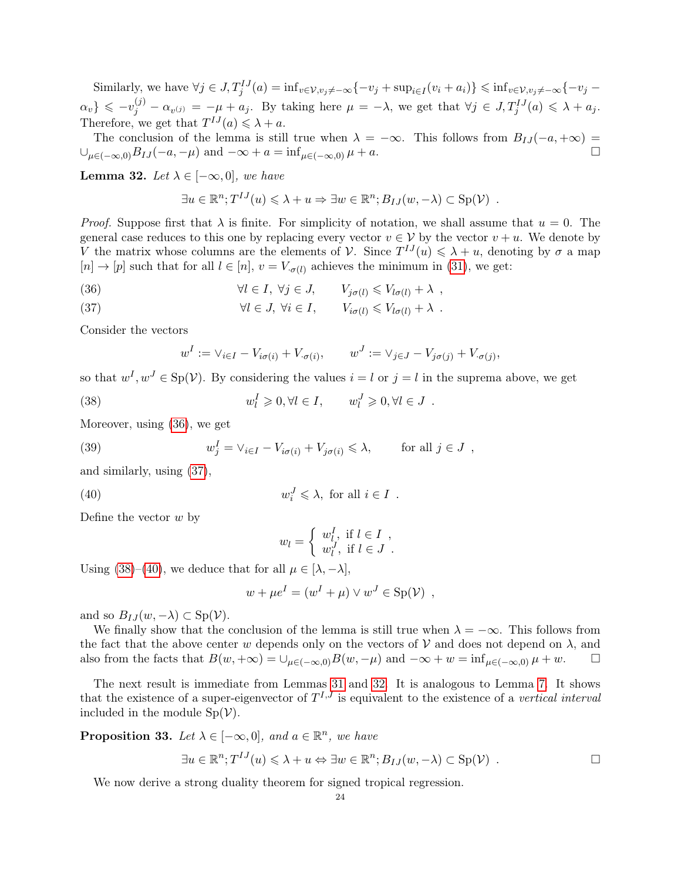Similarly, we have $\forall j \in J, T^{IJ}_j(a) = \inf_{v\in\mathcal{V}, v_j\neq -\infty}\{-v_j + \sup_{i\in I}(v_i + a_i)\} \leqslant \inf_{v\in\mathcal{V}, v_j\neq-\infty}\{-v_j - \alpha_v\} \leqslant -v^{(j)}_j - \alpha_{v^{(j)}} = -\mu + a_j$. By taking here $\mu = -\lambda$, we get that $\forall j \in J, T^{IJ}_j(a) \leqslant \lambda + a_j$. Therefore, we get that $T^{IJ}(a) \leqslant \lambda + a$.

The conclusion of the lemma is still true when $\lambda = -\infty$. This follows from $B_{IJ}(-a, +\infty) = \cup_{\mu\in(-\infty,0)} B_{IJ}(-a, -\mu)$ and $-\infty + a = \inf_{\mu\in(-\infty,0)} \mu + a$. □

**Lemma 32.** *Let $\lambda \in [-\infty, 0]$, we have*

$$\exists u \in \mathbb{R}^n; T^{IJ}(u) \leqslant \lambda + u \Rightarrow \exists w \in \mathbb{R}^n; B_{IJ}(w, -\lambda) \subset \mathrm{Sp}(\mathcal{V}) \enspace .$$

*Proof.* Suppose first that $\lambda$ is finite. For simplicity of notation, we shall assume that $u = 0$. The general case reduces to this one by replacing every vector $v \in \mathcal{V}$ by the vector $v + u$. We denote by $V$ the matrix whose columns are the elements of $\mathcal{V}$. Since $T^{IJ}(u) \leqslant \lambda + u$, denoting by $\sigma$ a map $[n] \to [p]$ such that for all $l \in [n]$, $v = V_{\cdot\sigma(l)}$ achieves the minimum in (31), we get:

$$\forall l \in I,\ \forall j \in J, \qquad V_{j\sigma(l)} \leqslant V_{l\sigma(l)} + \lambda \enspace , \tag{36}$$

$$\forall l \in J,\ \forall i \in I, \qquad V_{i\sigma(l)} \leqslant V_{l\sigma(l)} + \lambda \enspace . \tag{37}$$

Consider the vectors

$$w^I := \vee_{i\in I} - V_{i\sigma(i)} + V_{\cdot\sigma(i)}, \qquad w^J := \vee_{j\in J} - V_{j\sigma(j)} + V_{\cdot\sigma(j)},$$

so that $w^I, w^J \in \mathrm{Sp}(\mathcal{V})$. By considering the values $i = l$ or $j = l$ in the suprema above, we get

$$w^I_l \geqslant 0, \forall l \in I, \qquad w^J_l \geqslant 0, \forall l \in J \enspace . \tag{38}$$

Moreover, using (36), we get

$$w^I_j = \vee_{i\in I} - V_{i\sigma(i)} + V_{j\sigma(i)} \leqslant \lambda, \qquad \text{for all } j \in J \enspace , \tag{39}$$

and similarly, using (37),

$$w^J_i \leqslant \lambda, \text{ for all } i \in I \enspace . \tag{40}$$

Define the vector $w$ by

$$w_l = \begin{cases} w^I_l, \text{ if } l \in I \enspace , \\ w^J_l, \text{ if } l \in J \enspace . \end{cases}$$

Using (38)–(40), we deduce that for all $\mu \in [\lambda, -\lambda]$,

$$w + \mu e^I = (w^I + \mu) \vee w^J \in \mathrm{Sp}(\mathcal{V}) \enspace ,$$

and so $B_{IJ}(w, -\lambda) \subset \mathrm{Sp}(\mathcal{V})$.

We finally show that the conclusion of the lemma is still true when $\lambda = -\infty$. This follows from the fact that the above center $w$ depends only on the vectors of $\mathcal{V}$ and does not depend on $\lambda$, and also from the facts that $B(w, +\infty) = \cup_{\mu\in(-\infty,0)} B(w, -\mu)$ and $-\infty + w = \inf_{\mu\in(-\infty,0)} \mu + w$. □

The next result is immediate from Lemmas 31 and 32. It is analogous to Lemma 7. It shows that the existence of a super-eigenvector of $T^{I,J}$ is equivalent to the existence of a *vertical interval* included in the module $\mathrm{Sp}(\mathcal{V})$.

**Proposition 33.** *Let $\lambda \in [-\infty, 0]$, and $a \in \mathbb{R}^n$, we have*

$$\exists u \in \mathbb{R}^n; T^{IJ}(u) \leqslant \lambda + u \Leftrightarrow \exists w \in \mathbb{R}^n; B_{IJ}(w, -\lambda) \subset \mathrm{Sp}(\mathcal{V}) \enspace .$$ □

We now derive a strong duality theorem for signed tropical regression.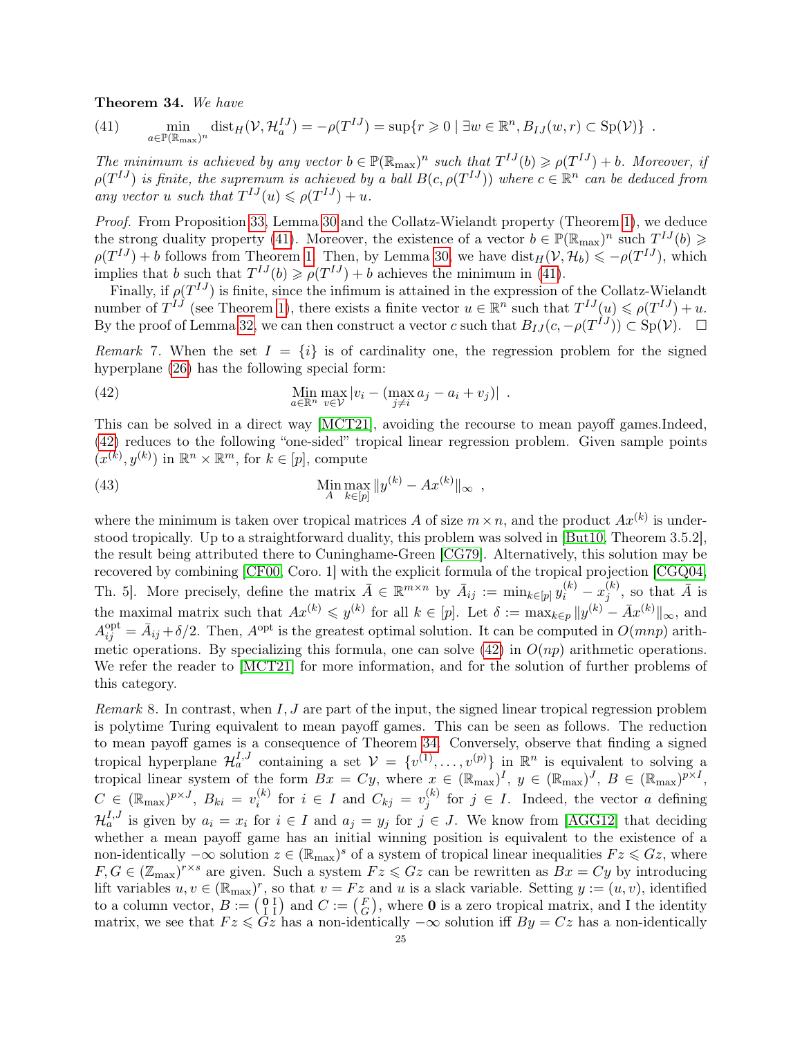**Theorem 34.** *We have*

$$\min_{a\in\mathbb{P}(\mathbb{R}_{\max})^n} \operatorname{dist}_H(\mathcal{V},\mathcal{H}_a^{IJ}) = -\rho(T^{IJ}) = \sup\{r\geqslant 0 \mid \exists w\in\mathbb{R}^n, B_{IJ}(w,r)\subset \operatorname{Sp}(\mathcal{V})\} \ . \tag{41}$$

*The minimum is achieved by any vector $b\in\mathbb{P}(\mathbb{R}_{\max})^n$ such that $T^{IJ}(b)\geqslant \rho(T^{IJ})+b$. Moreover, if $\rho(T^{IJ})$ is finite, the supremum is achieved by a ball $B(c,\rho(T^{IJ}))$ where $c\in\mathbb{R}^n$ can be deduced from any vector $u$ such that $T^{IJ}(u)\leqslant \rho(T^{IJ})+u$.*

*Proof.* From Proposition 33, Lemma 30 and the Collatz-Wielandt property (Theorem 1), we deduce the strong duality property (41). Moreover, the existence of a vector $b\in\mathbb{P}(\mathbb{R}_{\max})^n$ such $T^{IJ}(b)\geqslant \rho(T^{IJ})+b$ follows from Theorem 1. Then, by Lemma 30, we have $\operatorname{dist}_H(\mathcal{V},\mathcal{H}_b)\leqslant -\rho(T^{IJ})$, which implies that $b$ such that $T^{IJ}(b)\geqslant \rho(T^{IJ})+b$ achieves the minimum in (41).

Finally, if $\rho(T^{IJ})$ is finite, since the infimum is attained in the expression of the Collatz-Wielandt number of $T^{IJ}$ (see Theorem 1), there exists a finite vector $u\in\mathbb{R}^n$ such that $T^{IJ}(u)\leqslant \rho(T^{IJ})+u$. By the proof of Lemma 32, we can then construct a vector $c$ such that $B_{IJ}(c,-\rho(T^{IJ}))\subset \operatorname{Sp}(\mathcal{V})$. $\square$

*Remark* 7. When the set $I=\{i\}$ is of cardinality one, the regression problem for the signed hyperplane (26) has the following special form:

$$\operatorname*{Min}_{a\in\mathbb{R}^n} \max_{v\in\mathcal{V}} |v_i - (\max_{j\neq i} a_j - a_i + v_j)| \ . \tag{42}$$

This can be solved in a direct way [MCT21], avoiding the recourse to mean payoff games.Indeed, (42) reduces to the following "one-sided" tropical linear regression problem. Given sample points $(x^{(k)},y^{(k)})$ in $\mathbb{R}^n\times\mathbb{R}^m$, for $k\in[p]$, compute

$$\operatorname*{Min}_{A} \max_{k\in[p]} \|y^{(k)} - Ax^{(k)}\|_\infty \ , \tag{43}$$

where the minimum is taken over tropical matrices $A$ of size $m\times n$, and the product $Ax^{(k)}$ is understood tropically. Up to a straightforward duality, this problem was solved in [But10, Theorem 3.5.2], the result being attributed there to Cuninghame-Green [CG79]. Alternatively, this solution may be recovered by combining [CF00, Coro. 1] with the explicit formula of the tropical projection [CGQ04, Th. 5]. More precisely, define the matrix $\bar{A}\in\mathbb{R}^{m\times n}$ by $\bar{A}_{ij} := \min_{k\in[p]} y_i^{(k)} - x_j^{(k)}$, so that $\bar{A}$ is the maximal matrix such that $Ax^{(k)}\leqslant y^{(k)}$ for all $k\in[p]$. Let $\delta := \max_{k\in p}\|y^{(k)}-\bar{A}x^{(k)}\|_\infty$, and $A^{\text{opt}}_{ij} = \bar{A}_{ij}+\delta/2$. Then, $A^{\text{opt}}$ is the greatest optimal solution. It can be computed in $O(mnp)$ arithmetic operations. By specializing this formula, one can solve (42) in $O(np)$ arithmetic operations. We refer the reader to [MCT21] for more information, and for the solution of further problems of this category.

*Remark* 8. In contrast, when $I,J$ are part of the input, the signed linear tropical regression problem is polytime Turing equivalent to mean payoff games. This can be seen as follows. The reduction to mean payoff games is a consequence of Theorem 34. Conversely, observe that finding a signed tropical hyperplane $\mathcal{H}_a^{I,J}$ containing a set $\mathcal{V}=\{v^{(1)},\dots,v^{(p)}\}$ in $\mathbb{R}^n$ is equivalent to solving a tropical linear system of the form $Bx=Cy$, where $x\in(\mathbb{R}_{\max})^I$, $y\in(\mathbb{R}_{\max})^J$, $B\in(\mathbb{R}_{\max})^{p\times I}$, $C\in(\mathbb{R}_{\max})^{p\times J}$, $B_{ki}=v_i^{(k)}$ for $i\in I$ and $C_{kj}=v_j^{(k)}$ for $j\in I$. Indeed, the vector $a$ defining $\mathcal{H}_a^{I,J}$ is given by $a_i=x_i$ for $i\in I$ and $a_j=y_j$ for $j\in J$. We know from [AGG12] that deciding whether a mean payoff game has an initial winning position is equivalent to the existence of a non-identically $-\infty$ solution $z\in(\mathbb{R}_{\max})^s$ of a system of tropical linear inequalities $Fz\leqslant Gz$, where $F,G\in(\mathbb{Z}_{\max})^{r\times s}$ are given. Such a system $Fz\leqslant Gz$ can be rewritten as $Bx=Cy$ by introducing lift variables $u,v\in(\mathbb{R}_{\max})^r$, so that $v=Fz$ and $u$ is a slack variable. Setting $y:=(u,v)$, identified to a column vector, $B:=\begin{pmatrix}\mathbf{0} & \mathrm{I}\\ \mathrm{I} & \mathrm{I}\end{pmatrix}$ and $C:=\begin{pmatrix}F\\ G\end{pmatrix}$, where $\mathbf{0}$ is a zero tropical matrix, and I the identity matrix, we see that $Fz\leqslant Gz$ has a non-identically $-\infty$ solution iff $By=Cz$ has a non-identically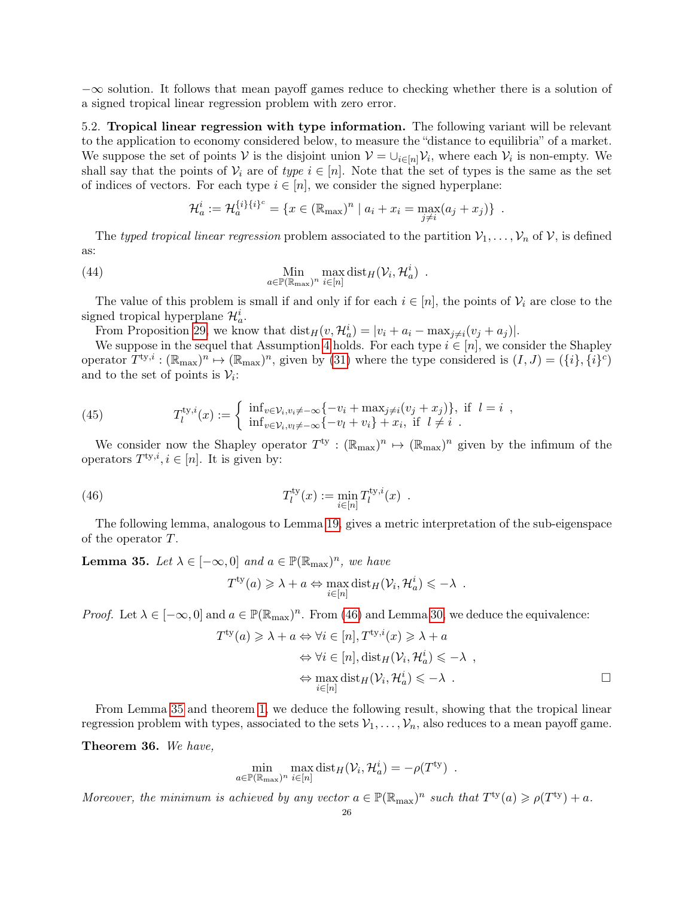$-\infty$ solution. It follows that mean payoff games reduce to checking whether there is a solution of a signed tropical linear regression problem with zero error.

5.2. **Tropical linear regression with type information.** The following variant will be relevant to the application to economy considered below, to measure the "distance to equilibria" of a market. We suppose the set of points $\mathcal{V}$ is the disjoint union $\mathcal{V} = \cup_{i\in[n]}\mathcal{V}_i$, where each $\mathcal{V}_i$ is non-empty. We shall say that the points of $\mathcal{V}_i$ are of *type* $i \in [n]$. Note that the set of types is the same as the set of indices of vectors. For each type $i \in [n]$, we consider the signed hyperplane:

$$\mathcal{H}_a^i := \mathcal{H}_a^{\{i\}\{i\}^c} = \{x \in (\mathbb{R}_{\max})^n \mid a_i + x_i = \max_{j\neq i}(a_j + x_j)\} \enspace .$$

The *typed tropical linear regression* problem associated to the partition $\mathcal{V}_1, \dots, \mathcal{V}_n$ of $\mathcal{V}$, is defined as:

$$\operatorname*{Min}_{a\in\mathbb{P}(\mathbb{R}_{\max})^n} \max_{i\in[n]} \operatorname{dist}_H(\mathcal{V}_i, \mathcal{H}_a^i) \enspace . \tag{44}$$

The value of this problem is small if and only if for each $i \in [n]$, the points of $\mathcal{V}_i$ are close to the signed tropical hyperplane $\mathcal{H}_a^i$.

From Proposition 29, we know that $\operatorname{dist}_H(v, \mathcal{H}_a^i) = |v_i + a_i - \max_{j\neq i}(v_j + a_j)|$.

We suppose in the sequel that Assumption 4 holds. For each type $i \in [n]$, we consider the Shapley operator $T^{\mathrm{ty},i} : (\mathbb{R}_{\max})^n \mapsto (\mathbb{R}_{\max})^n$, given by (31) where the type considered is $(I, J) = (\{i\}, \{i\}^c)$ and to the set of points is $\mathcal{V}_i$:

$$T_l^{\mathrm{ty},i}(x) := \begin{cases} \inf_{v\in\mathcal{V}_i, v_i\neq-\infty}\{-v_i + \max_{j\neq i}(v_j + x_j)\}, & \text{if } l = i \enspace , \\ \inf_{v\in\mathcal{V}_i, v_l\neq-\infty}\{-v_l + v_i\} + x_i, & \text{if } l \neq i \enspace . \end{cases} \tag{45}$$

We consider now the Shapley operator $T^{\mathrm{ty}} : (\mathbb{R}_{\max})^n \mapsto (\mathbb{R}_{\max})^n$ given by the infimum of the operators $T^{\mathrm{ty},i}, i \in [n]$. It is given by:

$$T_l^{\mathrm{ty}}(x) := \min_{i\in[n]} T_l^{\mathrm{ty},i}(x) \enspace . \tag{46}$$

The following lemma, analogous to Lemma 19, gives a metric interpretation of the sub-eigenspace of the operator $T$.

**Lemma 35.** *Let $\lambda \in [-\infty, 0]$ and $a \in \mathbb{P}(\mathbb{R}_{\max})^n$, we have*

$$T^{\mathrm{ty}}(a) \geqslant \lambda + a \Leftrightarrow \max_{i\in[n]} \operatorname{dist}_H(\mathcal{V}_i, \mathcal{H}_a^i) \leqslant -\lambda \enspace .$$

*Proof.* Let $\lambda \in [-\infty, 0]$ and $a \in \mathbb{P}(\mathbb{R}_{\max})^n$. From (46) and Lemma 30, we deduce the equivalence:

$$\begin{aligned} T^{\mathrm{ty}}(a) \geqslant \lambda + a &\Leftrightarrow \forall i \in [n], T^{\mathrm{ty},i}(x) \geqslant \lambda + a \\ &\Leftrightarrow \forall i \in [n], \operatorname{dist}_H(\mathcal{V}_i, \mathcal{H}_a^i) \leqslant -\lambda \enspace , \\ &\Leftrightarrow \max_{i\in[n]} \operatorname{dist}_H(\mathcal{V}_i, \mathcal{H}_a^i) \leqslant -\lambda \enspace . \end{aligned}$$

$\square$

From Lemma 35 and theorem 1, we deduce the following result, showing that the tropical linear regression problem with types, associated to the sets $\mathcal{V}_1, \dots, \mathcal{V}_n$, also reduces to a mean payoff game.

**Theorem 36.** *We have,*

$$\min_{a\in\mathbb{P}(\mathbb{R}_{\max})^n} \max_{i\in[n]} \operatorname{dist}_H(\mathcal{V}_i, \mathcal{H}_a^i) = -\rho(T^{\mathrm{ty}}) \enspace .$$

*Moreover, the minimum is achieved by any vector $a \in \mathbb{P}(\mathbb{R}_{\max})^n$ such that $T^{\mathrm{ty}}(a) \geqslant \rho(T^{\mathrm{ty}}) + a$.*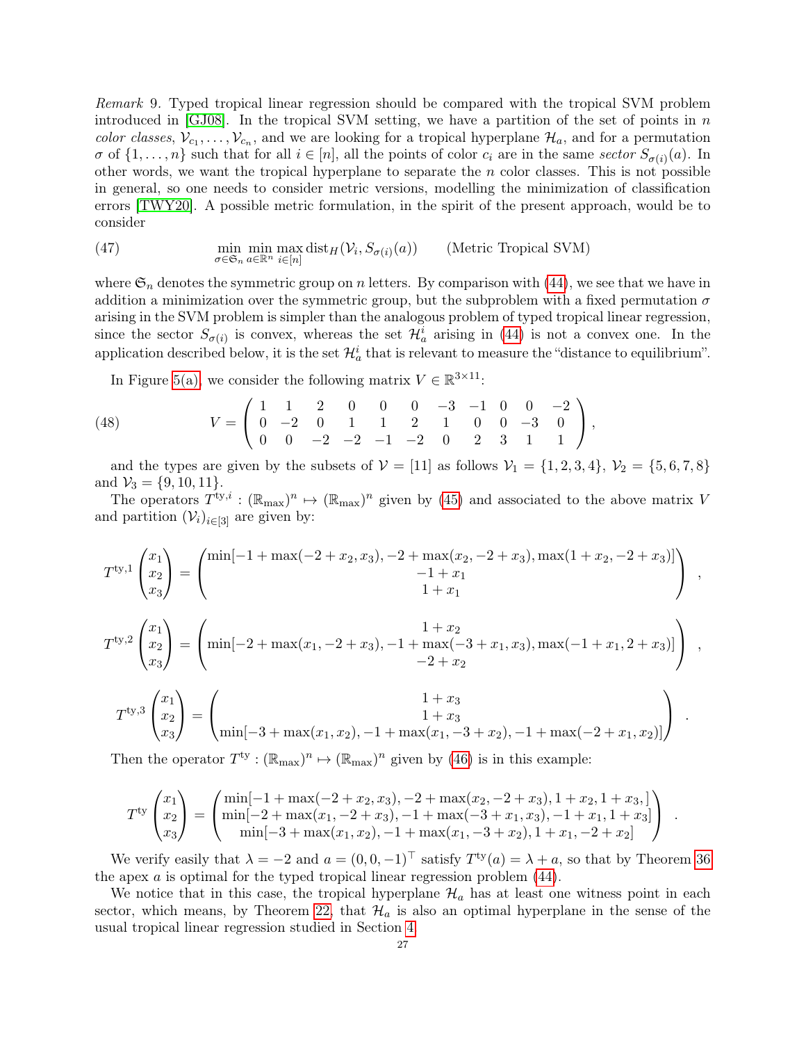*Remark* 9. Typed tropical linear regression should be compared with the tropical SVM problem introduced in [GJ08]. In the tropical SVM setting, we have a partition of the set of points in $n$ *color classes*, $\mathcal{V}_{c_1}, \dots, \mathcal{V}_{c_n}$, and we are looking for a tropical hyperplane $\mathcal{H}_a$, and for a permutation $\sigma$ of $\{1, \dots, n\}$ such that for all $i \in [n]$, all the points of color $c_i$ are in the same *sector* $S_{\sigma(i)}(a)$. In other words, we want the tropical hyperplane to separate the $n$ color classes. This is not possible in general, so one needs to consider metric versions, modelling the minimization of classification errors [TWY20]. A possible metric formulation, in the spirit of the present approach, would be to consider

$$\min_{\sigma \in \mathfrak{S}_n} \min_{a \in \mathbb{R}^n} \max_{i \in [n]} \operatorname{dist}_H(\mathcal{V}_i, S_{\sigma(i)}(a)) \qquad \text{(Metric Tropical SVM)} \tag{47}$$

where $\mathfrak{S}_n$ denotes the symmetric group on $n$ letters. By comparison with (44), we see that we have in addition a minimization over the symmetric group, but the subproblem with a fixed permutation $\sigma$ arising in the SVM problem is simpler than the analogous problem of typed tropical linear regression, since the sector $S_{\sigma(i)}$ is convex, whereas the set $\mathcal{H}_a^i$ arising in (44) is not a convex one. In the application described below, it is the set $\mathcal{H}_a^i$ that is relevant to measure the "distance to equilibrium".

In Figure 5(a), we consider the following matrix $V \in \mathbb{R}^{3 \times 11}$:

$$V = \begin{pmatrix} 1 & 1 & 2 & 0 & 0 & 0 & -3 & -1 & 0 & 0 & -2 \\ 0 & -2 & 0 & 1 & 1 & 2 & 1 & 0 & 0 & -3 & 0 \\ 0 & 0 & -2 & -2 & -1 & -2 & 0 & 2 & 3 & 1 & 1 \end{pmatrix}, \tag{48}$$

and the types are given by the subsets of $\mathcal{V} = [11]$ as follows $\mathcal{V}_1 = \{1, 2, 3, 4\}$, $\mathcal{V}_2 = \{5, 6, 7, 8\}$ and $\mathcal{V}_3 = \{9, 10, 11\}$.

The operators $T^{\mathrm{ty},i} : (\mathbb{R}_{\max})^n \mapsto (\mathbb{R}_{\max})^n$ given by (45) and associated to the above matrix $V$ and partition $(\mathcal{V}_i)_{i \in [3]}$ are given by:

$$T^{\mathrm{ty},1}\begin{pmatrix} x_1 \\ x_2 \\ x_3 \end{pmatrix} = \begin{pmatrix} \min[-1 + \max(-2 + x_2, x_3), -2 + \max(x_2, -2 + x_3), \max(1 + x_2, -2 + x_3)] \\ -1 + x_1 \\ 1 + x_1 \end{pmatrix},$$

$$T^{\mathrm{ty},2}\begin{pmatrix} x_1 \\ x_2 \\ x_3 \end{pmatrix} = \begin{pmatrix} 1 + x_2 \\ \min[-2 + \max(x_1, -2 + x_3), -1 + \max(-3 + x_1, x_3), \max(-1 + x_1, 2 + x_3)] \\ -2 + x_2 \end{pmatrix},$$

$$T^{\mathrm{ty},3}\begin{pmatrix} x_1 \\ x_2 \\ x_3 \end{pmatrix} = \begin{pmatrix} 1 + x_3 \\ 1 + x_3 \\ \min[-3 + \max(x_1, x_2), -1 + \max(x_1, -3 + x_2), -1 + \max(-2 + x_1, x_2)] \end{pmatrix}.$$

Then the operator $T^{\mathrm{ty}} : (\mathbb{R}_{\max})^n \mapsto (\mathbb{R}_{\max})^n$ given by (46) is in this example:

$$T^{\mathrm{ty}}\begin{pmatrix} x_1 \\ x_2 \\ x_3 \end{pmatrix} = \begin{pmatrix} \min[-1 + \max(-2 + x_2, x_3), -2 + \max(x_2, -2 + x_3), 1 + x_2, 1 + x_3,] \\ \min[-2 + \max(x_1, -2 + x_3), -1 + \max(-3 + x_1, x_3), -1 + x_1, 1 + x_3] \\ \min[-3 + \max(x_1, x_2), -1 + \max(x_1, -3 + x_2), 1 + x_1, -2 + x_2] \end{pmatrix}.$$

We verify easily that $\lambda = -2$ and $a = (0, 0, -1)^\top$ satisfy $T^{\mathrm{ty}}(a) = \lambda + a$, so that by Theorem 36 the apex $a$ is optimal for the typed tropical linear regression problem (44).

We notice that in this case, the tropical hyperplane $\mathcal{H}_a$ has at least one witness point in each sector, which means, by Theorem 22, that $\mathcal{H}_a$ is also an optimal hyperplane in the sense of the usual tropical linear regression studied in Section 4.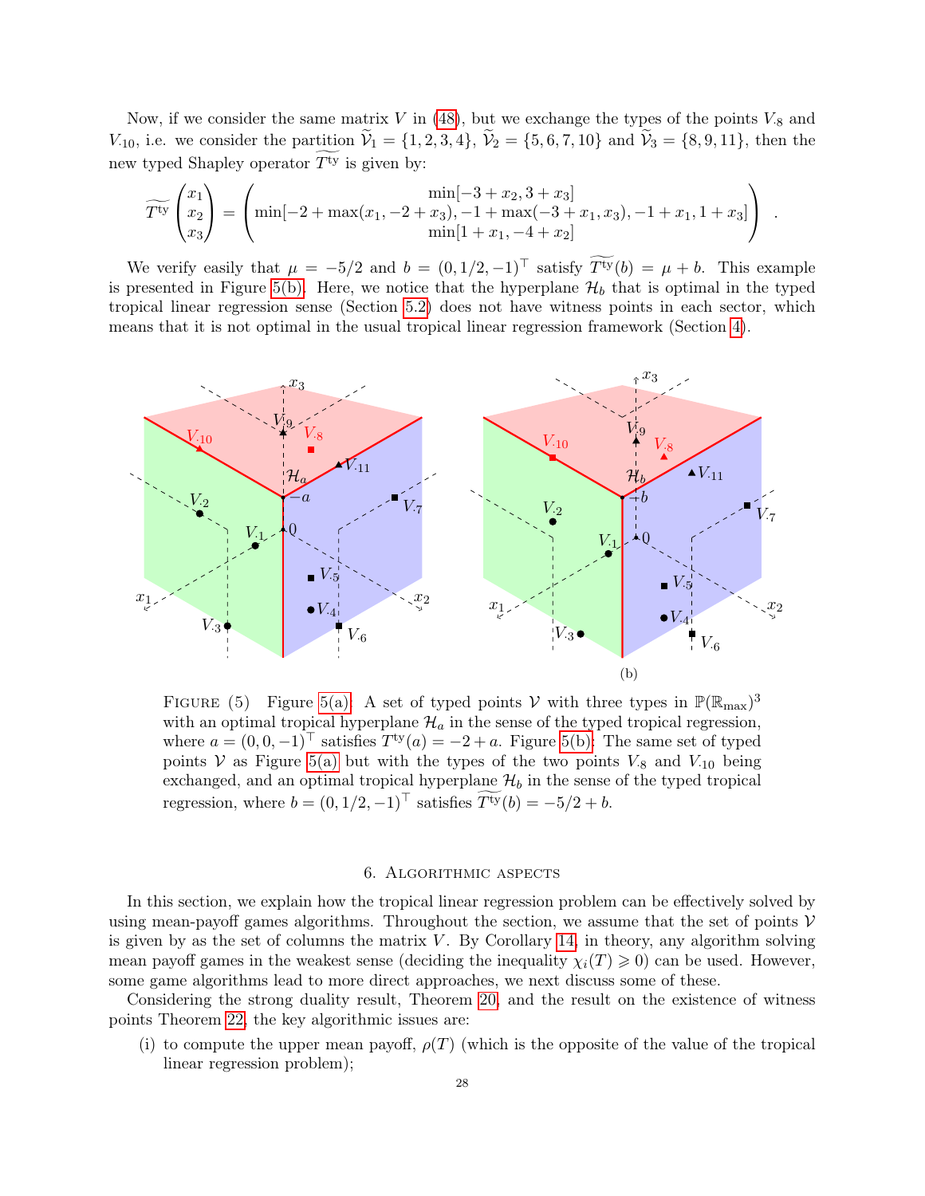Now, if we consider the same matrix $V$ in (48), but we exchange the types of the points $V_{\cdot 8}$ and $V_{\cdot 10}$, i.e. we consider the partition $\widetilde{\mathcal{V}}_1 = \{1, 2, 3, 4\}$, $\widetilde{\mathcal{V}}_2 = \{5, 6, 7, 10\}$ and $\widetilde{\mathcal{V}}_3 = \{8, 9, 11\}$, then the new typed Shapley operator $\widetilde{T^{\text{ty}}}$ is given by:

$$\widetilde{T^{\text{ty}}}\begin{pmatrix} x_1 \\ x_2 \\ x_3 \end{pmatrix} = \begin{pmatrix} \min[-3 + x_2, 3 + x_3] \\ \min[-2 + \max(x_1, -2 + x_3), -1 + \max(-3 + x_1, x_3), -1 + x_1, 1 + x_3] \\ \min[1 + x_1, -4 + x_2] \end{pmatrix} .$$

We verify easily that $\mu = -5/2$ and $b = (0, 1/2, -1)^\top$ satisfy $\widetilde{T^{\text{ty}}}(b) = \mu + b$. This example is presented in Figure 5(b). Here, we notice that the hyperplane $\mathcal{H}_b$ that is optimal in the typed tropical linear regression sense (Section 5.2) does not have witness points in each sector, which means that it is not optimal in the usual tropical linear regression framework (Section 4).

(b)

Figure (5) Figure 5(a): A set of typed points $\mathcal{V}$ with three types in $\mathbb{P}(\mathbb{R}_{\max})^3$ with an optimal tropical hyperplane $\mathcal{H}_a$ in the sense of the typed tropical regression, where $a = (0, 0, -1)^\top$ satisfies $T^{\text{ty}}(a) = -2 + a$. Figure 5(b): The same set of typed points $\mathcal{V}$ as Figure 5(a) but with the types of the two points $V_{\cdot 8}$ and $V_{\cdot 10}$ being exchanged, and an optimal tropical hyperplane $\mathcal{H}_b$ in the sense of the typed tropical regression, where $b = (0, 1/2, -1)^\top$ satisfies $\widetilde{T^{\text{ty}}}(b) = -5/2 + b$.

## 6. Algorithmic aspects

In this section, we explain how the tropical linear regression problem can be effectively solved by using mean-payoff games algorithms. Throughout the section, we assume that the set of points $\mathcal{V}$ is given by as the set of columns the matrix $V$. By Corollary 14, in theory, any algorithm solving mean payoff games in the weakest sense (deciding the inequality $\chi_i(T) \geqslant 0$) can be used. However, some game algorithms lead to more direct approaches, we next discuss some of these.

Considering the strong duality result, Theorem 20, and the result on the existence of witness points Theorem 22, the key algorithmic issues are:

(i) to compute the upper mean payoff, $\rho(T)$ (which is the opposite of the value of the tropical linear regression problem);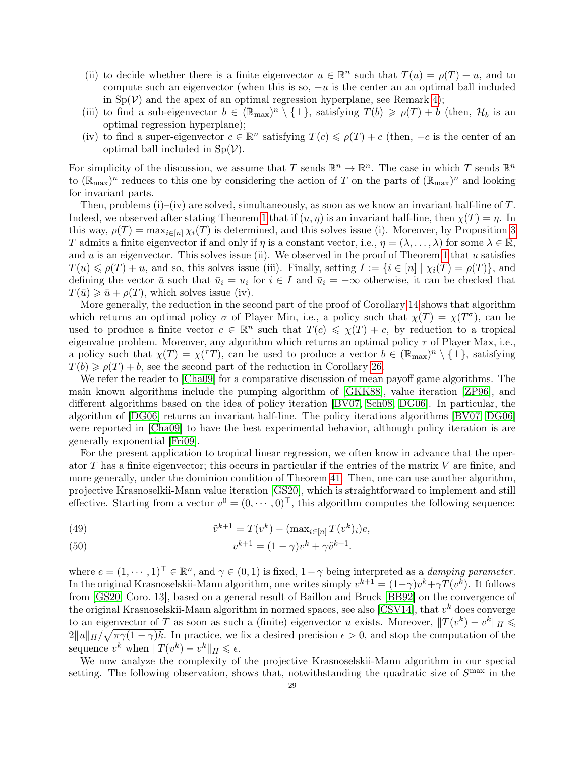(ii) to decide whether there is a finite eigenvector $u \in \mathbb{R}^n$ such that $T(u) = \rho(T) + u$, and to compute such an eigenvector (when this is so, $-u$ is the center an an optimal ball included in $\mathrm{Sp}(\mathcal{V})$ and the apex of an optimal regression hyperplane, see Remark 4);

(iii) to find a sub-eigenvector $b \in (\mathbb{R}_{\max})^n \setminus \{\bot\}$, satisfying $T(b) \geqslant \rho(T) + b$ (then, $\mathcal{H}_b$ is an optimal regression hyperplane);

(iv) to find a super-eigenvector $c \in \mathbb{R}^n$ satisfying $T(c) \leqslant \rho(T) + c$ (then, $-c$ is the center of an optimal ball included in $\mathrm{Sp}(\mathcal{V})$.

For simplicity of the discussion, we assume that $T$ sends $\mathbb{R}^n \to \mathbb{R}^n$. The case in which $T$ sends $\mathbb{R}^n$ to $(\mathbb{R}_{\max})^n$ reduces to this one by considering the action of $T$ on the parts of $(\mathbb{R}_{\max})^n$ and looking for invariant parts.

Then, problems (i)–(iv) are solved, simultaneously, as soon as we know an invariant half-line of $T$. Indeed, we observed after stating Theorem 1 that if $(u, \eta)$ is an invariant half-line, then $\chi(T) = \eta$. In this way, $\rho(T) = \max_{i \in [n]} \chi_i(T)$ is determined, and this solves issue (i). Moreover, by Proposition 3 $T$ admits a finite eigenvector if and only if $\eta$ is a constant vector, i.e., $\eta = (\lambda, \dots, \lambda)$ for some $\lambda \in \mathbb{R}$, and $u$ is an eigenvector. This solves issue (ii). We observed in the proof of Theorem 1 that $u$ satisfies $T(u) \leqslant \rho(T) + u$, and so, this solves issue (iii). Finally, setting $I := \{i \in [n] \mid \chi_i(T) = \rho(T)\}$, and defining the vector $\bar{u}$ such that $\bar{u}_i = u_i$ for $i \in I$ and $\bar{u}_i = -\infty$ otherwise, it can be checked that $T(\bar{u}) \geqslant \bar{u} + \rho(T)$, which solves issue (iv).

More generally, the reduction in the second part of the proof of Corollary 14 shows that algorithm which returns an optimal policy $\sigma$ of Player Min, i.e., a policy such that $\chi(T) = \chi(T^\sigma)$, can be used to produce a finite vector $c \in \mathbb{R}^n$ such that $T(c) \leqslant \overline{\chi}(T) + c$, by reduction to a tropical eigenvalue problem. Moreover, any algorithm which returns an optimal policy $\tau$ of Player Max, i.e., a policy such that $\chi(T) = \chi({}^\tau T)$, can be used to produce a vector $b \in (\mathbb{R}_{\max})^n \setminus \{\bot\}$, satisfying $T(b) \geqslant \rho(T) + b$, see the second part of the reduction in Corollary 26.

We refer the reader to [Cha09] for a comparative discussion of mean payoff game algorithms. The main known algorithms include the pumping algorithm of [GKK88], value iteration [ZP96], and different algorithms based on the idea of policy iteration [BV07, Sch08, DG06]. In particular, the algorithm of [DG06] returns an invariant half-line. The policy iterations algorithms [BV07, DG06] were reported in [Cha09] to have the best experimental behavior, although policy iteration is are generally exponential [Fri09].

For the present application to tropical linear regression, we often know in advance that the operator $T$ has a finite eigenvector; this occurs in particular if the entries of the matrix $V$ are finite, and more generally, under the dominion condition of Theorem 41. Then, one can use another algorithm, projective Krasnoselkii-Mann value iteration [GS20], which is straightforward to implement and still effective. Starting from a vector $v^0 = (0, \cdots, 0)^\top$, this algorithm computes the following sequence:

$$\tilde{v}^{k+1} = T(v^k) - (\max_{i \in [n]} T(v^k)_i)e, \tag{49}$$

$$v^{k+1} = (1-\gamma)v^k + \gamma \tilde{v}^{k+1}. \tag{50}$$

where $e = (1, \cdots, 1)^\top \in \mathbb{R}^n$, and $\gamma \in (0, 1)$ is fixed, $1 - \gamma$ being interpreted as a *damping parameter*. In the original Krasnoselskii-Mann algorithm, one writes simply $v^{k+1} = (1-\gamma)v^k + \gamma T(v^k)$. It follows from [GS20, Coro. 13], based on a general result of Baillon and Bruck [BB92] on the convergence of the original Krasnoselskii-Mann algorithm in normed spaces, see also [CSV14], that $v^k$ does converge to an eigenvector of $T$ as soon as such a (finite) eigenvector $u$ exists. Moreover, $\|T(v^k) - v^k\|_H \leqslant 2\|u\|_H / \sqrt{\pi\gamma(1-\gamma)k}$. In practice, we fix a desired precision $\epsilon > 0$, and stop the computation of the sequence $v^k$ when $\|T(v^k) - v^k\|_H \leqslant \epsilon$.

We now analyze the complexity of the projective Krasnoselskii-Mann algorithm in our special setting. The following observation, shows that, notwithstanding the quadratic size of $S^{\max}$ in the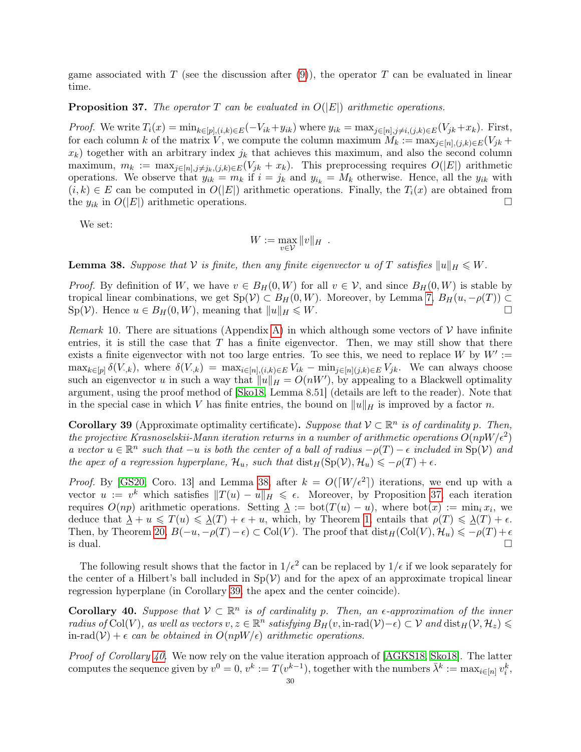game associated with $T$ (see the discussion after (9)), the operator $T$ can be evaluated in linear time.

**Proposition 37.** *The operator $T$ can be evaluated in $O(|E|)$ arithmetic operations.*

*Proof.* We write $T_i(x) = \min_{k\in[p],(i,k)\in E}(-V_{ik}+y_{ik})$ where $y_{ik} = \max_{j\in[n],j\neq i,(j,k)\in E}(V_{jk}+x_k)$. First, for each column $k$ of the matrix $V$, we compute the column maximum $M_k := \max_{j\in[n],(j,k)\in E}(V_{jk} + x_k)$ together with an arbitrary index $j_k$ that achieves this maximum, and also the second column maximum, $m_k := \max_{j\in[n],j\neq j_k,(j,k)\in E}(V_{jk} + x_k)$. This preprocessing requires $O(|E|)$ arithmetic operations. We observe that $y_{ik} = m_k$ if $i = j_k$ and $y_{i_k} = M_k$ otherwise. Hence, all the $y_{ik}$ with $(i,k) \in E$ can be computed in $O(|E|)$ arithmetic operations. Finally, the $T_i(x)$ are obtained from the $y_{ik}$ in $O(|E|)$ arithmetic operations. □

We set:

$$W := \max_{v\in\mathcal{V}} \|v\|_H \ .$$

**Lemma 38.** *Suppose that $\mathcal{V}$ is finite, then any finite eigenvector $u$ of $T$ satisfies $\|u\|_H \leqslant W$.*

*Proof.* By definition of $W$, we have $v \in B_H(0,W)$ for all $v \in \mathcal{V}$, and since $B_H(0,W)$ is stable by tropical linear combinations, we get $\mathrm{Sp}(\mathcal{V}) \subset B_H(0,W)$. Moreover, by Lemma 7, $B_H(u,-\rho(T)) \subset \mathrm{Sp}(\mathcal{V})$. Hence $u \in B_H(0,W)$, meaning that $\|u\|_H \leqslant W$. □

*Remark* 10. There are situations (Appendix A) in which although some vectors of $\mathcal{V}$ have infinite entries, it is still the case that $T$ has a finite eigenvector. Then, we may still show that there exists a finite eigenvector with not too large entries. To see this, we need to replace $W$ by $W' := \max_{k\in[p]} \delta(V_{\cdot,k})$, where $\delta(V_{\cdot,k}) = \max_{i\in[n],(i,k)\in E} V_{ik} - \min_{j\in[n](j,k)\in E} V_{jk}$. We can always choose such an eigenvector $u$ in such a way that $\|u\|_H = O(nW')$, by appealing to a Blackwell optimality argument, using the proof method of [Sko18, Lemma 8.51] (details are left to the reader). Note that in the special case in which $V$ has finite entries, the bound on $\|u\|_H$ is improved by a factor $n$.

**Corollary 39** (Approximate optimality certificate)**.** *Suppose that $\mathcal{V} \subset \mathbb{R}^n$ is of cardinality $p$. Then, the projective Krasnoselskii-Mann iteration returns in a number of arithmetic operations $O(npW/\epsilon^2)$ a vector $u \in \mathbb{R}^n$ such that $-u$ is both the center of a ball of radius $-\rho(T)-\epsilon$ included in $\mathrm{Sp}(\mathcal{V})$ and the apex of a regression hyperplane, $\mathcal{H}_u$, such that $\mathrm{dist}_H(\mathrm{Sp}(\mathcal{V}),\mathcal{H}_u) \leqslant -\rho(T)+\epsilon$.*

*Proof.* By [GS20, Coro. 13] and Lemma 38, after $k = O(\lceil W/\epsilon^2\rceil)$ iterations, we end up with a vector $u := v^k$ which satisfies $\|T(u) - u\|_H \leqslant \epsilon$. Moreover, by Proposition 37, each iteration requires $O(np)$ arithmetic operations. Setting $\underline{\lambda} := \mathrm{bot}(T(u) - u)$, where $\mathrm{bot}(x) := \min_i x_i$, we deduce that $\underline{\lambda} + u \leqslant T(u) \leqslant \underline{\lambda}(T) + \epsilon + u$, which, by Theorem 1, entails that $\rho(T) \leqslant \underline{\lambda}(T) + \epsilon$. Then, by Theorem 20, $B(-u,-\rho(T)-\epsilon) \subset \mathrm{Col}(V)$. The proof that $\mathrm{dist}_H(\mathrm{Col}(V),\mathcal{H}_u) \leqslant -\rho(T)+\epsilon$ is dual. □

The following result shows that the factor in $1/\epsilon^2$ can be replaced by $1/\epsilon$ if we look separately for the center of a Hilbert's ball included in $\mathrm{Sp}(\mathcal{V})$ and for the apex of an approximate tropical linear regression hyperplane (in Corollary 39, the apex and the center coincide).

**Corollary 40.** *Suppose that $\mathcal{V} \subset \mathbb{R}^n$ is of cardinality $p$. Then, an $\epsilon$-approximation of the inner radius of $\mathrm{Col}(V)$, as well as vectors $v, z \in \mathbb{R}^n$ satisfying $B_H(v, \text{in-rad}(\mathcal{V})-\epsilon) \subset \mathcal{V}$ and $\mathrm{dist}_H(\mathcal{V},\mathcal{H}_z) \leqslant \text{in-rad}(\mathcal{V}) + \epsilon$ can be obtained in $O(npW/\epsilon)$ arithmetic operations.*

*Proof of Corollary 40.* We now rely on the value iteration approach of [AGKS18, Sko18]. The latter computes the sequence given by $v^0 = 0$, $v^k := T(v^{k-1})$, together with the numbers $\bar{\lambda}^k := \max_{i\in[n]} v_i^k$,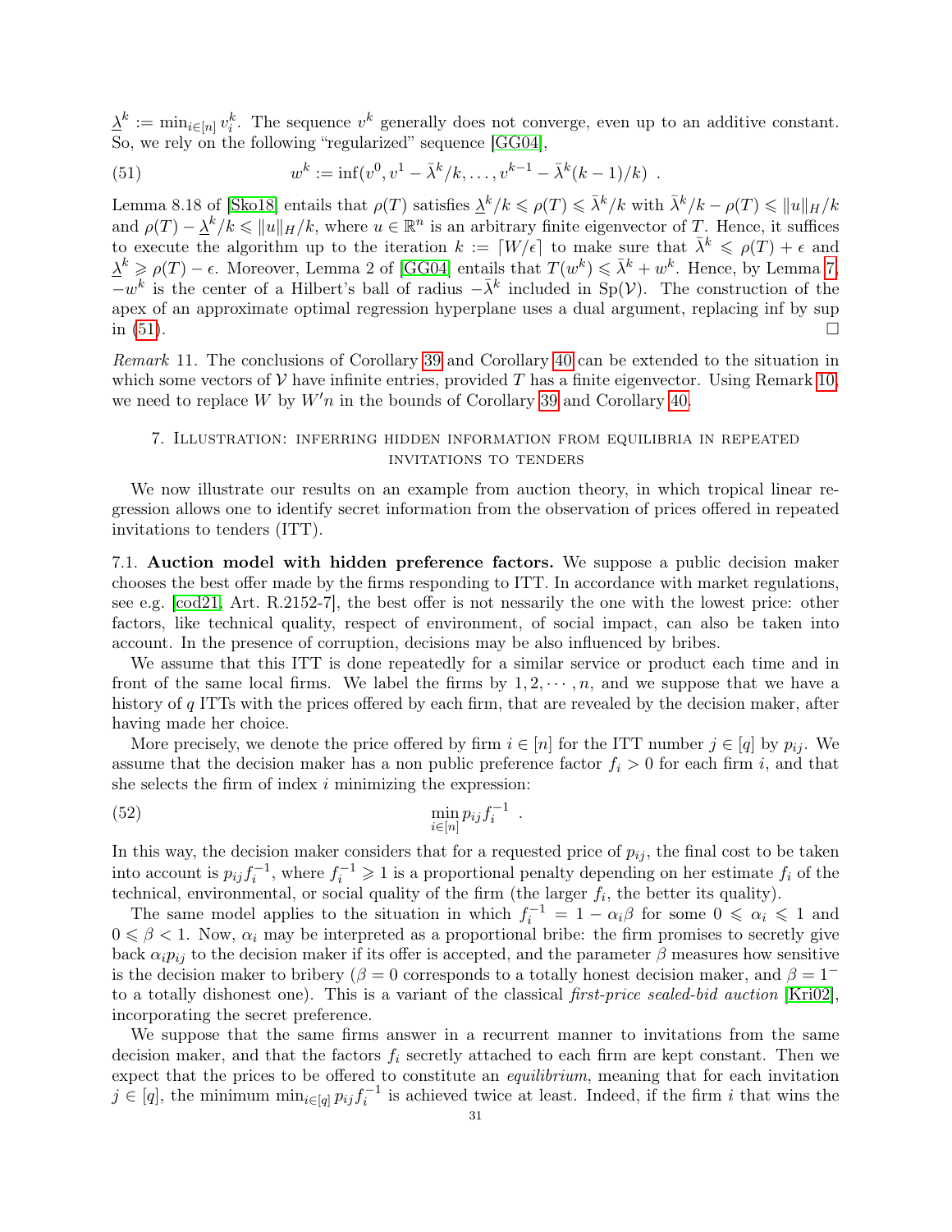$\underline{\lambda}^k := \min_{i\in[n]} v_i^k$. The sequence $v^k$ generally does not converge, even up to an additive constant. So, we rely on the following "regularized" sequence [GG04],

$$w^k := \inf(v^0, v^1 - \bar{\lambda}^k/k, \dots, v^{k-1} - \bar{\lambda}^k(k-1)/k) \ . \tag{51}$$

Lemma 8.18 of [Sko18] entails that $\rho(T)$ satisfies $\underline{\lambda}^k/k \leqslant \rho(T) \leqslant \bar{\lambda}^k/k$ with $\bar{\lambda}^k/k - \rho(T) \leqslant \|u\|_H/k$ and $\rho(T) - \underline{\lambda}^k/k \leqslant \|u\|_H/k$, where $u \in \mathbb{R}^n$ is an arbitrary finite eigenvector of $T$. Hence, it suffices to execute the algorithm up to the iteration $k := \lceil W/\epsilon \rceil$ to make sure that $\bar{\lambda}^k \leqslant \rho(T) + \epsilon$ and $\underline{\lambda}^k \geqslant \rho(T) - \epsilon$. Moreover, Lemma 2 of [GG04] entails that $T(w^k) \leqslant \bar{\lambda}^k + w^k$. Hence, by Lemma 7, $-w^k$ is the center of a Hilbert's ball of radius $-\bar{\lambda}^k$ included in $\mathrm{Sp}(\mathcal{V})$. The construction of the apex of an approximate optimal regression hyperplane uses a dual argument, replacing inf by sup in (51). □

*Remark* 11. The conclusions of Corollary 39 and Corollary 40 can be extended to the situation in which some vectors of $\mathcal{V}$ have infinite entries, provided $T$ has a finite eigenvector. Using Remark 10, we need to replace $W$ by $W'n$ in the bounds of Corollary 39 and Corollary 40.

## 7. Illustration: inferring hidden information from equilibria in repeated invitations to tenders

We now illustrate our results on an example from auction theory, in which tropical linear regression allows one to identify secret information from the observation of prices offered in repeated invitations to tenders (ITT).

**7.1. Auction model with hidden preference factors.** We suppose a public decision maker chooses the best offer made by the firms responding to ITT. In accordance with market regulations, see e.g. [cod21, Art. R.2152-7], the best offer is not nessarily the one with the lowest price: other factors, like technical quality, respect of environment, of social impact, can also be taken into account. In the presence of corruption, decisions may be also influenced by bribes.

We assume that this ITT is done repeatedly for a similar service or product each time and in front of the same local firms. We label the firms by $1, 2, \cdots, n$, and we suppose that we have a history of $q$ ITTs with the prices offered by each firm, that are revealed by the decision maker, after having made her choice.

More precisely, we denote the price offered by firm $i \in [n]$ for the ITT number $j \in [q]$ by $p_{ij}$. We assume that the decision maker has a non public preference factor $f_i > 0$ for each firm $i$, and that she selects the firm of index $i$ minimizing the expression:

$$\min_{i\in[n]} p_{ij} f_i^{-1} \ . \tag{52}$$

In this way, the decision maker considers that for a requested price of $p_{ij}$, the final cost to be taken into account is $p_{ij} f_i^{-1}$, where $f_i^{-1} \geqslant 1$ is a proportional penalty depending on her estimate $f_i$ of the technical, environmental, or social quality of the firm (the larger $f_i$, the better its quality).

The same model applies to the situation in which $f_i^{-1} = 1 - \alpha_i \beta$ for some $0 \leqslant \alpha_i \leqslant 1$ and $0 \leqslant \beta < 1$. Now, $\alpha_i$ may be interpreted as a proportional bribe: the firm promises to secretly give back $\alpha_i p_{ij}$ to the decision maker if its offer is accepted, and the parameter $\beta$ measures how sensitive is the decision maker to bribery ($\beta = 0$ corresponds to a totally honest decision maker, and $\beta = 1^-$ to a totally dishonest one). This is a variant of the classical *first-price sealed-bid auction* [Kri02], incorporating the secret preference.

We suppose that the same firms answer in a recurrent manner to invitations from the same decision maker, and that the factors $f_i$ secretly attached to each firm are kept constant. Then we expect that the prices to be offered to constitute an *equilibrium*, meaning that for each invitation $j \in [q]$, the minimum $\min_{i\in[q]} p_{ij} f_i^{-1}$ is achieved twice at least. Indeed, if the firm $i$ that wins the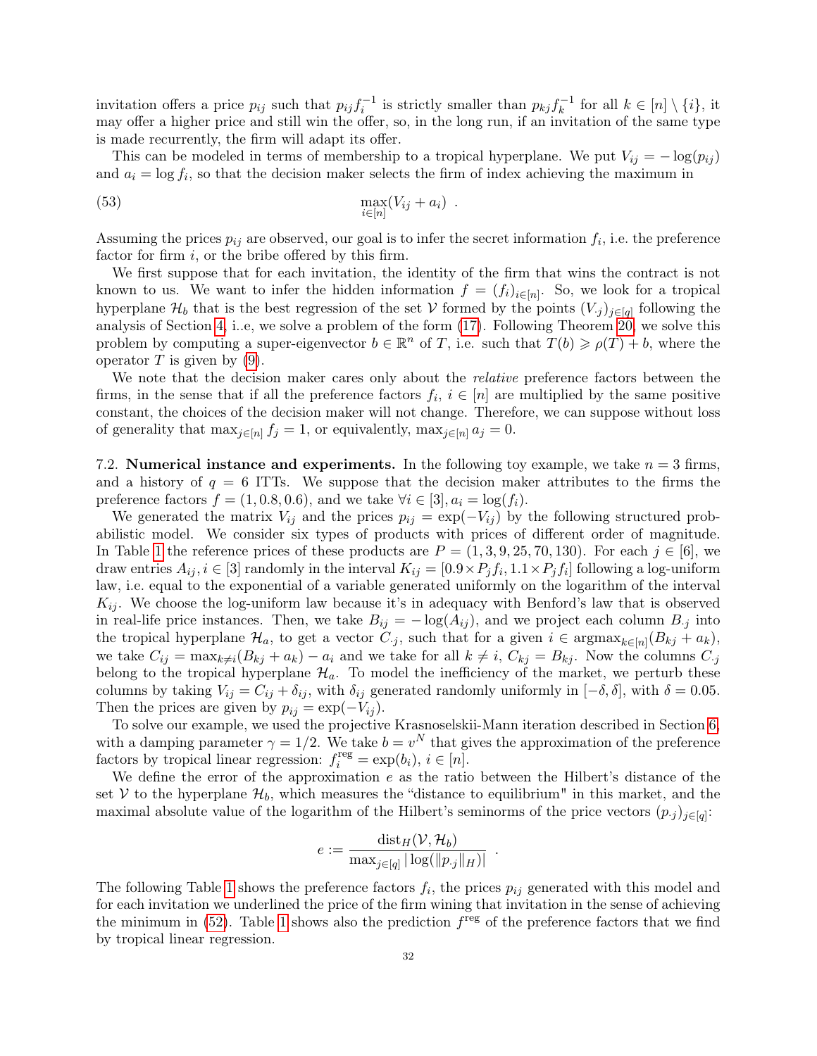invitation offers a price $p_{ij}$ such that $p_{ij}f_i^{-1}$ is strictly smaller than $p_{kj}f_k^{-1}$ for all $k \in [n] \setminus \{i\}$, it may offer a higher price and still win the offer, so, in the long run, if an invitation of the same type is made recurrently, the firm will adapt its offer.

This can be modeled in terms of membership to a tropical hyperplane. We put $V_{ij} = -\log(p_{ij})$ and $a_i = \log f_i$, so that the decision maker selects the firm of index achieving the maximum in

$$\max_{i\in[n]}(V_{ij} + a_i) \ . \tag{53}$$

Assuming the prices $p_{ij}$ are observed, our goal is to infer the secret information $f_i$, i.e. the preference factor for firm $i$, or the bribe offered by this firm.

We first suppose that for each invitation, the identity of the firm that wins the contract is not known to us. We want to infer the hidden information $f = (f_i)_{i\in[n]}$. So, we look for a tropical hyperplane $\mathcal{H}_b$ that is the best regression of the set $\mathcal{V}$ formed by the points $(V_{\cdot j})_{j\in[q]}$ following the analysis of Section 4, i..e, we solve a problem of the form (17). Following Theorem 20, we solve this problem by computing a super-eigenvector $b \in \mathbb{R}^n$ of $T$, i.e. such that $T(b) \geqslant \rho(T) + b$, where the operator $T$ is given by (9).

We note that the decision maker cares only about the *relative* preference factors between the firms, in the sense that if all the preference factors $f_i$, $i \in [n]$ are multiplied by the same positive constant, the choices of the decision maker will not change. Therefore, we can suppose without loss of generality that $\max_{j\in[n]} f_j = 1$, or equivalently, $\max_{j\in[n]} a_j = 0$.

7.2. **Numerical instance and experiments.** In the following toy example, we take $n = 3$ firms, and a history of $q = 6$ ITTs. We suppose that the decision maker attributes to the firms the preference factors $f = (1, 0.8, 0.6)$, and we take $\forall i \in [3], a_i = \log(f_i)$.

We generated the matrix $V_{ij}$ and the prices $p_{ij} = \exp(-V_{ij})$ by the following structured probabilistic model. We consider six types of products with prices of different order of magnitude. In Table 1 the reference prices of these products are $P = (1, 3, 9, 25, 70, 130)$. For each $j \in [6]$, we draw entries $A_{ij}, i \in [3]$ randomly in the interval $K_{ij} = [0.9 \times P_j f_i, 1.1 \times P_j f_i]$ following a log-uniform law, i.e. equal to the exponential of a variable generated uniformly on the logarithm of the interval $K_{ij}$. We choose the log-uniform law because it's in adequacy with Benford's law that is observed in real-life price instances. Then, we take $B_{ij} = -\log(A_{ij})$, and we project each column $B_{\cdot j}$ into the tropical hyperplane $\mathcal{H}_a$, to get a vector $C_{\cdot j}$, such that for a given $i \in \operatorname{argmax}_{k\in[n]}(B_{kj} + a_k)$, we take $C_{ij} = \max_{k\neq i}(B_{kj} + a_k) - a_i$ and we take for all $k \neq i$, $C_{kj} = B_{kj}$. Now the columns $C_{\cdot j}$ belong to the tropical hyperplane $\mathcal{H}_a$. To model the inefficiency of the market, we perturb these columns by taking $V_{ij} = C_{ij} + \delta_{ij}$, with $\delta_{ij}$ generated randomly uniformly in $[-\delta, \delta]$, with $\delta = 0.05$. Then the prices are given by $p_{ij} = \exp(-V_{ij})$.

To solve our example, we used the projective Krasnoselskii-Mann iteration described in Section 6, with a damping parameter $\gamma = 1/2$. We take $b = v^N$ that gives the approximation of the preference factors by tropical linear regression: $f_i^{\text{reg}} = \exp(b_i)$, $i \in [n]$.

We define the error of the approximation $e$ as the ratio between the Hilbert's distance of the set $\mathcal{V}$ to the hyperplane $\mathcal{H}_b$, which measures the "distance to equilibrium" in this market, and the maximal absolute value of the logarithm of the Hilbert's seminorms of the price vectors $(p_{\cdot j})_{j\in[q]}$:

$$e := \frac{\operatorname{dist}_H(\mathcal{V}, \mathcal{H}_b)}{\max_{j\in[q]} |\log(\|p_{\cdot j}\|_H)|} \ .$$

The following Table 1 shows the preference factors $f_i$, the prices $p_{ij}$ generated with this model and for each invitation we underlined the price of the firm wining that invitation in the sense of achieving the minimum in (52). Table 1 shows also the prediction $f^{\text{reg}}$ of the preference factors that we find by tropical linear regression.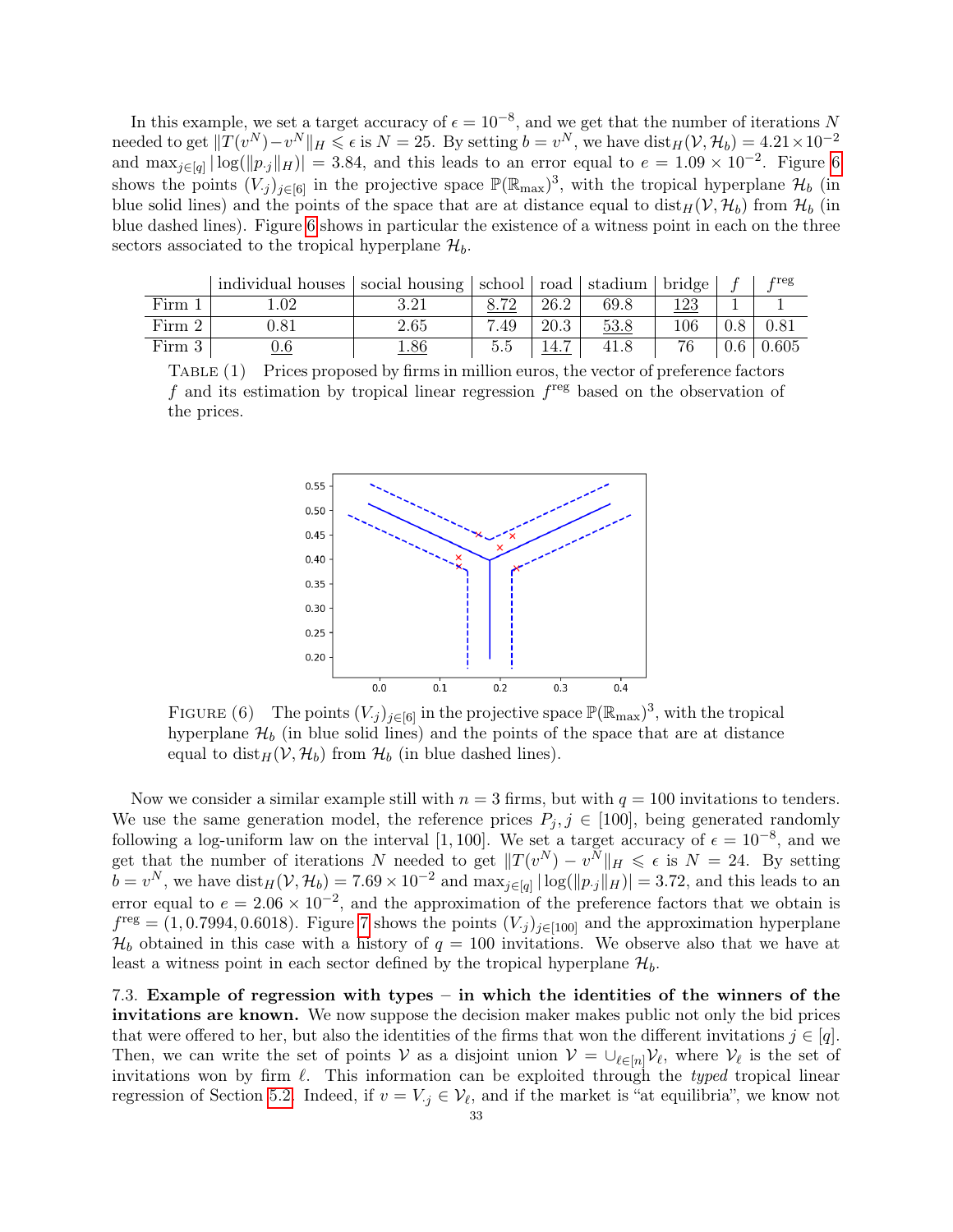In this example, we set a target accuracy of $\epsilon = 10^{-8}$, and we get that the number of iterations $N$ needed to get $\|T(v^N) - v^N\|_H \leqslant \epsilon$ is $N = 25$. By setting $b = v^N$, we have $\mathrm{dist}_H(\mathcal{V}, \mathcal{H}_b) = 4.21 \times 10^{-2}$ and $\max_{j \in [q]} |\log(\|p_{\cdot j}\|_H)| = 3.84$, and this leads to an error equal to $e = 1.09 \times 10^{-2}$. Figure 6 shows the points $(V_{\cdot j})_{j \in [6]}$ in the projective space $\mathbb{P}(\mathbb{R}_{\max})^3$, with the tropical hyperplane $\mathcal{H}_b$ (in blue solid lines) and the points of the space that are at distance equal to $\mathrm{dist}_H(\mathcal{V}, \mathcal{H}_b)$ from $\mathcal{H}_b$ (in blue dashed lines). Figure 6 shows in particular the existence of a witness point in each on the three sectors associated to the tropical hyperplane $\mathcal{H}_b$.

| | individual houses | social housing | school | road | stadium | bridge | $f$ | $f^{\text{reg}}$ |
|---|---|---|---|---|---|---|---|---|
| Firm 1 | 1.02 | 3.21 | <u>8.72</u> | 26.2 | 69.8 | <u>123</u> | 1 | 1 |
| Firm 2 | 0.81 | 2.65 | 7.49 | 20.3 | <u>53.8</u> | 106 | 0.8 | 0.81 |
| Firm 3 | <u>0.6</u> | <u>1.86</u> | 5.5 | <u>14.7</u> | 41.8 | 76 | 0.6 | 0.605 |

TABLE (1) Prices proposed by firms in million euros, the vector of preference factors $f$ and its estimation by tropical linear regression $f^{\text{reg}}$ based on the observation of the prices.

FIGURE (6) The points $(V_{\cdot j})_{j \in [6]}$ in the projective space $\mathbb{P}(\mathbb{R}_{\max})^3$, with the tropical hyperplane $\mathcal{H}_b$ (in blue solid lines) and the points of the space that are at distance equal to $\mathrm{dist}_H(\mathcal{V}, \mathcal{H}_b)$ from $\mathcal{H}_b$ (in blue dashed lines).

Now we consider a similar example still with $n = 3$ firms, but with $q = 100$ invitations to tenders. We use the same generation model, the reference prices $P_j, j \in [100]$, being generated randomly following a log-uniform law on the interval $[1, 100]$. We set a target accuracy of $\epsilon = 10^{-8}$, and we get that the number of iterations $N$ needed to get $\|T(v^N) - v^N\|_H \leqslant \epsilon$ is $N = 24$. By setting $b = v^N$, we have $\mathrm{dist}_H(\mathcal{V}, \mathcal{H}_b) = 7.69 \times 10^{-2}$ and $\max_{j \in [q]} |\log(\|p_{\cdot j}\|_H)| = 3.72$, and this leads to an error equal to $e = 2.06 \times 10^{-2}$, and the approximation of the preference factors that we obtain is $f^{\text{reg}} = (1, 0.7994, 0.6018)$. Figure 7 shows the points $(V_{\cdot j})_{j \in [100]}$ and the approximation hyperplane $\mathcal{H}_b$ obtained in this case with a history of $q = 100$ invitations. We observe also that we have at least a witness point in each sector defined by the tropical hyperplane $\mathcal{H}_b$.

7.3. **Example of regression with types – in which the identities of the winners of the invitations are known.** We now suppose the decision maker makes public not only the bid prices that were offered to her, but also the identities of the firms that won the different invitations $j \in [q]$. Then, we can write the set of points $\mathcal{V}$ as a disjoint union $\mathcal{V} = \cup_{\ell \in [n]} \mathcal{V}_\ell$, where $\mathcal{V}_\ell$ is the set of invitations won by firm $\ell$. This information can be exploited through the *typed* tropical linear regression of Section 5.2. Indeed, if $v = V_{\cdot j} \in \mathcal{V}_\ell$, and if the market is "at equilibria", we know not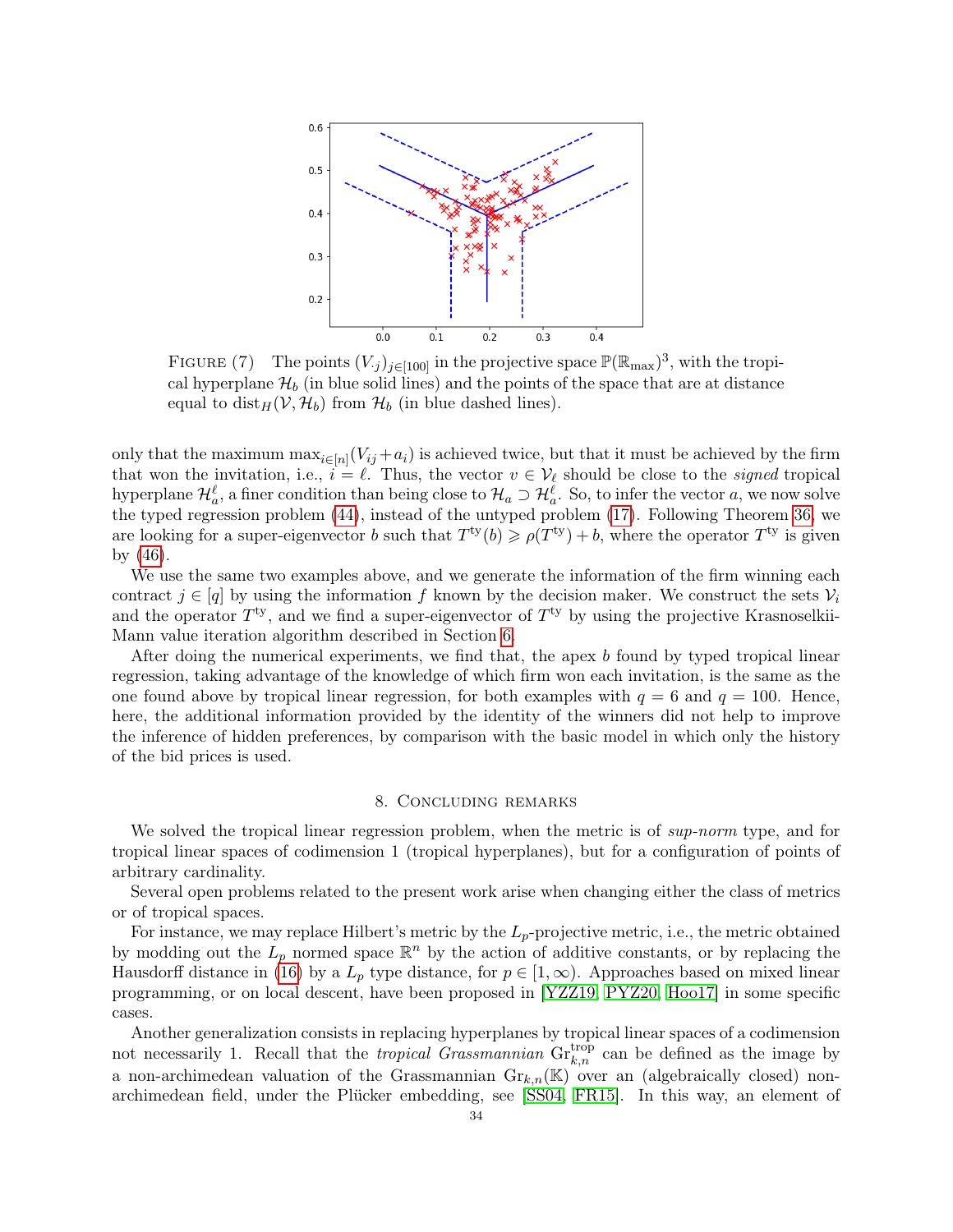FIGURE (7) The points $(V_{\cdot j})_{j\in[100]}$ in the projective space $\mathbb{P}(\mathbb{R}_{\max})^3$, with the tropical hyperplane $\mathcal{H}_b$ (in blue solid lines) and the points of the space that are at distance equal to $\mathrm{dist}_H(\mathcal{V}, \mathcal{H}_b)$ from $\mathcal{H}_b$ (in blue dashed lines).

only that the maximum $\max_{i\in[n]}(V_{ij}+a_i)$ is achieved twice, but that it must be achieved by the firm that won the invitation, i.e., $i = \ell$. Thus, the vector $v \in \mathcal{V}_\ell$ should be close to the *signed* tropical hyperplane $\mathcal{H}^\ell_a$, a finer condition than being close to $\mathcal{H}_a \supset \mathcal{H}^\ell_a$. So, to infer the vector $a$, we now solve the typed regression problem (44), instead of the untyped problem (17). Following Theorem 36, we are looking for a super-eigenvector $b$ such that $T^{\mathrm{ty}}(b) \geqslant \rho(T^{\mathrm{ty}}) + b$, where the operator $T^{\mathrm{ty}}$ is given by (46).

We use the same two examples above, and we generate the information of the firm winning each contract $j \in [q]$ by using the information $f$ known by the decision maker. We construct the sets $\mathcal{V}_i$ and the operator $T^{\mathrm{ty}}$, and we find a super-eigenvector of $T^{\mathrm{ty}}$ by using the projective Krasnoselkii-Mann value iteration algorithm described in Section 6.

After doing the numerical experiments, we find that, the apex $b$ found by typed tropical linear regression, taking advantage of the knowledge of which firm won each invitation, is the same as the one found above by tropical linear regression, for both examples with $q = 6$ and $q = 100$. Hence, here, the additional information provided by the identity of the winners did not help to improve the inference of hidden preferences, by comparison with the basic model in which only the history of the bid prices is used.

## 8. Concluding remarks

We solved the tropical linear regression problem, when the metric is of *sup-norm* type, and for tropical linear spaces of codimension 1 (tropical hyperplanes), but for a configuration of points of arbitrary cardinality.

Several open problems related to the present work arise when changing either the class of metrics or of tropical spaces.

For instance, we may replace Hilbert's metric by the $L_p$-projective metric, i.e., the metric obtained by modding out the $L_p$ normed space $\mathbb{R}^n$ by the action of additive constants, or by replacing the Hausdorff distance in (16) by a $L_p$ type distance, for $p \in [1, \infty)$. Approaches based on mixed linear programming, or on local descent, have been proposed in [YZZ19, PYZ20, Hoo17] in some specific cases.

Another generalization consists in replacing hyperplanes by tropical linear spaces of a codimension not necessarily 1. Recall that the *tropical Grassmannian* $\mathrm{Gr}^{\mathrm{trop}}_{k,n}$ can be defined as the image by a non-archimedean valuation of the Grassmannian $\mathrm{Gr}_{k,n}(\mathbb{K})$ over an (algebraically closed) non-archimedean field, under the Plücker embedding, see [SS04, FR15]. In this way, an element of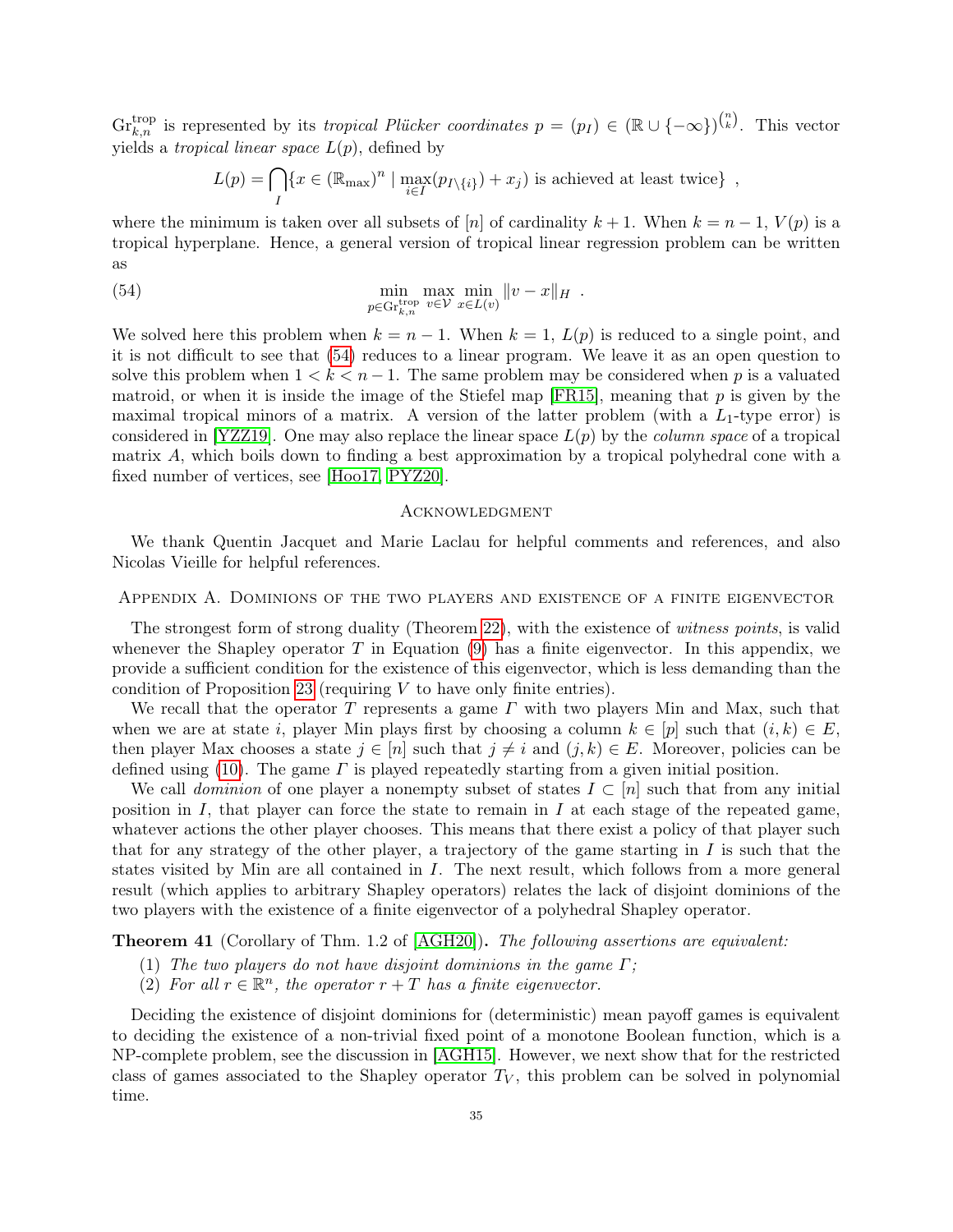$\mathrm{Gr}^{\mathrm{trop}}_{k,n}$ is represented by its *tropical Plücker coordinates* $p = (p_I) \in (\mathbb{R} \cup \{-\infty\})^{\binom{n}{k}}$. This vector yields a *tropical linear space* $L(p)$, defined by

$$L(p) = \bigcap_I \{x \in (\mathbb{R}_{\max})^n \mid \max_{i \in I}(p_{I\setminus\{i\}}) + x_j) \text{ is achieved at least twice}\} \enspace ,$$

where the minimum is taken over all subsets of $[n]$ of cardinality $k+1$. When $k = n-1$, $V(p)$ is a tropical hyperplane. Hence, a general version of tropical linear regression problem can be written as

$$\min_{p \in \mathrm{Gr}^{\mathrm{trop}}_{k,n}} \max_{v \in \mathcal{V}} \min_{x \in L(v)} \|v - x\|_H \enspace . \tag{54}$$

We solved here this problem when $k = n-1$. When $k = 1$, $L(p)$ is reduced to a single point, and it is not difficult to see that (54) reduces to a linear program. We leave it as an open question to solve this problem when $1 < k < n-1$. The same problem may be considered when $p$ is a valuated matroid, or when it is inside the image of the Stiefel map [FR15], meaning that $p$ is given by the maximal tropical minors of a matrix. A version of the latter problem (with a $L_1$-type error) is considered in [YZZ19]. One may also replace the linear space $L(p)$ by the *column space* of a tropical matrix $A$, which boils down to finding a best approximation by a tropical polyhedral cone with a fixed number of vertices, see [Hoo17, PYZ20].

## Acknowledgment

We thank Quentin Jacquet and Marie Laclau for helpful comments and references, and also Nicolas Vieille for helpful references.

## Appendix A. Dominions of the two players and existence of a finite eigenvector

The strongest form of strong duality (Theorem 22), with the existence of *witness points*, is valid whenever the Shapley operator $T$ in Equation (9) has a finite eigenvector. In this appendix, we provide a sufficient condition for the existence of this eigenvector, which is less demanding than the condition of Proposition 23 (requiring $V$ to have only finite entries).

We recall that the operator $T$ represents a game $\Gamma$ with two players Min and Max, such that when we are at state $i$, player Min plays first by choosing a column $k \in [p]$ such that $(i,k) \in E$, then player Max chooses a state $j \in [n]$ such that $j \neq i$ and $(j,k) \in E$. Moreover, policies can be defined using (10). The game $\Gamma$ is played repeatedly starting from a given initial position.

We call *dominion* of one player a nonempty subset of states $I \subset [n]$ such that from any initial position in $I$, that player can force the state to remain in $I$ at each stage of the repeated game, whatever actions the other player chooses. This means that there exist a policy of that player such that for any strategy of the other player, a trajectory of the game starting in $I$ is such that the states visited by Min are all contained in $I$. The next result, which follows from a more general result (which applies to arbitrary Shapley operators) relates the lack of disjoint dominions of the two players with the existence of a finite eigenvector of a polyhedral Shapley operator.

**Theorem 41** (Corollary of Thm. 1.2 of [AGH20])**.** *The following assertions are equivalent:*

1. *The two players do not have disjoint dominions in the game $\Gamma$;*
2. *For all $r \in \mathbb{R}^n$, the operator $r + T$ has a finite eigenvector.*

Deciding the existence of disjoint dominions for (deterministic) mean payoff games is equivalent to deciding the existence of a non-trivial fixed point of a monotone Boolean function, which is a NP-complete problem, see the discussion in [AGH15]. However, we next show that for the restricted class of games associated to the Shapley operator $T_V$, this problem can be solved in polynomial time.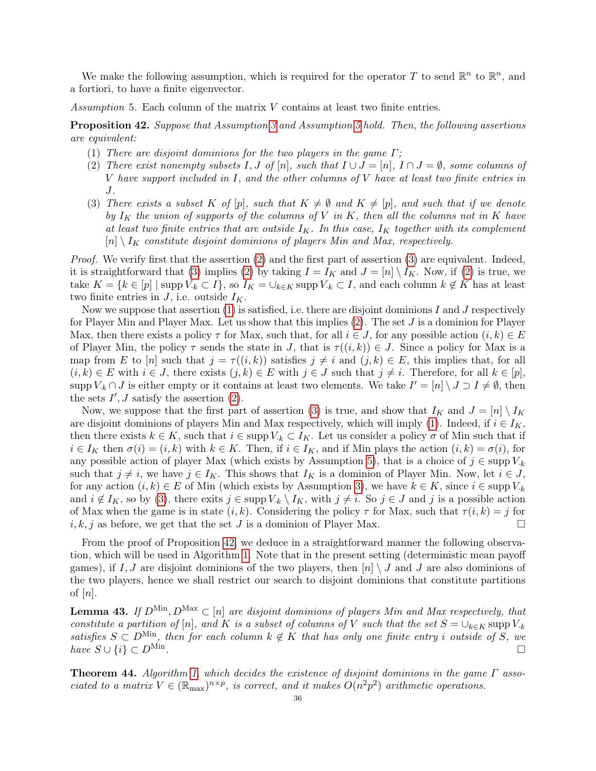We make the following assumption, which is required for the operator $T$ to send $\mathbb{R}^n$ to $\mathbb{R}^n$, and a fortiori, to have a finite eigenvector.

*Assumption* 5. Each column of the matrix $V$ contains at least two finite entries.

**Proposition 42.** *Suppose that Assumption 3 and Assumption 5 hold. Then, the following assertions are equivalent:*

1. *There are disjoint dominions for the two players in the game $\Gamma$;*
2. *There exist nonempty subsets $I, J$ of $[n]$, such that $I \cup J = [n]$, $I \cap J = \emptyset$, some columns of $V$ have support included in $I$, and the other columns of $V$ have at least two finite entries in $J$.*
3. *There exists a subset $K$ of $[p]$, such that $K \neq \emptyset$ and $K \neq [p]$, and such that if we denote by $I_K$ the union of supports of the columns of $V$ in $K$, then all the columns not in $K$ have at least two finite entries that are outside $I_K$. In this case, $I_K$ together with its complement $[n] \setminus I_K$ constitute disjoint dominions of players Min and Max, respectively.*

*Proof.* We verify first that the assertion (2) and the first part of assertion (3) are equivalent. Indeed, it is straightforward that (3) implies (2) by taking $I = I_K$ and $J = [n] \setminus I_K$. Now, if (2) is true, we take $K = \{k \in [p] \mid \operatorname{supp} V_{\cdot k} \subset I\}$, so $I_K = \cup_{k \in K} \operatorname{supp} V_{\cdot k} \subset I$, and each column $k \notin K$ has at least two finite entries in $J$, i.e. outside $I_K$.

Now we suppose that assertion (1) is satisfied, i.e. there are disjoint dominions $I$ and $J$ respectively for Player Min and Player Max. Let us show that this implies (2). The set $J$ is a dominion for Player Max, then there exists a policy $\tau$ for Max, such that, for all $i \in J$, for any possible action $(i, k) \in E$ of Player Min, the policy $\tau$ sends the state in $J$, that is $\tau((i, k)) \in J$. Since a policy for Max is a map from $E$ to $[n]$ such that $j = \tau((i, k))$ satisfies $j \neq i$ and $(j, k) \in E$, this implies that, for all $(i, k) \in E$ with $i \in J$, there exists $(j, k) \in E$ with $j \in J$ such that $j \neq i$. Therefore, for all $k \in [p]$, $\operatorname{supp} V_{\cdot k} \cap J$ is either empty or it contains at least two elements. We take $I' = [n] \setminus J \supset I \neq \emptyset$, then the sets $I', J$ satisfy the assertion (2).

Now, we suppose that the first part of assertion (3) is true, and show that $I_K$ and $J = [n] \setminus I_K$ are disjoint dominions of players Min and Max respectively, which will imply (1). Indeed, if $i \in I_K$, then there exists $k \in K$, such that $i \in \operatorname{supp} V_{\cdot k} \subset I_K$. Let us consider a policy $\sigma$ of Min such that if $i \in I_K$ then $\sigma(i) = (i, k)$ with $k \in K$. Then, if $i \in I_K$, and if Min plays the action $(i, k) = \sigma(i)$, for any possible action of player Max (which exists by Assumption 5), that is a choice of $j \in \operatorname{supp} V_{\cdot k}$ such that $j \neq i$, we have $j \in I_K$. This shows that $I_K$ is a dominion of Player Min. Now, let $i \in J$, for any action $(i, k) \in E$ of Min (which exists by Assumption 3), we have $k \in K$, since $i \in \operatorname{supp} V_{\cdot k}$ and $i \notin I_K$, so by (3), there exits $j \in \operatorname{supp} V_{\cdot k} \setminus I_K$, with $j \neq i$. So $j \in J$ and $j$ is a possible action of Max when the game is in state $(i, k)$. Considering the policy $\tau$ for Max, such that $\tau(i, k) = j$ for $i, k, j$ as before, we get that the set $J$ is a dominion of Player Max. $\square$

From the proof of Proposition 42, we deduce in a straightforward manner the following observation, which will be used in Algorithm 1. Note that in the present setting (deterministic mean payoff games), if $I, J$ are disjoint dominions of the two players, then $[n] \setminus J$ and $J$ are also dominions of the two players, hence we shall restrict our search to disjoint dominions that constitute partitions of $[n]$.

**Lemma 43.** *If $D^{\mathrm{Min}}, D^{\mathrm{Max}} \subset [n]$ are disjoint dominions of players Min and Max respectively, that constitute a partition of $[n]$, and $K$ is a subset of columns of $V$ such that the set $S = \cup_{k \in K} \operatorname{supp} V_{\cdot k}$ satisfies $S \subset D^{\mathrm{Min}}$, then for each column $k \notin K$ that has only one finite entry $i$ outside of $S$, we have $S \cup \{i\} \subset D^{\mathrm{Min}}$.* $\square$

**Theorem 44.** *Algorithm 1, which decides the existence of disjoint dominions in the game $\Gamma$ associated to a matrix $V \in (\mathbb{R}_{\max})^{n \times p}$, is correct, and it makes $O(n^2p^2)$ arithmetic operations.*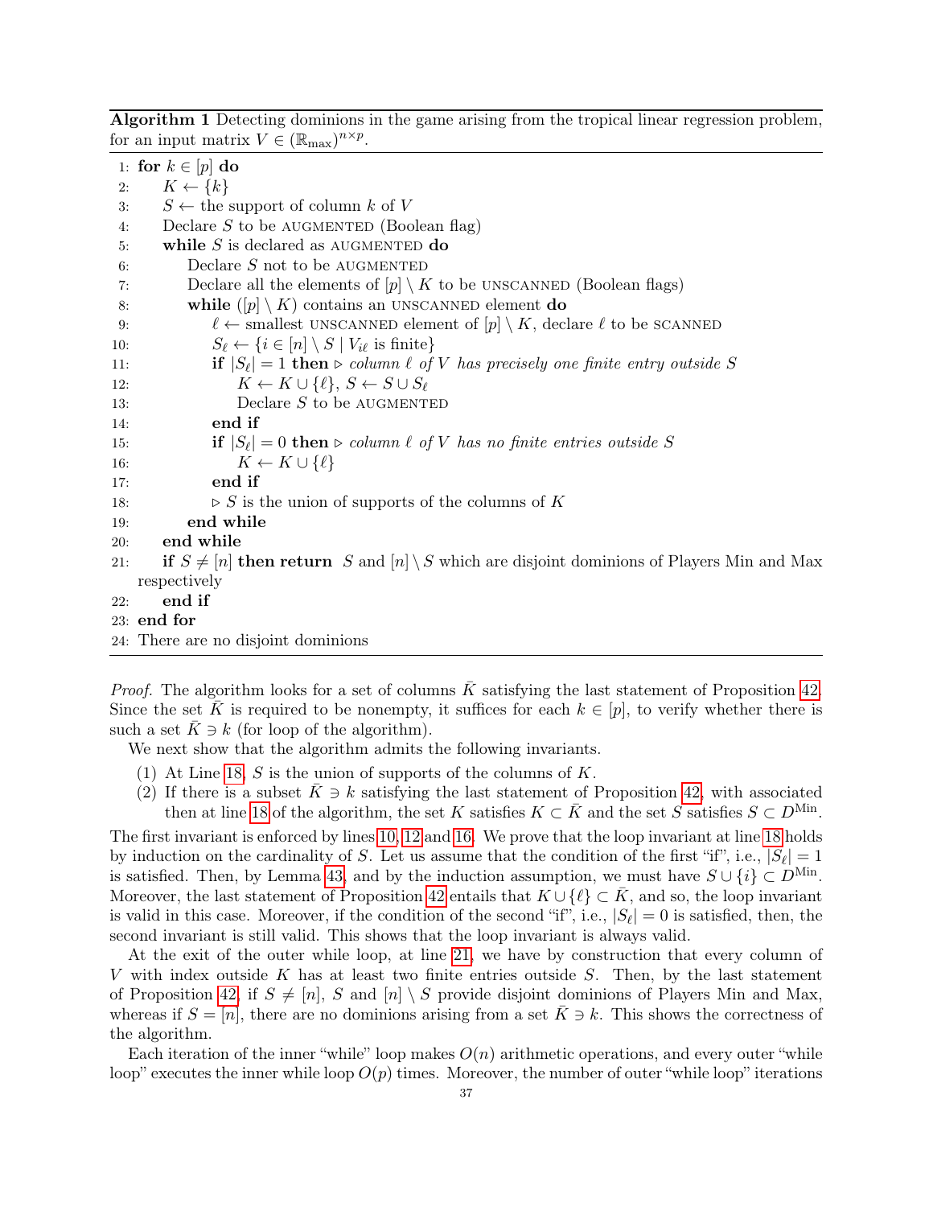**Algorithm 1** Detecting dominions in the game arising from the tropical linear regression problem, for an input matrix $V \in (\mathbb{R}_{\max})^{n\times p}$.

```
1: for k ∈ [p] do
2:     K ← {k}
3:     S ← the support of column k of V
4:     Declare S to be AUGMENTED (Boolean flag)
5:     while S is declared as AUGMENTED do
6:         Declare S not to be AUGMENTED
7:         Declare all the elements of [p] \ K to be UNSCANNED (Boolean flags)
8:         while ([p] \ K) contains an UNSCANNED element do
9:             ℓ ← smallest UNSCANNED element of [p] \ K, declare ℓ to be SCANNED
10:            S_ℓ ← {i ∈ [n] \ S | V_iℓ is finite}
11:            if |S_ℓ| = 1 then ▷ column ℓ of V has precisely one finite entry outside S
12:                K ← K ∪ {ℓ}, S ← S ∪ S_ℓ
13:                Declare S to be AUGMENTED
14:            end if
15:            if |S_ℓ| = 0 then ▷ column ℓ of V has no finite entries outside S
16:                K ← K ∪ {ℓ}
17:            end if
18:            ▷ S is the union of supports of the columns of K
19:        end while
20:    end while
21:    if S ≠ [n] then return S and [n] \ S which are disjoint dominions of Players Min and Max respectively
22:    end if
23: end for
24: There are no disjoint dominions
```

*Proof.* The algorithm looks for a set of columns $\bar{K}$ satisfying the last statement of Proposition 42. Since the set $\bar{K}$ is required to be nonempty, it suffices for each $k \in [p]$, to verify whether there is such a set $\bar{K} \ni k$ (for loop of the algorithm).

We next show that the algorithm admits the following invariants.

(1) At Line 18, $S$ is the union of supports of the columns of $K$.
(2) If there is a subset $\bar{K} \ni k$ satisfying the last statement of Proposition 42, with associated then at line 18 of the algorithm, the set $K$ satisfies $K \subset \bar{K}$ and the set $S$ satisfies $S \subset D^{\text{Min}}$.

The first invariant is enforced by lines 10, 12 and 16. We prove that the loop invariant at line 18 holds by induction on the cardinality of $S$. Let us assume that the condition of the first "if", i.e., $|S_\ell| = 1$ is satisfied. Then, by Lemma 43, and by the induction assumption, we must have $S \cup \{i\} \subset D^{\text{Min}}$. Moreover, the last statement of Proposition 42 entails that $K \cup \{\ell\} \subset \bar{K}$, and so, the loop invariant is valid in this case. Moreover, if the condition of the second "if", i.e., $|S_\ell| = 0$ is satisfied, then, the second invariant is still valid. This shows that the loop invariant is always valid.

At the exit of the outer while loop, at line 21, we have by construction that every column of $V$ with index outside $K$ has at least two finite entries outside $S$. Then, by the last statement of Proposition 42, if $S \neq [n]$, $S$ and $[n] \setminus S$ provide disjoint dominions of Players Min and Max, whereas if $S = [n]$, there are no dominions arising from a set $\bar{K} \ni k$. This shows the correctness of the algorithm.

Each iteration of the inner "while" loop makes $O(n)$ arithmetic operations, and every outer "while loop" executes the inner while loop $O(p)$ times. Moreover, the number of outer "while loop" iterations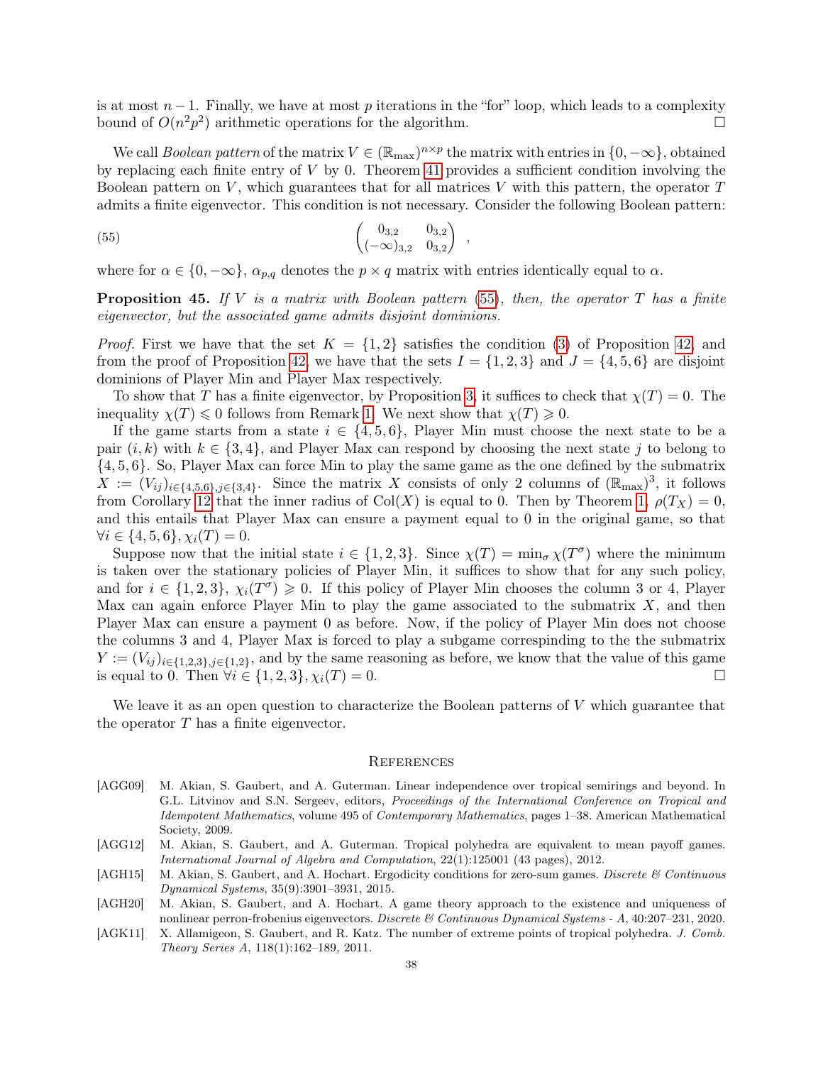is at most $n-1$. Finally, we have at most $p$ iterations in the "for" loop, which leads to a complexity bound of $O(n^2p^2)$ arithmetic operations for the algorithm. □

We call *Boolean pattern* of the matrix $V \in (\mathbb{R}_{\max})^{n\times p}$ the matrix with entries in $\{0, -\infty\}$, obtained by replacing each finite entry of $V$ by 0. Theorem 41 provides a sufficient condition involving the Boolean pattern on $V$, which guarantees that for all matrices $V$ with this pattern, the operator $T$ admits a finite eigenvector. This condition is not necessary. Consider the following Boolean pattern:

$$\begin{pmatrix} 0_{3,2} & 0_{3,2} \\ (-\infty)_{3,2} & 0_{3,2} \end{pmatrix} \ , \tag{55}$$

where for $\alpha \in \{0, -\infty\}$, $\alpha_{p,q}$ denotes the $p \times q$ matrix with entries identically equal to $\alpha$.

**Proposition 45.** *If $V$ is a matrix with Boolean pattern (55), then, the operator $T$ has a finite eigenvector, but the associated game admits disjoint dominions.*

*Proof.* First we have that the set $K = \{1, 2\}$ satisfies the condition (3) of Proposition 42, and from the proof of Proposition 42, we have that the sets $I = \{1, 2, 3\}$ and $J = \{4, 5, 6\}$ are disjoint dominions of Player Min and Player Max respectively.

To show that $T$ has a finite eigenvector, by Proposition 3, it suffices to check that $\chi(T) = 0$. The inequality $\chi(T) \leqslant 0$ follows from Remark 1. We next show that $\chi(T) \geqslant 0$.

If the game starts from a state $i \in \{4, 5, 6\}$, Player Min must choose the next state to be a pair $(i, k)$ with $k \in \{3, 4\}$, and Player Max can respond by choosing the next state $j$ to belong to $\{4, 5, 6\}$. So, Player Max can force Min to play the same game as the one defined by the submatrix $X := (V_{ij})_{i\in\{4,5,6\},j\in\{3,4\}}$. Since the matrix $X$ consists of only 2 columns of $(\mathbb{R}_{\max})^3$, it follows from Corollary 12 that the inner radius of $\mathrm{Col}(X)$ is equal to 0. Then by Theorem 1, $\rho(T_X) = 0$, and this entails that Player Max can ensure a payment equal to 0 in the original game, so that $\forall i \in \{4, 5, 6\}, \chi_i(T) = 0$.

Suppose now that the initial state $i \in \{1, 2, 3\}$. Since $\chi(T) = \min_\sigma \chi(T^\sigma)$ where the minimum is taken over the stationary policies of Player Min, it suffices to show that for any such policy, and for $i \in \{1, 2, 3\}$, $\chi_i(T^\sigma) \geqslant 0$. If this policy of Player Min chooses the column 3 or 4, Player Max can again enforce Player Min to play the game associated to the submatrix $X$, and then Player Max can ensure a payment 0 as before. Now, if the policy of Player Min does not choose the columns 3 and 4, Player Max is forced to play a subgame correspinding to the the submatrix $Y := (V_{ij})_{i\in\{1,2,3\},j\in\{1,2\}}$, and by the same reasoning as before, we know that the value of this game is equal to 0. Then $\forall i \in \{1, 2, 3\}, \chi_i(T) = 0$. □

We leave it as an open question to characterize the Boolean patterns of $V$ which guarantee that the operator $T$ has a finite eigenvector.

## References

- [AGG09] M. Akian, S. Gaubert, and A. Guterman. Linear independence over tropical semirings and beyond. In G.L. Litvinov and S.N. Sergeev, editors, *Proceedings of the International Conference on Tropical and Idempotent Mathematics*, volume 495 of *Contemporary Mathematics*, pages 1–38. American Mathematical Society, 2009.
- [AGG12] M. Akian, S. Gaubert, and A. Guterman. Tropical polyhedra are equivalent to mean payoff games. *International Journal of Algebra and Computation*, 22(1):125001 (43 pages), 2012.
- [AGH15] M. Akian, S. Gaubert, and A. Hochart. Ergodicity conditions for zero-sum games. *Discrete & Continuous Dynamical Systems*, 35(9):3901–3931, 2015.
- [AGH20] M. Akian, S. Gaubert, and A. Hochart. A game theory approach to the existence and uniqueness of nonlinear perron-frobenius eigenvectors. *Discrete & Continuous Dynamical Systems - A*, 40:207–231, 2020.
- [AGK11] X. Allamigeon, S. Gaubert, and R. Katz. The number of extreme points of tropical polyhedra. *J. Comb. Theory Series A*, 118(1):162–189, 2011.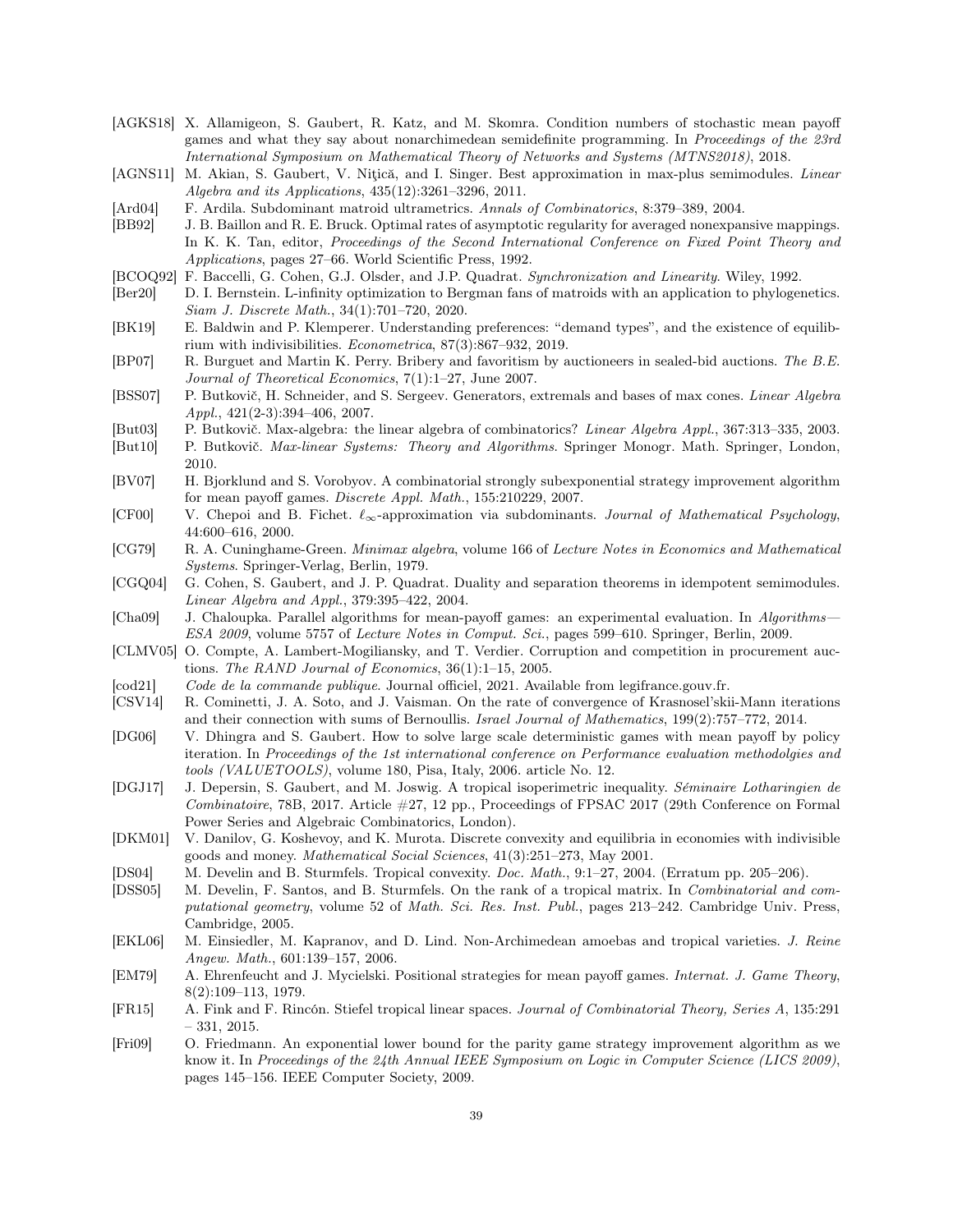[AGKS18] X. Allamigeon, S. Gaubert, R. Katz, and M. Skomra. Condition numbers of stochastic mean payoff games and what they say about nonarchimedean semidefinite programming. In *Proceedings of the 23rd International Symposium on Mathematical Theory of Networks and Systems (MTNS2018)*, 2018.

[AGNS11] M. Akian, S. Gaubert, V. Niţică, and I. Singer. Best approximation in max-plus semimodules. *Linear Algebra and its Applications*, 435(12):3261–3296, 2011.

[Ard04] F. Ardila. Subdominant matroid ultrametrics. *Annals of Combinatorics*, 8:379–389, 2004.

[BB92] J. B. Baillon and R. E. Bruck. Optimal rates of asymptotic regularity for averaged nonexpansive mappings. In K. K. Tan, editor, *Proceedings of the Second International Conference on Fixed Point Theory and Applications*, pages 27–66. World Scientific Press, 1992.

[BCOQ92] F. Baccelli, G. Cohen, G.J. Olsder, and J.P. Quadrat. *Synchronization and Linearity*. Wiley, 1992.

[Ber20] D. I. Bernstein. L-infinity optimization to Bergman fans of matroids with an application to phylogenetics. *Siam J. Discrete Math.*, 34(1):701–720, 2020.

[BK19] E. Baldwin and P. Klemperer. Understanding preferences: "demand types", and the existence of equilibrium with indivisibilities. *Econometrica*, 87(3):867–932, 2019.

[BP07] R. Burguet and Martin K. Perry. Bribery and favoritism by auctioneers in sealed-bid auctions. *The B.E. Journal of Theoretical Economics*, 7(1):1–27, June 2007.

[BSS07] P. Butkovič, H. Schneider, and S. Sergeev. Generators, extremals and bases of max cones. *Linear Algebra Appl.*, 421(2-3):394–406, 2007.

[But03] P. Butkovič. Max-algebra: the linear algebra of combinatorics? *Linear Algebra Appl.*, 367:313–335, 2003.

[But10] P. Butkovič. *Max-linear Systems: Theory and Algorithms*. Springer Monogr. Math. Springer, London, 2010.

[BV07] H. Bjorklund and S. Vorobyov. A combinatorial strongly subexponential strategy improvement algorithm for mean payoff games. *Discrete Appl. Math.*, 155:210229, 2007.

[CF00] V. Chepoi and B. Fichet. $\ell_\infty$-approximation via subdominants. *Journal of Mathematical Psychology*, 44:600–616, 2000.

[CG79] R. A. Cuninghame-Green. *Minimax algebra*, volume 166 of *Lecture Notes in Economics and Mathematical Systems*. Springer-Verlag, Berlin, 1979.

[CGQ04] G. Cohen, S. Gaubert, and J. P. Quadrat. Duality and separation theorems in idempotent semimodules. *Linear Algebra and Appl.*, 379:395–422, 2004.

[Cha09] J. Chaloupka. Parallel algorithms for mean-payoff games: an experimental evaluation. In *Algorithms—ESA 2009*, volume 5757 of *Lecture Notes in Comput. Sci.*, pages 599–610. Springer, Berlin, 2009.

[CLMV05] O. Compte, A. Lambert-Mogiliansky, and T. Verdier. Corruption and competition in procurement auctions. *The RAND Journal of Economics*, 36(1):1–15, 2005.

[cod21] *Code de la commande publique*. Journal officiel, 2021. Available from legifrance.gouv.fr.

[CSV14] R. Cominetti, J. A. Soto, and J. Vaisman. On the rate of convergence of Krasnosel'skii-Mann iterations and their connection with sums of Bernoullis. *Israel Journal of Mathematics*, 199(2):757–772, 2014.

[DG06] V. Dhingra and S. Gaubert. How to solve large scale deterministic games with mean payoff by policy iteration. In *Proceedings of the 1st international conference on Performance evaluation methodolgies and tools (VALUETOOLS)*, volume 180, Pisa, Italy, 2006. article No. 12.

[DGJ17] J. Depersin, S. Gaubert, and M. Joswig. A tropical isoperimetric inequality. *Séminaire Lotharingien de Combinatoire*, 78B, 2017. Article #27, 12 pp., Proceedings of FPSAC 2017 (29th Conference on Formal Power Series and Algebraic Combinatorics, London).

[DKM01] V. Danilov, G. Koshevoy, and K. Murota. Discrete convexity and equilibria in economies with indivisible goods and money. *Mathematical Social Sciences*, 41(3):251–273, May 2001.

[DS04] M. Develin and B. Sturmfels. Tropical convexity. *Doc. Math.*, 9:1–27, 2004. (Erratum pp. 205–206).

[DSS05] M. Develin, F. Santos, and B. Sturmfels. On the rank of a tropical matrix. In *Combinatorial and computational geometry*, volume 52 of *Math. Sci. Res. Inst. Publ.*, pages 213–242. Cambridge Univ. Press, Cambridge, 2005.

[EKL06] M. Einsiedler, M. Kapranov, and D. Lind. Non-Archimedean amoebas and tropical varieties. *J. Reine Angew. Math.*, 601:139–157, 2006.

[EM79] A. Ehrenfeucht and J. Mycielski. Positional strategies for mean payoff games. *Internat. J. Game Theory*, 8(2):109–113, 1979.

[FR15] A. Fink and F. Rincón. Stiefel tropical linear spaces. *Journal of Combinatorial Theory, Series A*, 135:291 – 331, 2015.

[Fri09] O. Friedmann. An exponential lower bound for the parity game strategy improvement algorithm as we know it. In *Proceedings of the 24th Annual IEEE Symposium on Logic in Computer Science (LICS 2009)*, pages 145–156. IEEE Computer Society, 2009.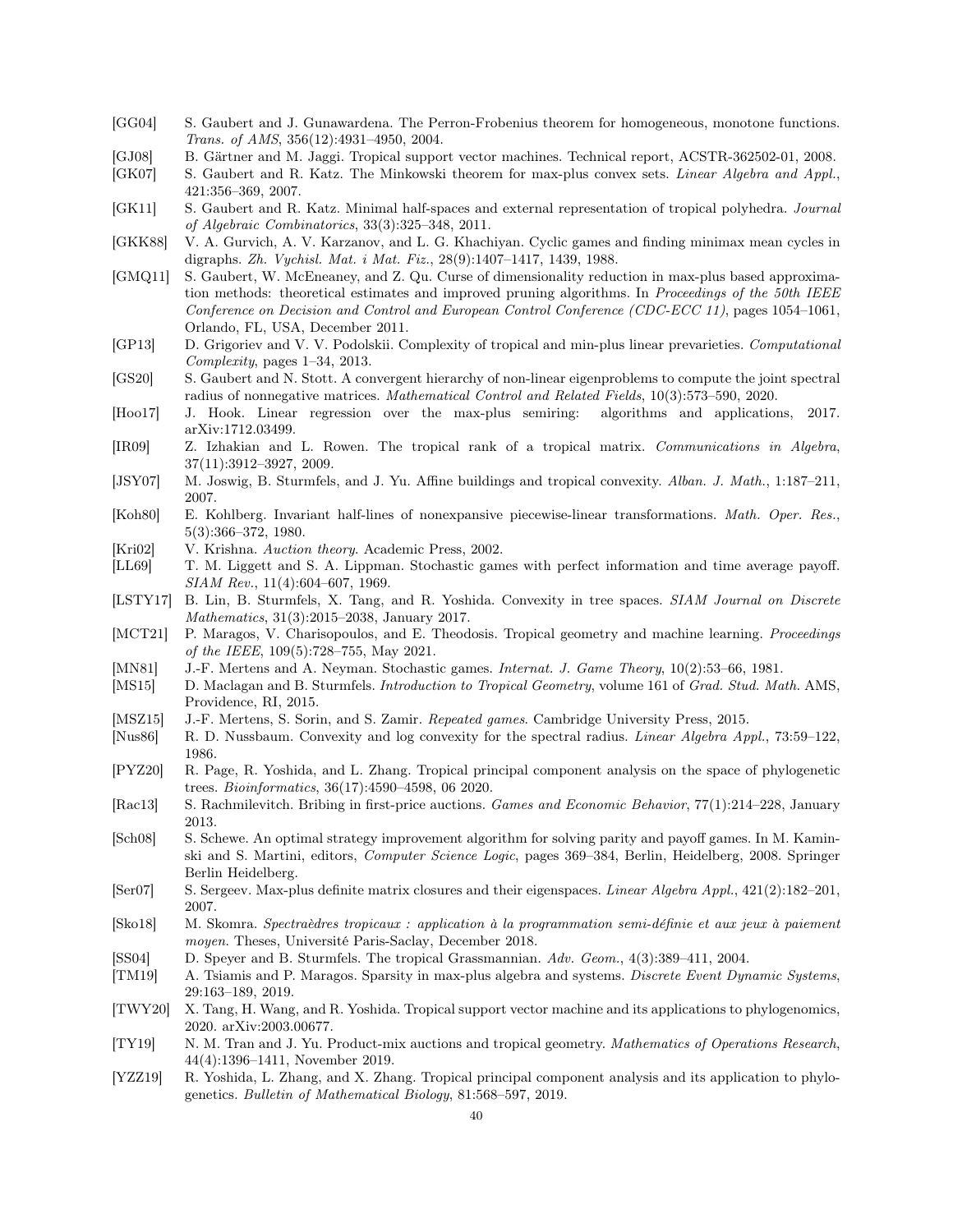[GG04] S. Gaubert and J. Gunawardena. The Perron-Frobenius theorem for homogeneous, monotone functions. *Trans. of AMS*, 356(12):4931–4950, 2004.

[GJ08] B. Gärtner and M. Jaggi. Tropical support vector machines. Technical report, ACSTR-362502-01, 2008.

[GK07] S. Gaubert and R. Katz. The Minkowski theorem for max-plus convex sets. *Linear Algebra and Appl.*, 421:356–369, 2007.

[GK11] S. Gaubert and R. Katz. Minimal half-spaces and external representation of tropical polyhedra. *Journal of Algebraic Combinatorics*, 33(3):325–348, 2011.

[GKK88] V. A. Gurvich, A. V. Karzanov, and L. G. Khachiyan. Cyclic games and finding minimax mean cycles in digraphs. *Zh. Vychisl. Mat. i Mat. Fiz.*, 28(9):1407–1417, 1439, 1988.

[GMQ11] S. Gaubert, W. McEneaney, and Z. Qu. Curse of dimensionality reduction in max-plus based approximation methods: theoretical estimates and improved pruning algorithms. In *Proceedings of the 50th IEEE Conference on Decision and Control and European Control Conference (CDC-ECC 11)*, pages 1054–1061, Orlando, FL, USA, December 2011.

[GP13] D. Grigoriev and V. V. Podolskii. Complexity of tropical and min-plus linear prevarieties. *Computational Complexity*, pages 1–34, 2013.

[GS20] S. Gaubert and N. Stott. A convergent hierarchy of non-linear eigenproblems to compute the joint spectral radius of nonnegative matrices. *Mathematical Control and Related Fields*, 10(3):573–590, 2020.

[Hoo17] J. Hook. Linear regression over the max-plus semiring: algorithms and applications, 2017. arXiv:1712.03499.

[IR09] Z. Izhakian and L. Rowen. The tropical rank of a tropical matrix. *Communications in Algebra*, 37(11):3912–3927, 2009.

[JSY07] M. Joswig, B. Sturmfels, and J. Yu. Affine buildings and tropical convexity. *Alban. J. Math.*, 1:187–211, 2007.

[Koh80] E. Kohlberg. Invariant half-lines of nonexpansive piecewise-linear transformations. *Math. Oper. Res.*, 5(3):366–372, 1980.

[Kri02] V. Krishna. *Auction theory*. Academic Press, 2002.

[LL69] T. M. Liggett and S. A. Lippman. Stochastic games with perfect information and time average payoff. *SIAM Rev.*, 11(4):604–607, 1969.

[LSTY17] B. Lin, B. Sturmfels, X. Tang, and R. Yoshida. Convexity in tree spaces. *SIAM Journal on Discrete Mathematics*, 31(3):2015–2038, January 2017.

[MCT21] P. Maragos, V. Charisopoulos, and E. Theodosis. Tropical geometry and machine learning. *Proceedings of the IEEE*, 109(5):728–755, May 2021.

[MN81] J.-F. Mertens and A. Neyman. Stochastic games. *Internat. J. Game Theory*, 10(2):53–66, 1981.

[MS15] D. Maclagan and B. Sturmfels. *Introduction to Tropical Geometry*, volume 161 of *Grad. Stud. Math.* AMS, Providence, RI, 2015.

[MSZ15] J.-F. Mertens, S. Sorin, and S. Zamir. *Repeated games*. Cambridge University Press, 2015.

[Nus86] R. D. Nussbaum. Convexity and log convexity for the spectral radius. *Linear Algebra Appl.*, 73:59–122, 1986.

[PYZ20] R. Page, R. Yoshida, and L. Zhang. Tropical principal component analysis on the space of phylogenetic trees. *Bioinformatics*, 36(17):4590–4598, 06 2020.

[Rac13] S. Rachmilevitch. Bribing in first-price auctions. *Games and Economic Behavior*, 77(1):214–228, January 2013.

[Sch08] S. Schewe. An optimal strategy improvement algorithm for solving parity and payoff games. In M. Kaminski and S. Martini, editors, *Computer Science Logic*, pages 369–384, Berlin, Heidelberg, 2008. Springer Berlin Heidelberg.

[Ser07] S. Sergeev. Max-plus definite matrix closures and their eigenspaces. *Linear Algebra Appl.*, 421(2):182–201, 2007.

[Sko18] M. Skomra. *Spectraèdres tropicaux : application à la programmation semi-définie et aux jeux à paiement moyen.* Theses, Université Paris-Saclay, December 2018.

[SS04] D. Speyer and B. Sturmfels. The tropical Grassmannian. *Adv. Geom.*, 4(3):389–411, 2004.

[TM19] A. Tsiamis and P. Maragos. Sparsity in max-plus algebra and systems. *Discrete Event Dynamic Systems*, 29:163–189, 2019.

[TWY20] X. Tang, H. Wang, and R. Yoshida. Tropical support vector machine and its applications to phylogenomics, 2020. arXiv:2003.00677.

[TY19] N. M. Tran and J. Yu. Product-mix auctions and tropical geometry. *Mathematics of Operations Research*, 44(4):1396–1411, November 2019.

[YZZ19] R. Yoshida, L. Zhang, and X. Zhang. Tropical principal component analysis and its application to phylogenetics. *Bulletin of Mathematical Biology*, 81:568–597, 2019.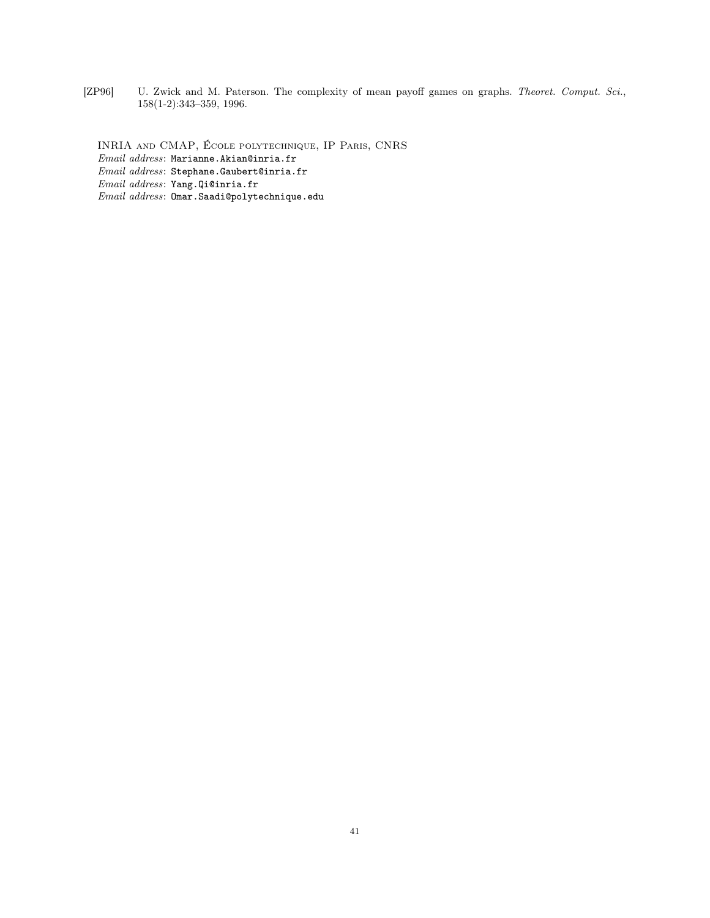[ZP96] U. Zwick and M. Paterson. The complexity of mean payoff games on graphs. *Theoret. Comput. Sci.*, 158(1-2):343–359, 1996.

INRIA and CMAP, École polytechnique, IP Paris, CNRS
*Email address*: `Marianne.Akian@inria.fr`
*Email address*: `Stephane.Gaubert@inria.fr`
*Email address*: `Yang.Qi@inria.fr`
*Email address*: `Omar.Saadi@polytechnique.edu`